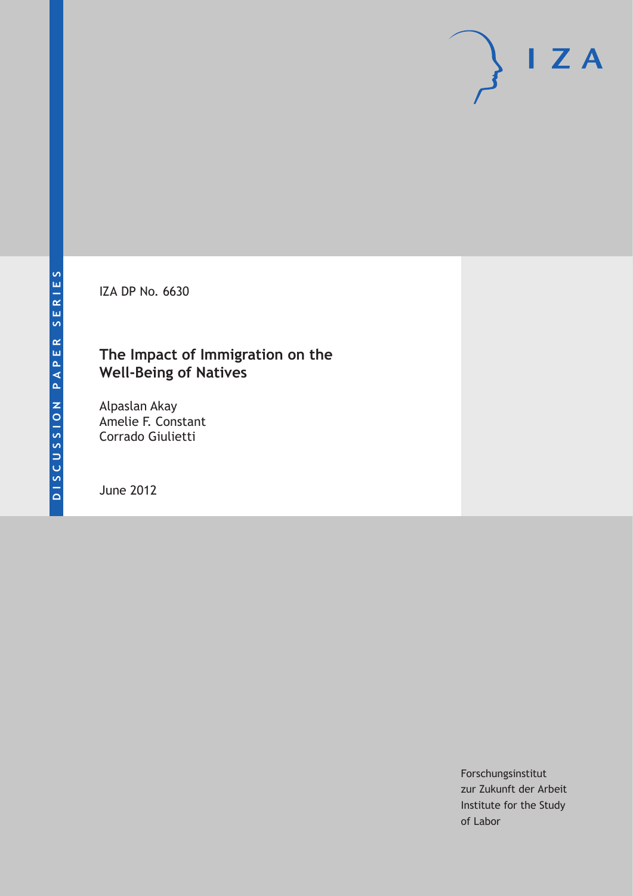DISCUSSION PAPER SERIES

IZA

IZA DP No. 6630

# The Impact of Immigration on the Well-Being of Natives

Alpaslan Akay
Amelie F. Constant
Corrado Giulietti

June 2012

Forschungsinstitut
zur Zukunft der Arbeit
Institute for the Study
of Labor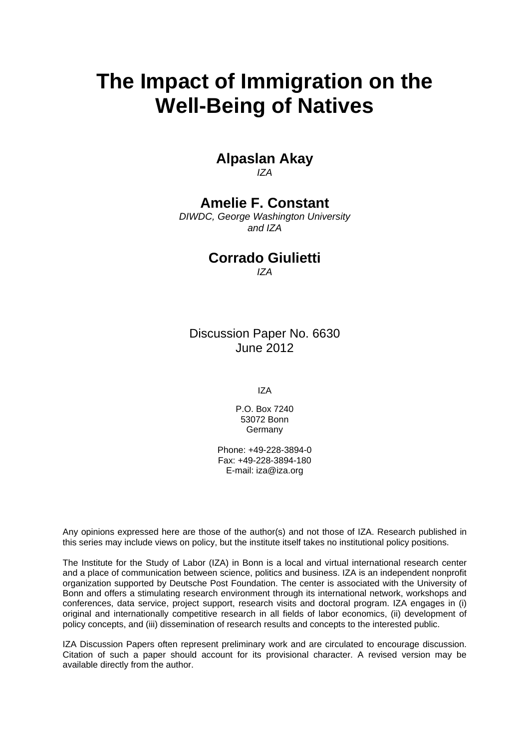# The Impact of Immigration on the Well-Being of Natives

**Alpaslan Akay**  
*IZA*

**Amelie F. Constant**  
*DIWDC, George Washington University and IZA*

**Corrado Giulietti**  
*IZA*

Discussion Paper No. 6630  
June 2012

IZA

P.O. Box 7240  
53072 Bonn  
Germany

Phone: +49-228-3894-0  
Fax: +49-228-3894-180  
E-mail: iza@iza.org

Any opinions expressed here are those of the author(s) and not those of IZA. Research published in this series may include views on policy, but the institute itself takes no institutional policy positions.

The Institute for the Study of Labor (IZA) in Bonn is a local and virtual international research center and a place of communication between science, politics and business. IZA is an independent nonprofit organization supported by Deutsche Post Foundation. The center is associated with the University of Bonn and offers a stimulating research environment through its international network, workshops and conferences, data service, project support, research visits and doctoral program. IZA engages in (i) original and internationally competitive research in all fields of labor economics, (ii) development of policy concepts, and (iii) dissemination of research results and concepts to the interested public.

IZA Discussion Papers often represent preliminary work and are circulated to encourage discussion. Citation of such a paper should account for its provisional character. A revised version may be available directly from the author.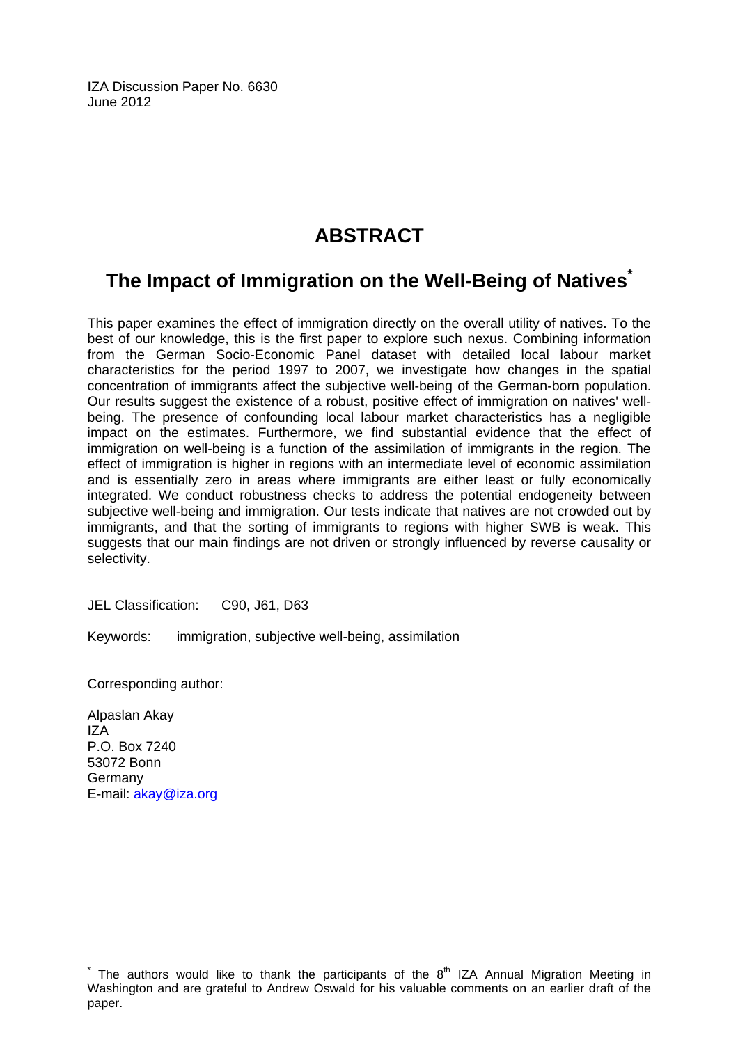IZA Discussion Paper No. 6630
June 2012

# ABSTRACT

## The Impact of Immigration on the Well-Being of Natives*

This paper examines the effect of immigration directly on the overall utility of natives. To the best of our knowledge, this is the first paper to explore such nexus. Combining information from the German Socio-Economic Panel dataset with detailed local labour market characteristics for the period 1997 to 2007, we investigate how changes in the spatial concentration of immigrants affect the subjective well-being of the German-born population. Our results suggest the existence of a robust, positive effect of immigration on natives' well-being. The presence of confounding local labour market characteristics has a negligible impact on the estimates. Furthermore, we find substantial evidence that the effect of immigration on well-being is a function of the assimilation of immigrants in the region. The effect of immigration is higher in regions with an intermediate level of economic assimilation and is essentially zero in areas where immigrants are either least or fully economically integrated. We conduct robustness checks to address the potential endogeneity between subjective well-being and immigration. Our tests indicate that natives are not crowded out by immigrants, and that the sorting of immigrants to regions with higher SWB is weak. This suggests that our main findings are not driven or strongly influenced by reverse causality or selectivity.

JEL Classification: C90, J61, D63

Keywords: immigration, subjective well-being, assimilation

Corresponding author:

Alpaslan Akay
IZA
P.O. Box 7240
53072 Bonn
Germany
E-mail: akay@iza.org

---

* The authors would like to thank the participants of the 8th IZA Annual Migration Meeting in Washington and are grateful to Andrew Oswald for his valuable comments on an earlier draft of the paper.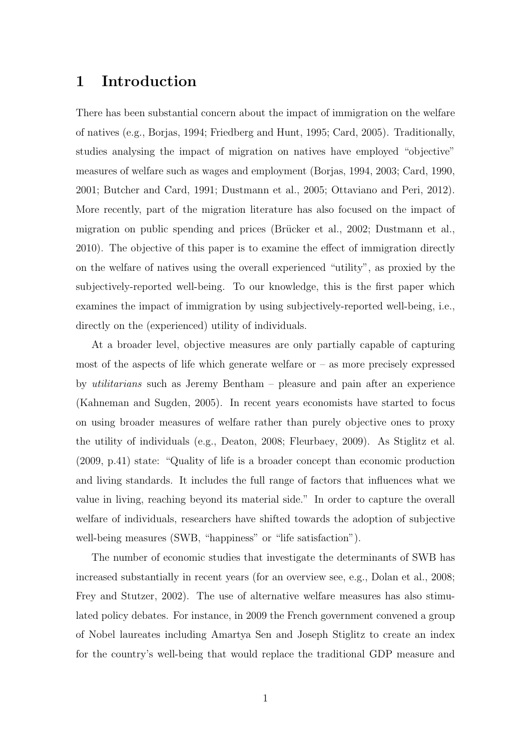# 1 Introduction

There has been substantial concern about the impact of immigration on the welfare of natives (e.g., Borjas, 1994; Friedberg and Hunt, 1995; Card, 2005). Traditionally, studies analysing the impact of migration on natives have employed "objective" measures of welfare such as wages and employment (Borjas, 1994, 2003; Card, 1990, 2001; Butcher and Card, 1991; Dustmann et al., 2005; Ottaviano and Peri, 2012). More recently, part of the migration literature has also focused on the impact of migration on public spending and prices (Brücker et al., 2002; Dustmann et al., 2010). The objective of this paper is to examine the effect of immigration directly on the welfare of natives using the overall experienced "utility", as proxied by the subjectively-reported well-being. To our knowledge, this is the first paper which examines the impact of immigration by using subjectively-reported well-being, i.e., directly on the (experienced) utility of individuals.

At a broader level, objective measures are only partially capable of capturing most of the aspects of life which generate welfare or – as more precisely expressed by *utilitarians* such as Jeremy Bentham – pleasure and pain after an experience (Kahneman and Sugden, 2005). In recent years economists have started to focus on using broader measures of welfare rather than purely objective ones to proxy the utility of individuals (e.g., Deaton, 2008; Fleurbaey, 2009). As Stiglitz et al. (2009, p.41) state: "Quality of life is a broader concept than economic production and living standards. It includes the full range of factors that influences what we value in living, reaching beyond its material side." In order to capture the overall welfare of individuals, researchers have shifted towards the adoption of subjective well-being measures (SWB, "happiness" or "life satisfaction").

The number of economic studies that investigate the determinants of SWB has increased substantially in recent years (for an overview see, e.g., Dolan et al., 2008; Frey and Stutzer, 2002). The use of alternative welfare measures has also stimulated policy debates. For instance, in 2009 the French government convened a group of Nobel laureates including Amartya Sen and Joseph Stiglitz to create an index for the country's well-being that would replace the traditional GDP measure and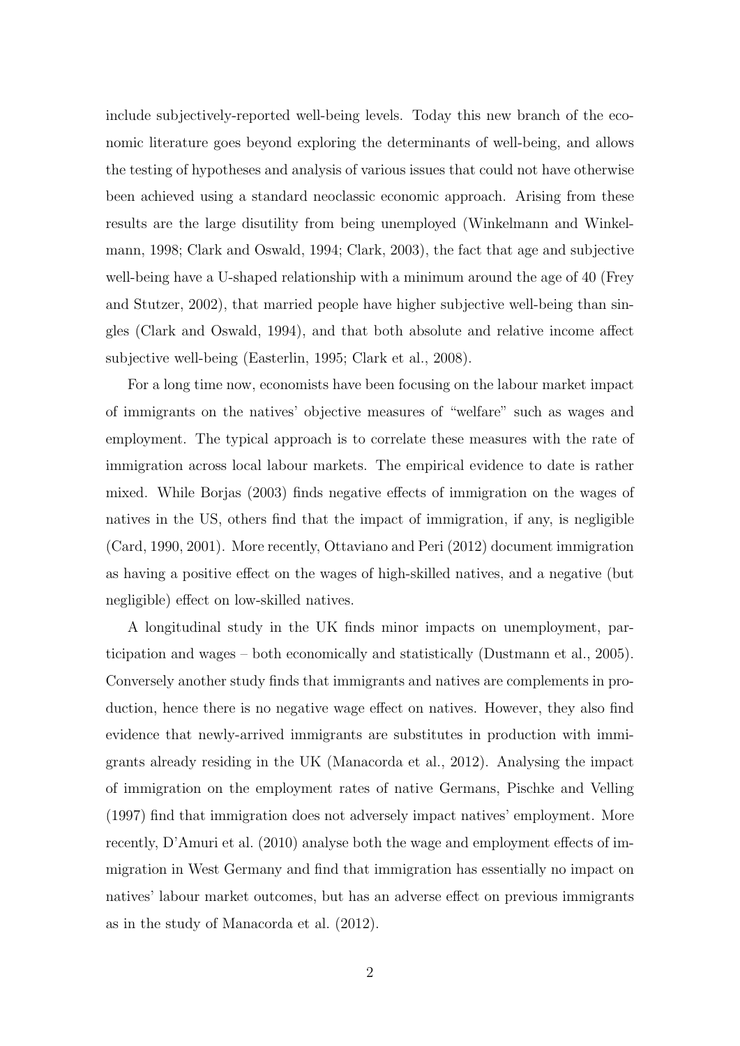include subjectively-reported well-being levels. Today this new branch of the economic literature goes beyond exploring the determinants of well-being, and allows the testing of hypotheses and analysis of various issues that could not have otherwise been achieved using a standard neoclassic economic approach. Arising from these results are the large disutility from being unemployed (Winkelmann and Winkelmann, 1998; Clark and Oswald, 1994; Clark, 2003), the fact that age and subjective well-being have a U-shaped relationship with a minimum around the age of 40 (Frey and Stutzer, 2002), that married people have higher subjective well-being than singles (Clark and Oswald, 1994), and that both absolute and relative income affect subjective well-being (Easterlin, 1995; Clark et al., 2008).

For a long time now, economists have been focusing on the labour market impact of immigrants on the natives' objective measures of "welfare" such as wages and employment. The typical approach is to correlate these measures with the rate of immigration across local labour markets. The empirical evidence to date is rather mixed. While Borjas (2003) finds negative effects of immigration on the wages of natives in the US, others find that the impact of immigration, if any, is negligible (Card, 1990, 2001). More recently, Ottaviano and Peri (2012) document immigration as having a positive effect on the wages of high-skilled natives, and a negative (but negligible) effect on low-skilled natives.

A longitudinal study in the UK finds minor impacts on unemployment, participation and wages – both economically and statistically (Dustmann et al., 2005). Conversely another study finds that immigrants and natives are complements in production, hence there is no negative wage effect on natives. However, they also find evidence that newly-arrived immigrants are substitutes in production with immigrants already residing in the UK (Manacorda et al., 2012). Analysing the impact of immigration on the employment rates of native Germans, Pischke and Velling (1997) find that immigration does not adversely impact natives' employment. More recently, D'Amuri et al. (2010) analyse both the wage and employment effects of immigration in West Germany and find that immigration has essentially no impact on natives' labour market outcomes, but has an adverse effect on previous immigrants as in the study of Manacorda et al. (2012).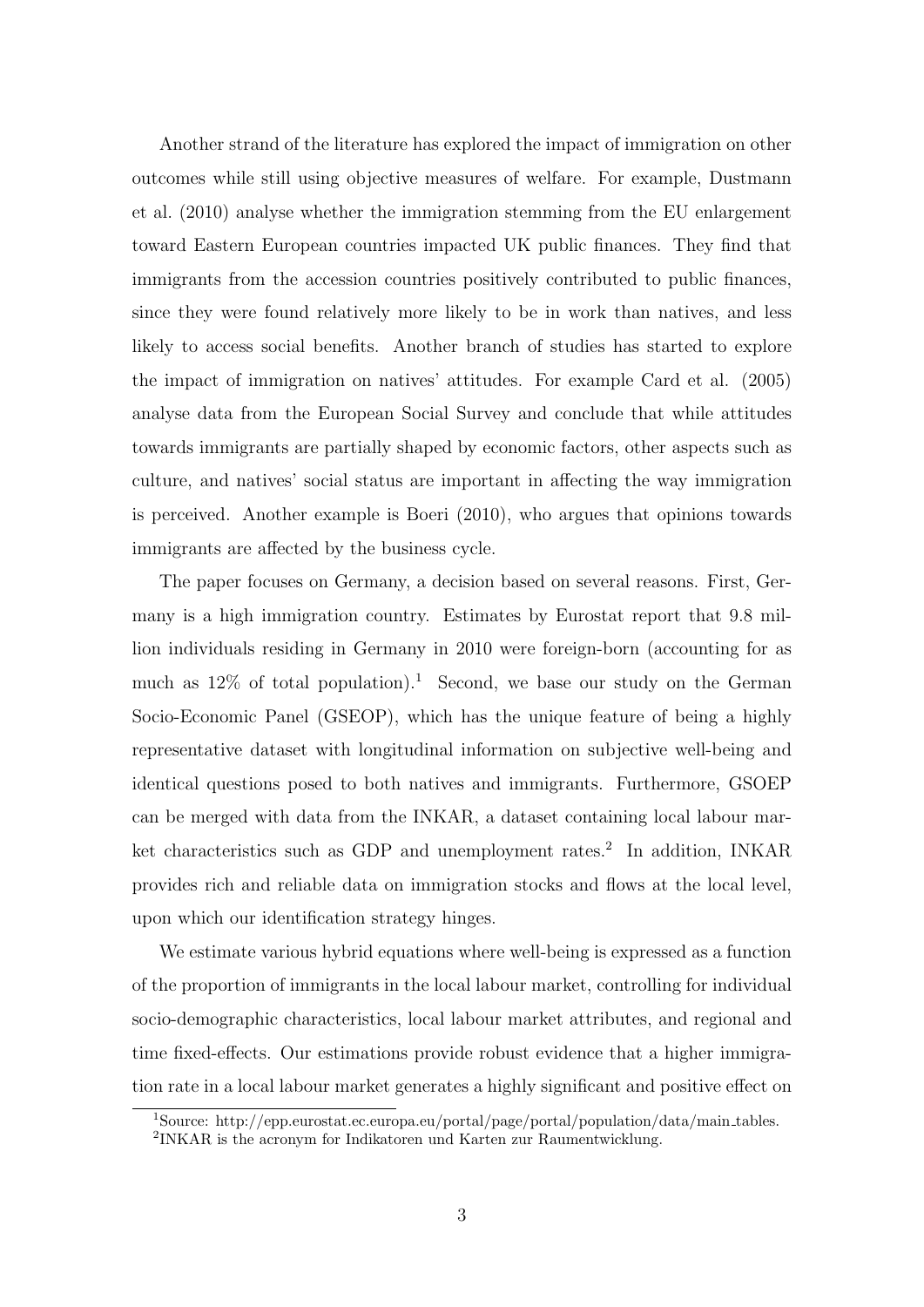Another strand of the literature has explored the impact of immigration on other outcomes while still using objective measures of welfare. For example, Dustmann et al. (2010) analyse whether the immigration stemming from the EU enlargement toward Eastern European countries impacted UK public finances. They find that immigrants from the accession countries positively contributed to public finances, since they were found relatively more likely to be in work than natives, and less likely to access social benefits. Another branch of studies has started to explore the impact of immigration on natives' attitudes. For example Card et al. (2005) analyse data from the European Social Survey and conclude that while attitudes towards immigrants are partially shaped by economic factors, other aspects such as culture, and natives' social status are important in affecting the way immigration is perceived. Another example is Boeri (2010), who argues that opinions towards immigrants are affected by the business cycle.

The paper focuses on Germany, a decision based on several reasons. First, Germany is a high immigration country. Estimates by Eurostat report that 9.8 million individuals residing in Germany in 2010 were foreign-born (accounting for as much as 12% of total population).[1] Second, we base our study on the German Socio-Economic Panel (GSEOP), which has the unique feature of being a highly representative dataset with longitudinal information on subjective well-being and identical questions posed to both natives and immigrants. Furthermore, GSOEP can be merged with data from the INKAR, a dataset containing local labour market characteristics such as GDP and unemployment rates.[2] In addition, INKAR provides rich and reliable data on immigration stocks and flows at the local level, upon which our identification strategy hinges.

We estimate various hybrid equations where well-being is expressed as a function of the proportion of immigrants in the local labour market, controlling for individual socio-demographic characteristics, local labour market attributes, and regional and time fixed-effects. Our estimations provide robust evidence that a higher immigration rate in a local labour market generates a highly significant and positive effect on

[1] Source: http://epp.eurostat.ec.europa.eu/portal/page/portal/population/data/main_tables.

[2] INKAR is the acronym for Indikatoren und Karten zur Raumentwicklung.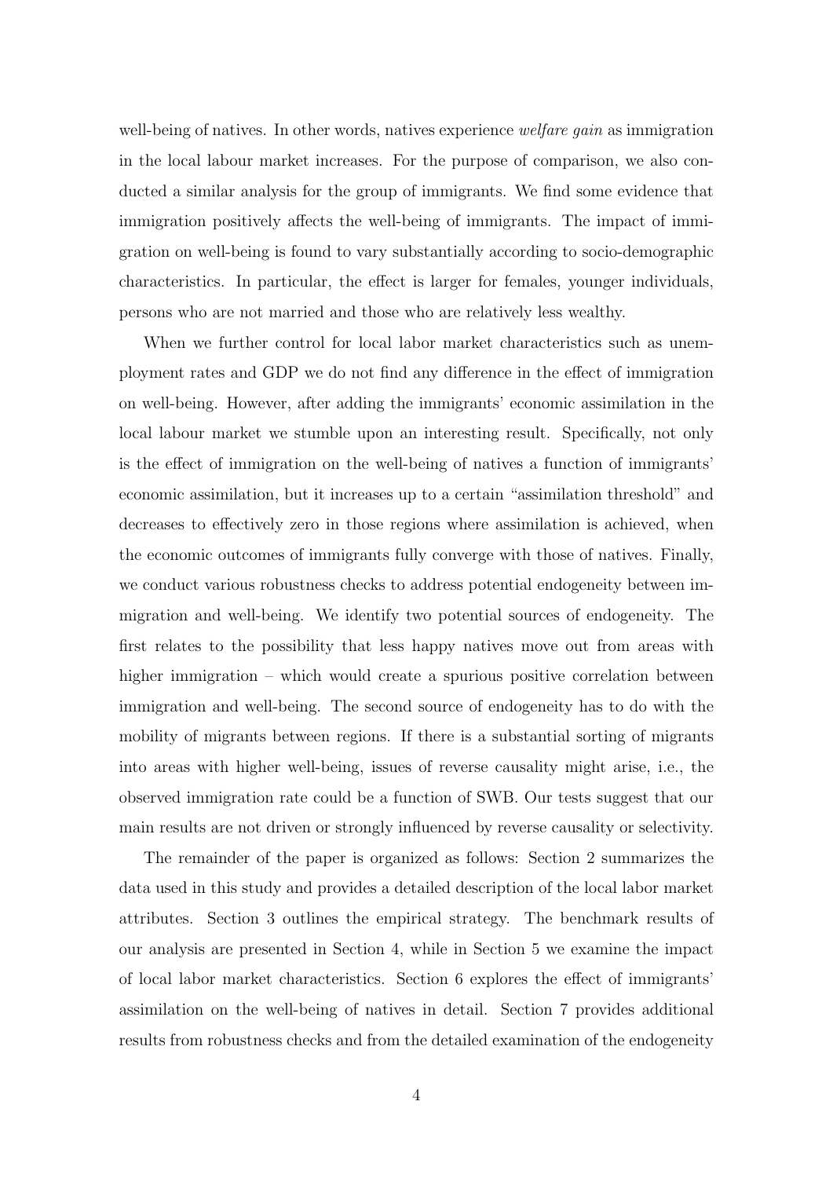well-being of natives. In other words, natives experience *welfare gain* as immigration in the local labour market increases. For the purpose of comparison, we also conducted a similar analysis for the group of immigrants. We find some evidence that immigration positively affects the well-being of immigrants. The impact of immigration on well-being is found to vary substantially according to socio-demographic characteristics. In particular, the effect is larger for females, younger individuals, persons who are not married and those who are relatively less wealthy.

When we further control for local labor market characteristics such as unemployment rates and GDP we do not find any difference in the effect of immigration on well-being. However, after adding the immigrants' economic assimilation in the local labour market we stumble upon an interesting result. Specifically, not only is the effect of immigration on the well-being of natives a function of immigrants' economic assimilation, but it increases up to a certain "assimilation threshold" and decreases to effectively zero in those regions where assimilation is achieved, when the economic outcomes of immigrants fully converge with those of natives. Finally, we conduct various robustness checks to address potential endogeneity between immigration and well-being. We identify two potential sources of endogeneity. The first relates to the possibility that less happy natives move out from areas with higher immigration – which would create a spurious positive correlation between immigration and well-being. The second source of endogeneity has to do with the mobility of migrants between regions. If there is a substantial sorting of migrants into areas with higher well-being, issues of reverse causality might arise, i.e., the observed immigration rate could be a function of SWB. Our tests suggest that our main results are not driven or strongly influenced by reverse causality or selectivity.

The remainder of the paper is organized as follows: Section 2 summarizes the data used in this study and provides a detailed description of the local labor market attributes. Section 3 outlines the empirical strategy. The benchmark results of our analysis are presented in Section 4, while in Section 5 we examine the impact of local labor market characteristics. Section 6 explores the effect of immigrants' assimilation on the well-being of natives in detail. Section 7 provides additional results from robustness checks and from the detailed examination of the endogeneity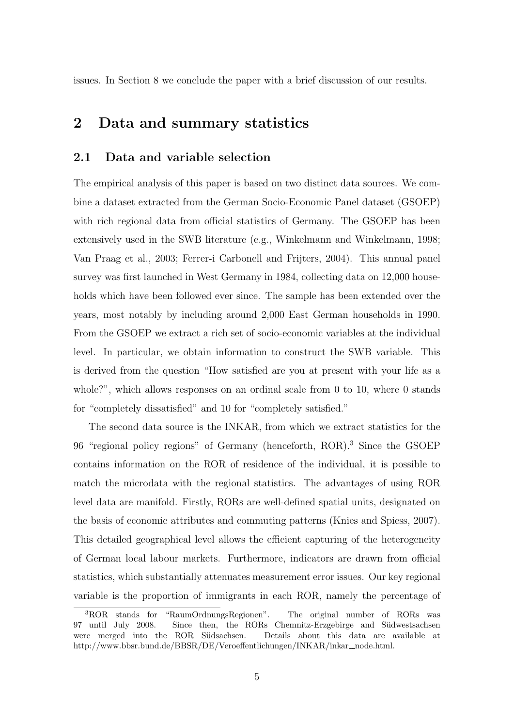issues. In Section 8 we conclude the paper with a brief discussion of our results.

## 2 Data and summary statistics

### 2.1 Data and variable selection

The empirical analysis of this paper is based on two distinct data sources. We combine a dataset extracted from the German Socio-Economic Panel dataset (GSOEP) with rich regional data from official statistics of Germany. The GSOEP has been extensively used in the SWB literature (e.g., Winkelmann and Winkelmann, 1998; Van Praag et al., 2003; Ferrer-i Carbonell and Frijters, 2004). This annual panel survey was first launched in West Germany in 1984, collecting data on 12,000 households which have been followed ever since. The sample has been extended over the years, most notably by including around 2,000 East German households in 1990. From the GSOEP we extract a rich set of socio-economic variables at the individual level. In particular, we obtain information to construct the SWB variable. This is derived from the question "How satisfied are you at present with your life as a whole?", which allows responses on an ordinal scale from 0 to 10, where 0 stands for "completely dissatisfied" and 10 for "completely satisfied."

The second data source is the INKAR, from which we extract statistics for the 96 "regional policy regions" of Germany (henceforth, ROR).[3] Since the GSOEP contains information on the ROR of residence of the individual, it is possible to match the microdata with the regional statistics. The advantages of using ROR level data are manifold. Firstly, RORs are well-defined spatial units, designated on the basis of economic attributes and commuting patterns (Knies and Spiess, 2007). This detailed geographical level allows the efficient capturing of the heterogeneity of German local labour markets. Furthermore, indicators are drawn from official statistics, which substantially attenuates measurement error issues. Our key regional variable is the proportion of immigrants in each ROR, namely the percentage of

[3] ROR stands for "RaumOrdnungsRegionen". The original number of RORs was 97 until July 2008. Since then, the RORs Chemnitz-Erzgebirge and Südwestsachsen were merged into the ROR Südsachsen. Details about this data are available at http://www.bbsr.bund.de/BBSR/DE/Veroeffentlichungen/INKAR/inkar_node.html.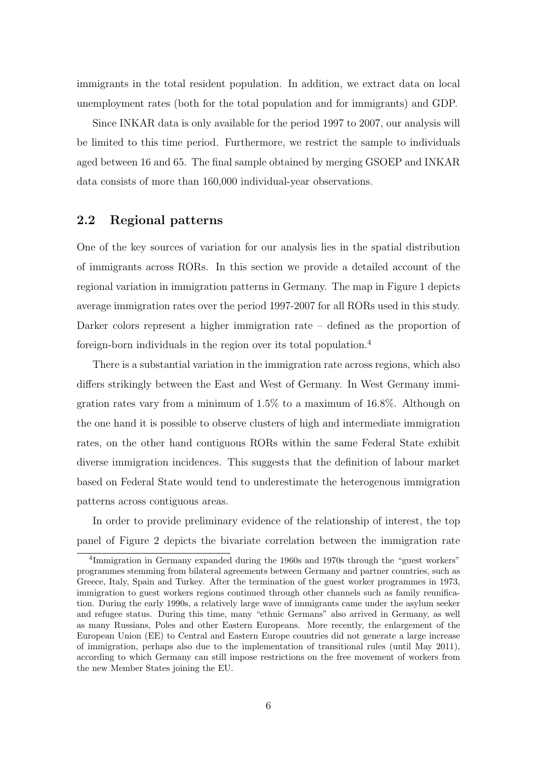immigrants in the total resident population. In addition, we extract data on local unemployment rates (both for the total population and for immigrants) and GDP.

Since INKAR data is only available for the period 1997 to 2007, our analysis will be limited to this time period. Furthermore, we restrict the sample to individuals aged between 16 and 65. The final sample obtained by merging GSOEP and INKAR data consists of more than 160,000 individual-year observations.

## 2.2 Regional patterns

One of the key sources of variation for our analysis lies in the spatial distribution of immigrants across RORs. In this section we provide a detailed account of the regional variation in immigration patterns in Germany. The map in Figure 1 depicts average immigration rates over the period 1997-2007 for all RORs used in this study. Darker colors represent a higher immigration rate – defined as the proportion of foreign-born individuals in the region over its total population.[4]

There is a substantial variation in the immigration rate across regions, which also differs strikingly between the East and West of Germany. In West Germany immigration rates vary from a minimum of 1.5% to a maximum of 16.8%. Although on the one hand it is possible to observe clusters of high and intermediate immigration rates, on the other hand contiguous RORs within the same Federal State exhibit diverse immigration incidences. This suggests that the definition of labour market based on Federal State would tend to underestimate the heterogenous immigration patterns across contiguous areas.

In order to provide preliminary evidence of the relationship of interest, the top panel of Figure 2 depicts the bivariate correlation between the immigration rate

[4] Immigration in Germany expanded during the 1960s and 1970s through the "guest workers" programmes stemming from bilateral agreements between Germany and partner countries, such as Greece, Italy, Spain and Turkey. After the termination of the guest worker programmes in 1973, immigration to guest workers regions continued through other channels such as family reunification. During the early 1990s, a relatively large wave of immigrants came under the asylum seeker and refugee status. During this time, many "ethnic Germans" also arrived in Germany, as well as many Russians, Poles and other Eastern Europeans. More recently, the enlargement of the European Union (EE) to Central and Eastern Europe countries did not generate a large increase of immigration, perhaps also due to the implementation of transitional rules (until May 2011), according to which Germany can still impose restrictions on the free movement of workers from the new Member States joining the EU.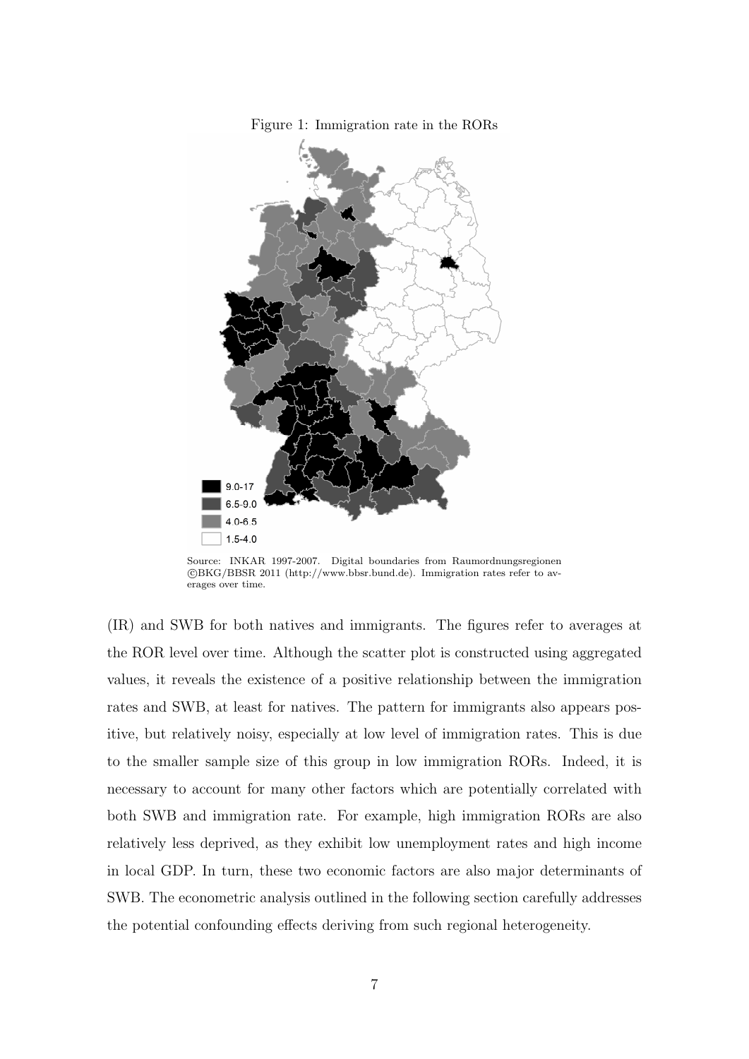Figure 1: Immigration rate in the RORs

Source: INKAR 1997-2007. Digital boundaries from Raumordnungsregionen ©BKG/BBSR 2011 (http://www.bbsr.bund.de). Immigration rates refer to averages over time.

(IR) and SWB for both natives and immigrants. The figures refer to averages at the ROR level over time. Although the scatter plot is constructed using aggregated values, it reveals the existence of a positive relationship between the immigration rates and SWB, at least for natives. The pattern for immigrants also appears positive, but relatively noisy, especially at low level of immigration rates. This is due to the smaller sample size of this group in low immigration RORs. Indeed, it is necessary to account for many other factors which are potentially correlated with both SWB and immigration rate. For example, high immigration RORs are also relatively less deprived, as they exhibit low unemployment rates and high income in local GDP. In turn, these two economic factors are also major determinants of SWB. The econometric analysis outlined in the following section carefully addresses the potential confounding effects deriving from such regional heterogeneity.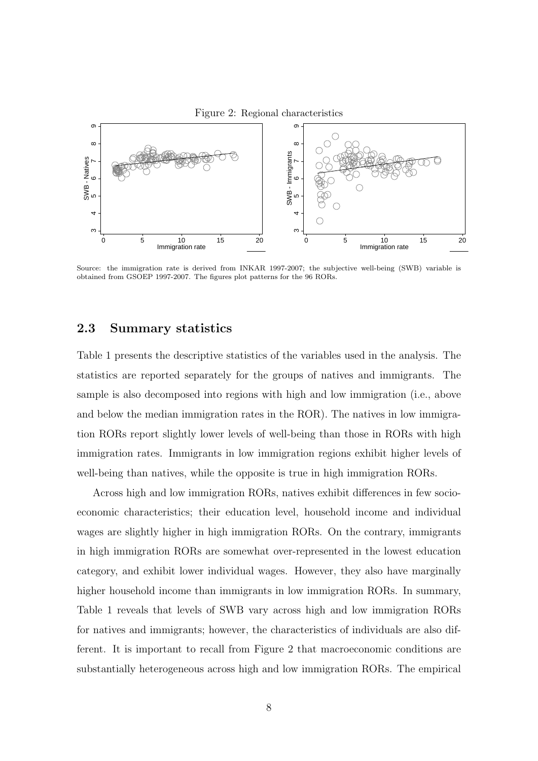Figure 2: Regional characteristics

Source: the immigration rate is derived from INKAR 1997-2007; the subjective well-being (SWB) variable is obtained from GSOEP 1997-2007. The figures plot patterns for the 96 RORs.

### 2.3 Summary statistics

Table 1 presents the descriptive statistics of the variables used in the analysis. The statistics are reported separately for the groups of natives and immigrants. The sample is also decomposed into regions with high and low immigration (i.e., above and below the median immigration rates in the ROR). The natives in low immigration RORs report slightly lower levels of well-being than those in RORs with high immigration rates. Immigrants in low immigration regions exhibit higher levels of well-being than natives, while the opposite is true in high immigration RORs.

Across high and low immigration RORs, natives exhibit differences in few socio-economic characteristics; their education level, household income and individual wages are slightly higher in high immigration RORs. On the contrary, immigrants in high immigration RORs are somewhat over-represented in the lowest education category, and exhibit lower individual wages. However, they also have marginally higher household income than immigrants in low immigration RORs. In summary, Table 1 reveals that levels of SWB vary across high and low immigration RORs for natives and immigrants; however, the characteristics of individuals are also different. It is important to recall from Figure 2 that macroeconomic conditions are substantially heterogeneous across high and low immigration RORs. The empirical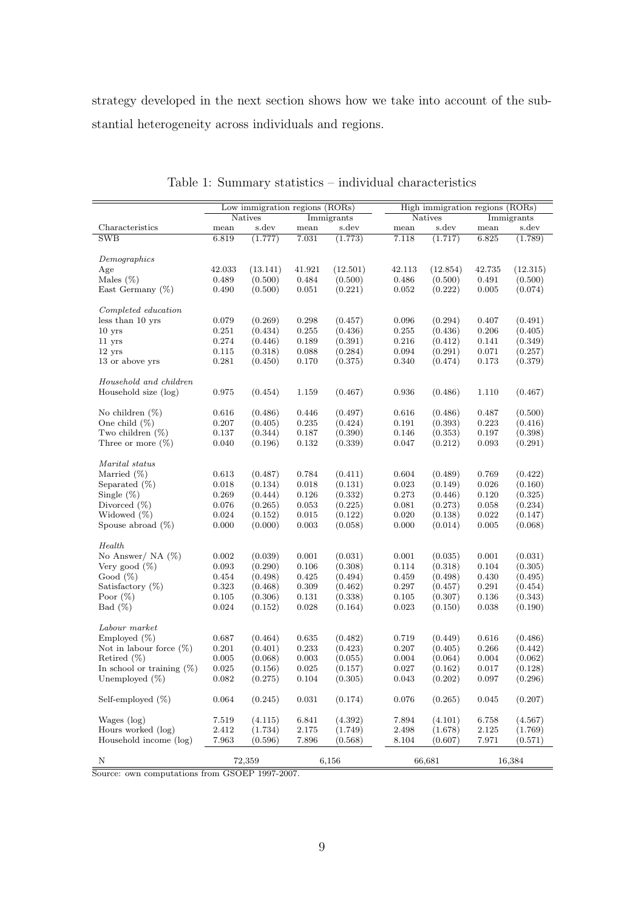strategy developed in the next section shows how we take into account of the substantial heterogeneity across individuals and regions.

Table 1: Summary statistics – individual characteristics

| | Low immigration regions (RORs) | | | | High immigration regions (RORs) | | | |
|---|---|---|---|---|---|---|---|---|
| | Natives | | Immigrants | | Natives | | Immigrants | |
| Characteristics | mean | s.dev | mean | s.dev | mean | s.dev | mean | s.dev |
| SWB | 6.819 | (1.777) | 7.031 | (1.773) | 7.118 | (1.717) | 6.825 | (1.789) |
| *Demographics* | | | | | | | | |
| Age | 42.033 | (13.141) | 41.921 | (12.501) | 42.113 | (12.854) | 42.735 | (12.315) |
| Males (%) | 0.489 | (0.500) | 0.484 | (0.500) | 0.486 | (0.500) | 0.491 | (0.500) |
| East Germany (%) | 0.490 | (0.500) | 0.051 | (0.221) | 0.052 | (0.222) | 0.005 | (0.074) |
| *Completed education* | | | | | | | | |
| less than 10 yrs | 0.079 | (0.269) | 0.298 | (0.457) | 0.096 | (0.294) | 0.407 | (0.491) |
| 10 yrs | 0.251 | (0.434) | 0.255 | (0.436) | 0.255 | (0.436) | 0.206 | (0.405) |
| 11 yrs | 0.274 | (0.446) | 0.189 | (0.391) | 0.216 | (0.412) | 0.141 | (0.349) |
| 12 yrs | 0.115 | (0.318) | 0.088 | (0.284) | 0.094 | (0.291) | 0.071 | (0.257) |
| 13 or above yrs | 0.281 | (0.450) | 0.170 | (0.375) | 0.340 | (0.474) | 0.173 | (0.379) |
| *Household and children* | | | | | | | | |
| Household size (log) | 0.975 | (0.454) | 1.159 | (0.467) | 0.936 | (0.486) | 1.110 | (0.467) |
| No children (%) | 0.616 | (0.486) | 0.446 | (0.497) | 0.616 | (0.486) | 0.487 | (0.500) |
| One child (%) | 0.207 | (0.405) | 0.235 | (0.424) | 0.191 | (0.393) | 0.223 | (0.416) |
| Two children (%) | 0.137 | (0.344) | 0.187 | (0.390) | 0.146 | (0.353) | 0.197 | (0.398) |
| Three or more (%) | 0.040 | (0.196) | 0.132 | (0.339) | 0.047 | (0.212) | 0.093 | (0.291) |
| *Marital status* | | | | | | | | |
| Married (%) | 0.613 | (0.487) | 0.784 | (0.411) | 0.604 | (0.489) | 0.769 | (0.422) |
| Separated (%) | 0.018 | (0.134) | 0.018 | (0.131) | 0.023 | (0.149) | 0.026 | (0.160) |
| Single (%) | 0.269 | (0.444) | 0.126 | (0.332) | 0.273 | (0.446) | 0.120 | (0.325) |
| Divorced (%) | 0.076 | (0.265) | 0.053 | (0.225) | 0.081 | (0.273) | 0.058 | (0.234) |
| Widowed (%) | 0.024 | (0.152) | 0.015 | (0.122) | 0.020 | (0.138) | 0.022 | (0.147) |
| Spouse abroad (%) | 0.000 | (0.000) | 0.003 | (0.058) | 0.000 | (0.014) | 0.005 | (0.068) |
| *Health* | | | | | | | | |
| No Answer/ NA (%) | 0.002 | (0.039) | 0.001 | (0.031) | 0.001 | (0.035) | 0.001 | (0.031) |
| Very good (%) | 0.093 | (0.290) | 0.106 | (0.308) | 0.114 | (0.318) | 0.104 | (0.305) |
| Good (%) | 0.454 | (0.498) | 0.425 | (0.494) | 0.459 | (0.498) | 0.430 | (0.495) |
| Satisfactory (%) | 0.323 | (0.468) | 0.309 | (0.462) | 0.297 | (0.457) | 0.291 | (0.454) |
| Poor (%) | 0.105 | (0.306) | 0.131 | (0.338) | 0.105 | (0.307) | 0.136 | (0.343) |
| Bad (%) | 0.024 | (0.152) | 0.028 | (0.164) | 0.023 | (0.150) | 0.038 | (0.190) |
| *Labour market* | | | | | | | | |
| Employed (%) | 0.687 | (0.464) | 0.635 | (0.482) | 0.719 | (0.449) | 0.616 | (0.486) |
| Not in labour force (%) | 0.201 | (0.401) | 0.233 | (0.423) | 0.207 | (0.405) | 0.266 | (0.442) |
| Retired (%) | 0.005 | (0.068) | 0.003 | (0.055) | 0.004 | (0.064) | 0.004 | (0.062) |
| In school or training (%) | 0.025 | (0.156) | 0.025 | (0.157) | 0.027 | (0.162) | 0.017 | (0.128) |
| Unemployed (%) | 0.082 | (0.275) | 0.104 | (0.305) | 0.043 | (0.202) | 0.097 | (0.296) |
| Self-employed (%) | 0.064 | (0.245) | 0.031 | (0.174) | 0.076 | (0.265) | 0.045 | (0.207) |
| Wages (log) | 7.519 | (4.115) | 6.841 | (4.392) | 7.894 | (4.101) | 6.758 | (4.567) |
| Hours worked (log) | 2.412 | (1.734) | 2.175 | (1.749) | 2.498 | (1.678) | 2.125 | (1.769) |
| Household income (log) | 7.963 | (0.596) | 7.896 | (0.568) | 8.104 | (0.607) | 7.971 | (0.571) |
| N | 72,359 | | 6,156 | | 66,681 | | 16,384 | |

Source: own computations from GSOEP 1997-2007.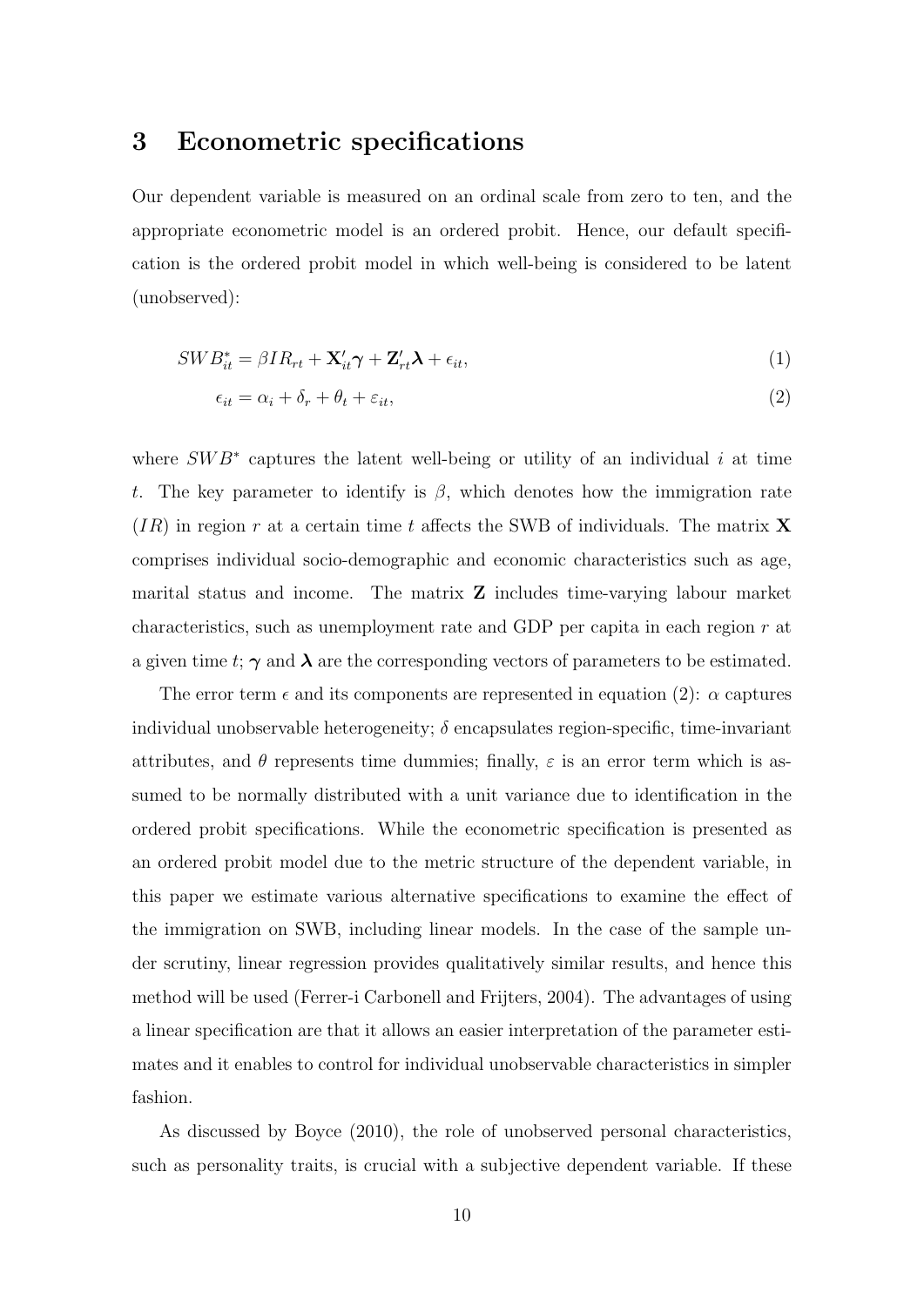## 3 Econometric specifications

Our dependent variable is measured on an ordinal scale from zero to ten, and the appropriate econometric model is an ordered probit. Hence, our default specification is the ordered probit model in which well-being is considered to be latent (unobserved):

$$SWB^{*}_{it} = \beta IR_{rt} + \mathbf{X}'_{it}\boldsymbol{\gamma} + \mathbf{Z}'_{rt}\boldsymbol{\lambda} + \epsilon_{it}, \tag{1}$$

$$\epsilon_{it} = \alpha_i + \delta_r + \theta_t + \varepsilon_{it}, \tag{2}$$

where $SWB^{*}$ captures the latent well-being or utility of an individual $i$ at time $t$. The key parameter to identify is $\beta$, which denotes how the immigration rate ($IR$) in region $r$ at a certain time $t$ affects the SWB of individuals. The matrix $\mathbf{X}$ comprises individual socio-demographic and economic characteristics such as age, marital status and income. The matrix $\mathbf{Z}$ includes time-varying labour market characteristics, such as unemployment rate and GDP per capita in each region $r$ at a given time $t$; $\boldsymbol{\gamma}$ and $\boldsymbol{\lambda}$ are the corresponding vectors of parameters to be estimated.

The error term $\epsilon$ and its components are represented in equation (2): $\alpha$ captures individual unobservable heterogeneity; $\delta$ encapsulates region-specific, time-invariant attributes, and $\theta$ represents time dummies; finally, $\varepsilon$ is an error term which is assumed to be normally distributed with a unit variance due to identification in the ordered probit specifications. While the econometric specification is presented as an ordered probit model due to the metric structure of the dependent variable, in this paper we estimate various alternative specifications to examine the effect of the immigration on SWB, including linear models. In the case of the sample under scrutiny, linear regression provides qualitatively similar results, and hence this method will be used (Ferrer-i Carbonell and Frijters, 2004). The advantages of using a linear specification are that it allows an easier interpretation of the parameter estimates and it enables to control for individual unobservable characteristics in simpler fashion.

As discussed by Boyce (2010), the role of unobserved personal characteristics, such as personality traits, is crucial with a subjective dependent variable. If these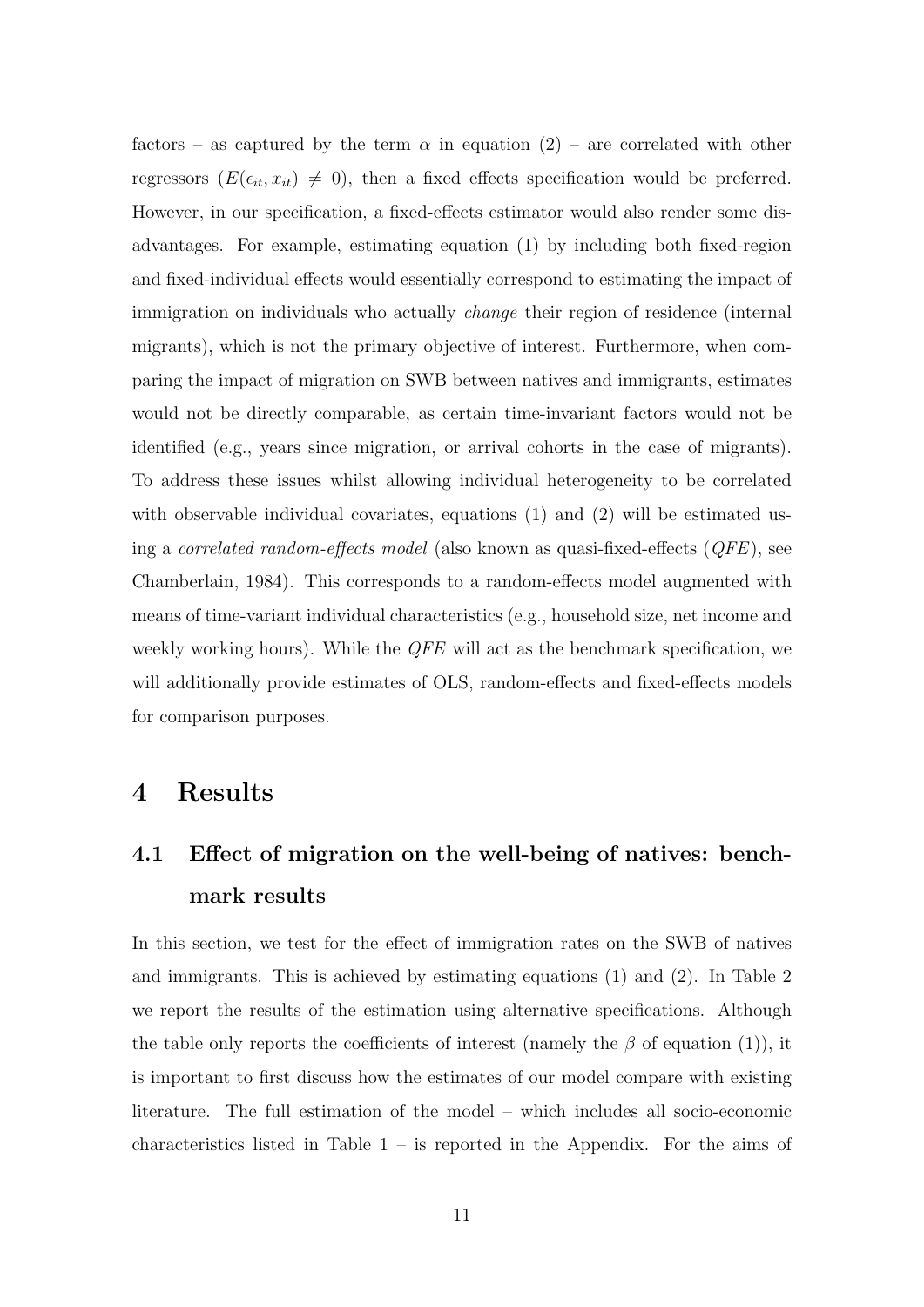factors – as captured by the term $\alpha$ in equation (2) – are correlated with other regressors ($E(\epsilon_{it}, x_{it}) \neq 0$), then a fixed effects specification would be preferred. However, in our specification, a fixed-effects estimator would also render some disadvantages. For example, estimating equation (1) by including both fixed-region and fixed-individual effects would essentially correspond to estimating the impact of immigration on individuals who actually *change* their region of residence (internal migrants), which is not the primary objective of interest. Furthermore, when comparing the impact of migration on SWB between natives and immigrants, estimates would not be directly comparable, as certain time-invariant factors would not be identified (e.g., years since migration, or arrival cohorts in the case of migrants). To address these issues whilst allowing individual heterogeneity to be correlated with observable individual covariates, equations (1) and (2) will be estimated using a *correlated random-effects model* (also known as quasi-fixed-effects (*QFE*), see Chamberlain, 1984). This corresponds to a random-effects model augmented with means of time-variant individual characteristics (e.g., household size, net income and weekly working hours). While the *QFE* will act as the benchmark specification, we will additionally provide estimates of OLS, random-effects and fixed-effects models for comparison purposes.

# 4 Results

## 4.1 Effect of migration on the well-being of natives: benchmark results

In this section, we test for the effect of immigration rates on the SWB of natives and immigrants. This is achieved by estimating equations (1) and (2). In Table 2 we report the results of the estimation using alternative specifications. Although the table only reports the coefficients of interest (namely the $\beta$ of equation (1)), it is important to first discuss how the estimates of our model compare with existing literature. The full estimation of the model – which includes all socio-economic characteristics listed in Table 1 – is reported in the Appendix. For the aims of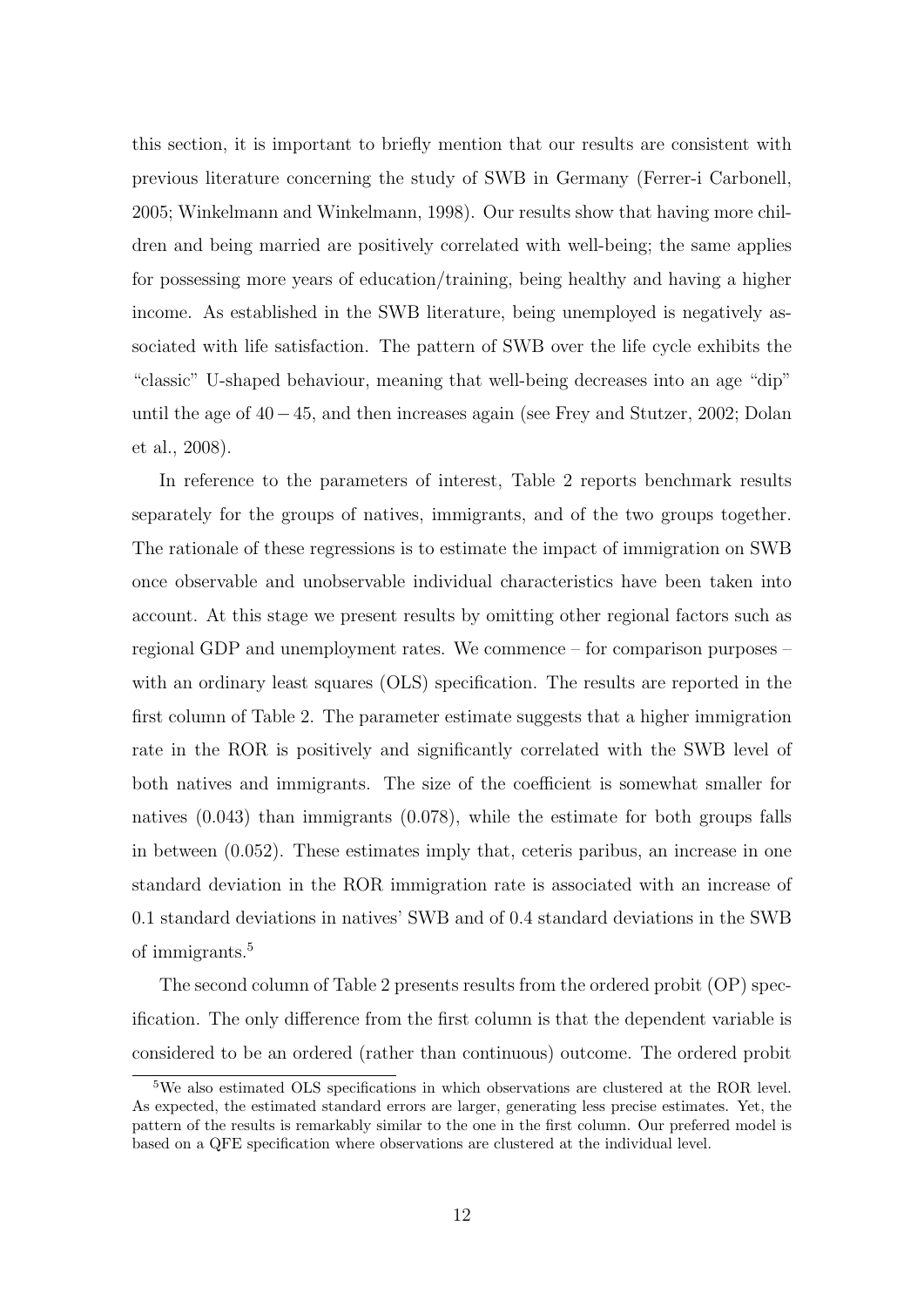this section, it is important to briefly mention that our results are consistent with previous literature concerning the study of SWB in Germany (Ferrer-i Carbonell, 2005; Winkelmann and Winkelmann, 1998). Our results show that having more children and being married are positively correlated with well-being; the same applies for possessing more years of education/training, being healthy and having a higher income. As established in the SWB literature, being unemployed is negatively associated with life satisfaction. The pattern of SWB over the life cycle exhibits the "classic" U-shaped behaviour, meaning that well-being decreases into an age "dip" until the age of $40 - 45$, and then increases again (see Frey and Stutzer, 2002; Dolan et al., 2008).

In reference to the parameters of interest, Table 2 reports benchmark results separately for the groups of natives, immigrants, and of the two groups together. The rationale of these regressions is to estimate the impact of immigration on SWB once observable and unobservable individual characteristics have been taken into account. At this stage we present results by omitting other regional factors such as regional GDP and unemployment rates. We commence – for comparison purposes – with an ordinary least squares (OLS) specification. The results are reported in the first column of Table 2. The parameter estimate suggests that a higher immigration rate in the ROR is positively and significantly correlated with the SWB level of both natives and immigrants. The size of the coefficient is somewhat smaller for natives (0.043) than immigrants (0.078), while the estimate for both groups falls in between (0.052). These estimates imply that, ceteris paribus, an increase in one standard deviation in the ROR immigration rate is associated with an increase of 0.1 standard deviations in natives' SWB and of 0.4 standard deviations in the SWB of immigrants.[5]

The second column of Table 2 presents results from the ordered probit (OP) specification. The only difference from the first column is that the dependent variable is considered to be an ordered (rather than continuous) outcome. The ordered probit

[5] We also estimated OLS specifications in which observations are clustered at the ROR level. As expected, the estimated standard errors are larger, generating less precise estimates. Yet, the pattern of the results is remarkably similar to the one in the first column. Our preferred model is based on a QFE specification where observations are clustered at the individual level.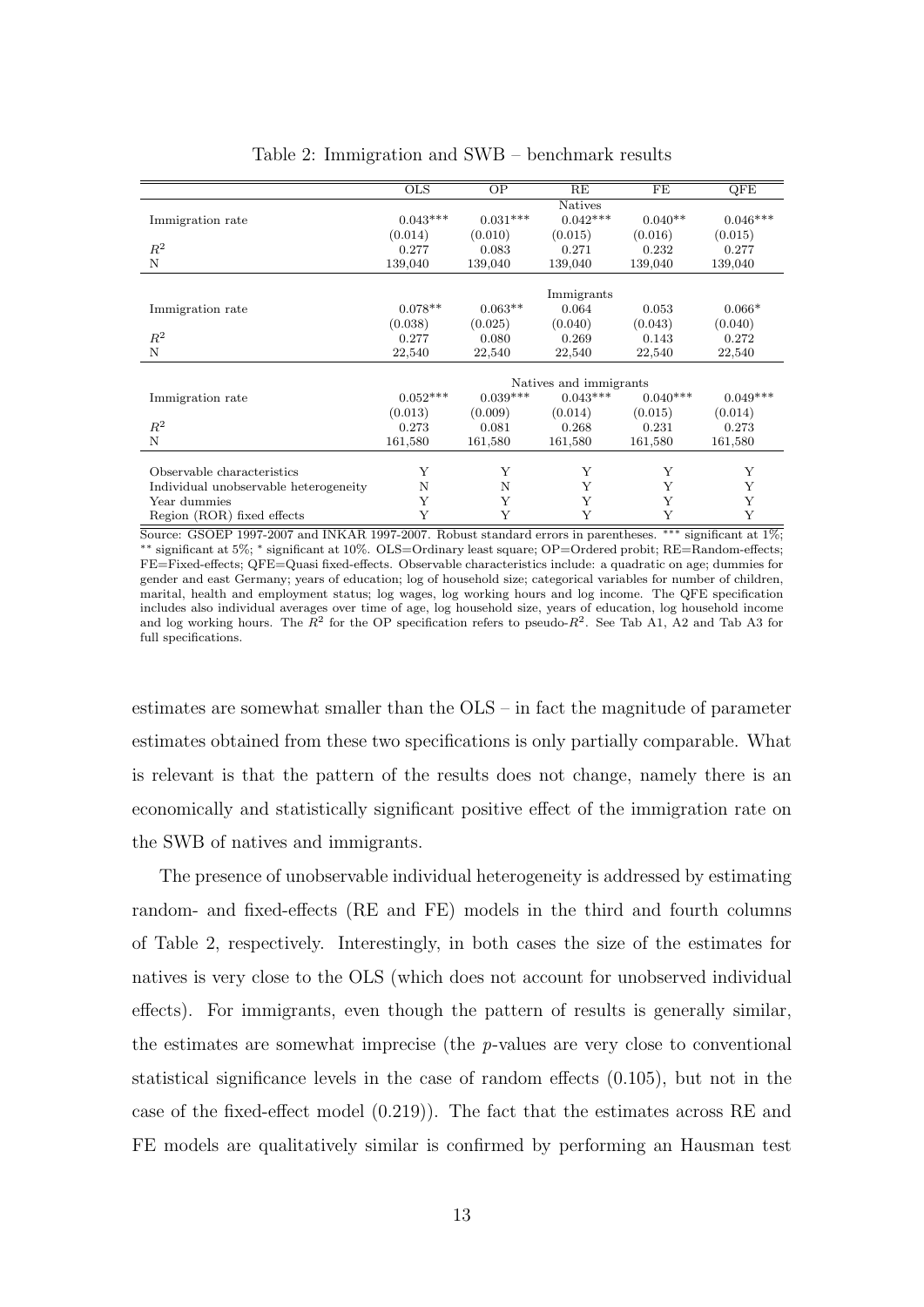Table 2: Immigration and SWB – benchmark results

| | OLS | OP | RE | FE | QFE |
|---|---|---|---|---|---|
| | | | Natives | | |
| Immigration rate | 0.043*** | 0.031*** | 0.042*** | 0.040** | 0.046*** |
| | (0.014) | (0.010) | (0.015) | (0.016) | (0.015) |
| $R^2$ | 0.277 | 0.083 | 0.271 | 0.232 | 0.277 |
| N | 139,040 | 139,040 | 139,040 | 139,040 | 139,040 |
| | | | Immigrants | | |
| Immigration rate | 0.078** | 0.063** | 0.064 | 0.053 | 0.066* |
| | (0.038) | (0.025) | (0.040) | (0.043) | (0.040) |
| $R^2$ | 0.277 | 0.080 | 0.269 | 0.143 | 0.272 |
| N | 22,540 | 22,540 | 22,540 | 22,540 | 22,540 |
| | | | Natives and immigrants | | |
| Immigration rate | 0.052*** | 0.039*** | 0.043*** | 0.040*** | 0.049*** |
| | (0.013) | (0.009) | (0.014) | (0.015) | (0.014) |
| $R^2$ | 0.273 | 0.081 | 0.268 | 0.231 | 0.273 |
| N | 161,580 | 161,580 | 161,580 | 161,580 | 161,580 |
| Observable characteristics | Y | Y | Y | Y | Y |
| Individual unobservable heterogeneity | N | N | Y | Y | Y |
| Year dummies | Y | Y | Y | Y | Y |
| Region (ROR) fixed effects | Y | Y | Y | Y | Y |

Source: GSOEP 1997-2007 and INKAR 1997-2007. Robust standard errors in parentheses. *** significant at 1%; ** significant at 5%; * significant at 10%. OLS=Ordinary least square; OP=Ordered probit; RE=Random-effects; FE=Fixed-effects; QFE=Quasi fixed-effects. Observable characteristics include: a quadratic on age; dummies for gender and east Germany; years of education; log of household size; categorical variables for number of children, marital, health and employment status; log wages, log working hours and log income. The QFE specification includes also individual averages over time of age, log household size, years of education, log household income and log working hours. The $R^2$ for the OP specification refers to pseudo-$R^2$. See Tab A1, A2 and Tab A3 for full specifications.

estimates are somewhat smaller than the OLS – in fact the magnitude of parameter estimates obtained from these two specifications is only partially comparable. What is relevant is that the pattern of the results does not change, namely there is an economically and statistically significant positive effect of the immigration rate on the SWB of natives and immigrants.

The presence of unobservable individual heterogeneity is addressed by estimating random- and fixed-effects (RE and FE) models in the third and fourth columns of Table 2, respectively. Interestingly, in both cases the size of the estimates for natives is very close to the OLS (which does not account for unobserved individual effects). For immigrants, even though the pattern of results is generally similar, the estimates are somewhat imprecise (the $p$-values are very close to conventional statistical significance levels in the case of random effects (0.105), but not in the case of the fixed-effect model (0.219)). The fact that the estimates across RE and FE models are qualitatively similar is confirmed by performing an Hausman test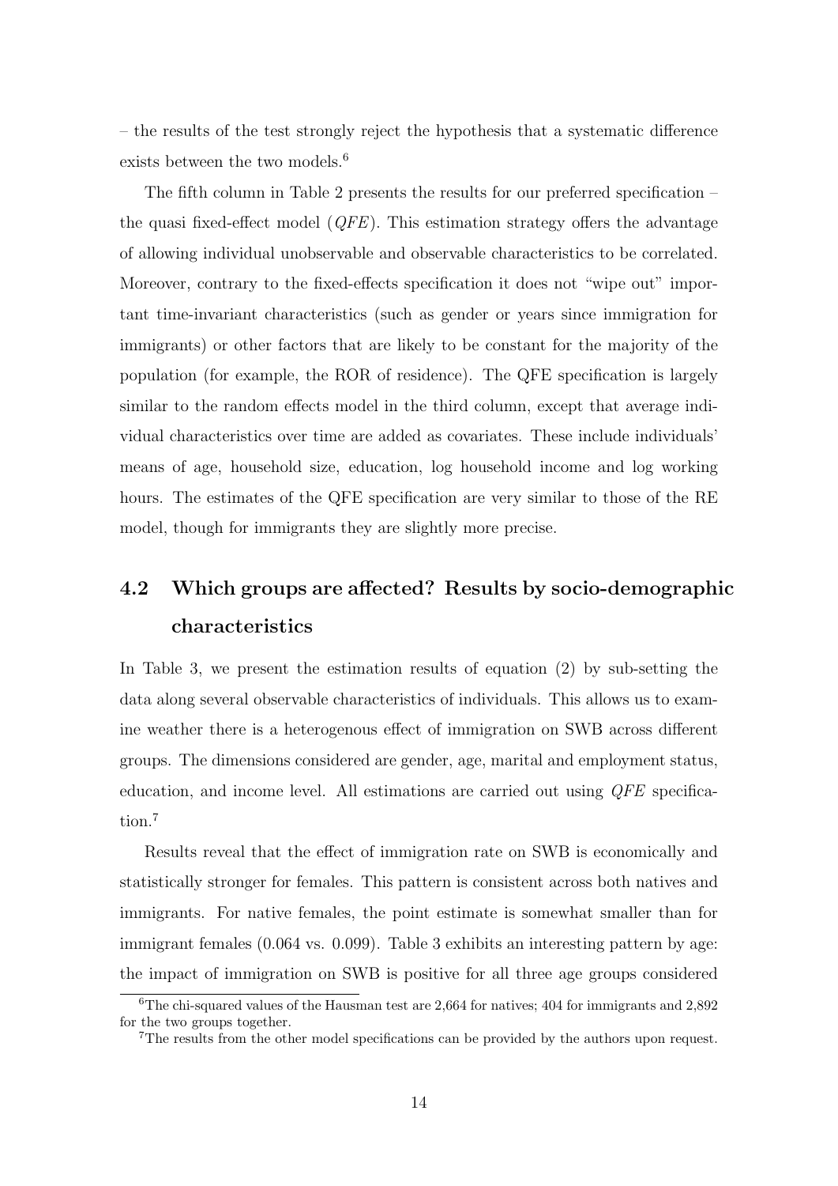– the results of the test strongly reject the hypothesis that a systematic difference exists between the two models.[6]

The fifth column in Table 2 presents the results for our preferred specification – the quasi fixed-effect model (*QFE*). This estimation strategy offers the advantage of allowing individual unobservable and observable characteristics to be correlated. Moreover, contrary to the fixed-effects specification it does not "wipe out" important time-invariant characteristics (such as gender or years since immigration for immigrants) or other factors that are likely to be constant for the majority of the population (for example, the ROR of residence). The QFE specification is largely similar to the random effects model in the third column, except that average individual characteristics over time are added as covariates. These include individuals' means of age, household size, education, log household income and log working hours. The estimates of the QFE specification are very similar to those of the RE model, though for immigrants they are slightly more precise.

## 4.2 Which groups are affected? Results by socio-demographic characteristics

In Table 3, we present the estimation results of equation (2) by sub-setting the data along several observable characteristics of individuals. This allows us to examine weather there is a heterogenous effect of immigration on SWB across different groups. The dimensions considered are gender, age, marital and employment status, education, and income level. All estimations are carried out using *QFE* specification.[7]

Results reveal that the effect of immigration rate on SWB is economically and statistically stronger for females. This pattern is consistent across both natives and immigrants. For native females, the point estimate is somewhat smaller than for immigrant females (0.064 vs. 0.099). Table 3 exhibits an interesting pattern by age: the impact of immigration on SWB is positive for all three age groups considered

[6] The chi-squared values of the Hausman test are 2,664 for natives; 404 for immigrants and 2,892 for the two groups together.

[7] The results from the other model specifications can be provided by the authors upon request.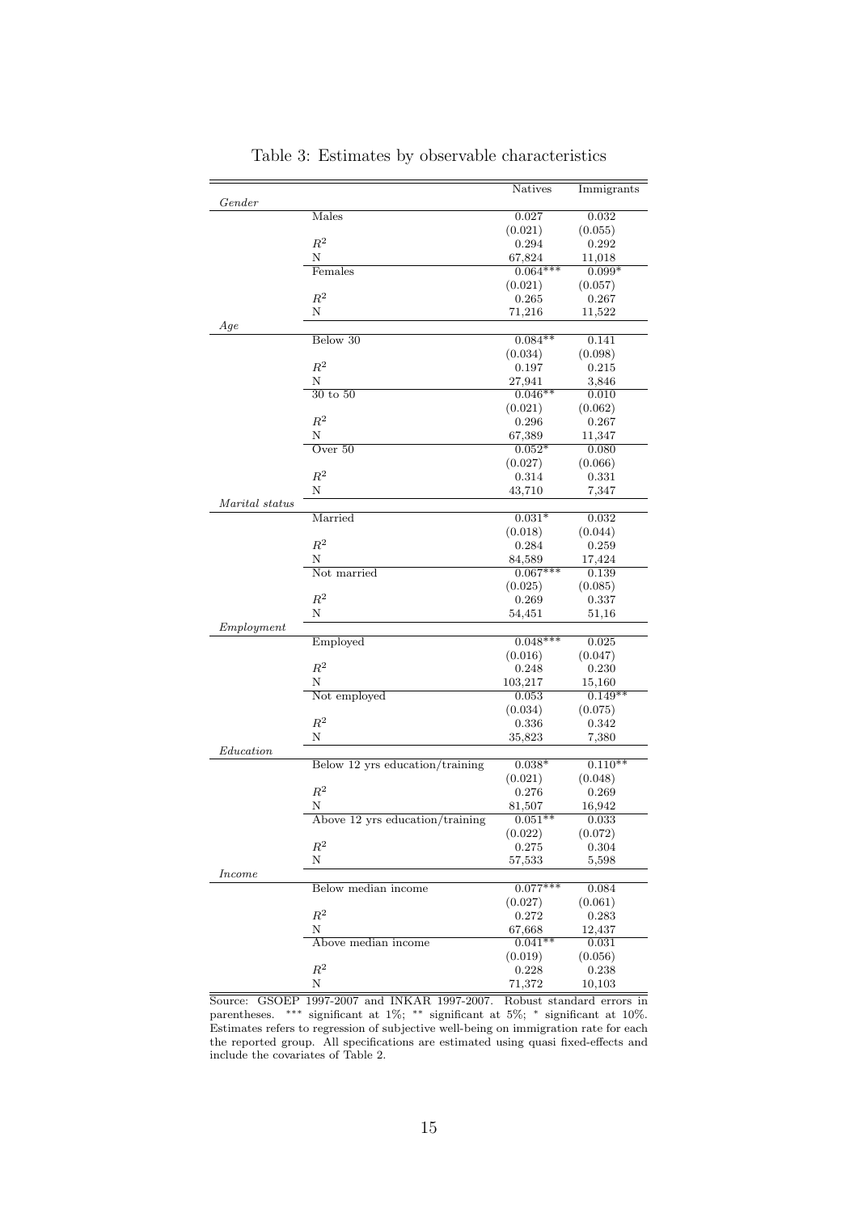Table 3: Estimates by observable characteristics

| | | Natives | Immigrants |
|---|---|---|---|
| *Gender* | | | |
| | Males | 0.027 | 0.032 |
| | | (0.021) | (0.055) |
| | $R^2$ | 0.294 | 0.292 |
| | N | 67,824 | 11,018 |
| | Females | 0.064*** | 0.099* |
| | | (0.021) | (0.057) |
| | $R^2$ | 0.265 | 0.267 |
| | N | 71,216 | 11,522 |
| *Age* | | | |
| | Below 30 | 0.084** | 0.141 |
| | | (0.034) | (0.098) |
| | $R^2$ | 0.197 | 0.215 |
| | N | 27,941 | 3,846 |
| | 30 to 50 | 0.046** | 0.010 |
| | | (0.021) | (0.062) |
| | $R^2$ | 0.296 | 0.267 |
| | N | 67,389 | 11,347 |
| | Over 50 | 0.052* | 0.080 |
| | | (0.027) | (0.066) |
| | $R^2$ | 0.314 | 0.331 |
| | N | 43,710 | 7,347 |
| *Marital status* | | | |
| | Married | 0.031* | 0.032 |
| | | (0.018) | (0.044) |
| | $R^2$ | 0.284 | 0.259 |
| | N | 84,589 | 17,424 |
| | Not married | 0.067*** | 0.139 |
| | | (0.025) | (0.085) |
| | $R^2$ | 0.269 | 0.337 |
| | N | 54,451 | 51,16 |
| *Employment* | | | |
| | Employed | 0.048*** | 0.025 |
| | | (0.016) | (0.047) |
| | $R^2$ | 0.248 | 0.230 |
| | N | 103,217 | 15,160 |
| | Not employed | 0.053 | 0.149** |
| | | (0.034) | (0.075) |
| | $R^2$ | 0.336 | 0.342 |
| | N | 35,823 | 7,380 |
| *Education* | | | |
| | Below 12 yrs education/training | 0.038* | 0.110** |
| | | (0.021) | (0.048) |
| | $R^2$ | 0.276 | 0.269 |
| | N | 81,507 | 16,942 |
| | Above 12 yrs education/training | 0.051** | 0.033 |
| | | (0.022) | (0.072) |
| | $R^2$ | 0.275 | 0.304 |
| | N | 57,533 | 5,598 |
| *Income* | | | |
| | Below median income | 0.077*** | 0.084 |
| | | (0.027) | (0.061) |
| | $R^2$ | 0.272 | 0.283 |
| | N | 67,668 | 12,437 |
| | Above median income | 0.041** | 0.031 |
| | | (0.019) | (0.056) |
| | $R^2$ | 0.228 | 0.238 |
| | N | 71,372 | 10,103 |

Source: GSOEP 1997-2007 and INKAR 1997-2007. Robust standard errors in parentheses. *** significant at 1%; ** significant at 5%; * significant at 10%. Estimates refers to regression of subjective well-being on immigration rate for each the reported group. All specifications are estimated using quasi fixed-effects and include the covariates of Table 2.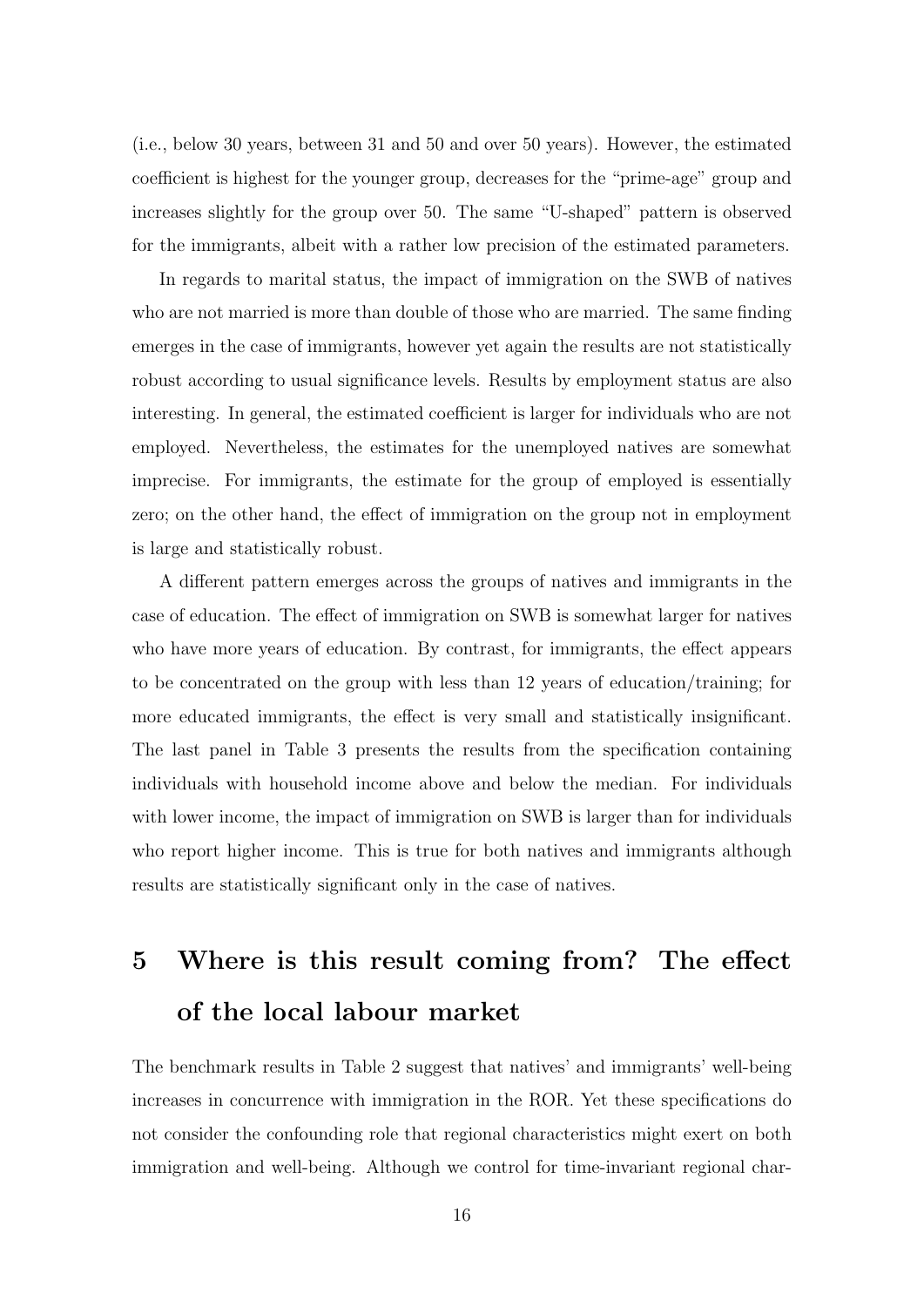(i.e., below 30 years, between 31 and 50 and over 50 years). However, the estimated coefficient is highest for the younger group, decreases for the "prime-age" group and increases slightly for the group over 50. The same "U-shaped" pattern is observed for the immigrants, albeit with a rather low precision of the estimated parameters.

In regards to marital status, the impact of immigration on the SWB of natives who are not married is more than double of those who are married. The same finding emerges in the case of immigrants, however yet again the results are not statistically robust according to usual significance levels. Results by employment status are also interesting. In general, the estimated coefficient is larger for individuals who are not employed. Nevertheless, the estimates for the unemployed natives are somewhat imprecise. For immigrants, the estimate for the group of employed is essentially zero; on the other hand, the effect of immigration on the group not in employment is large and statistically robust.

A different pattern emerges across the groups of natives and immigrants in the case of education. The effect of immigration on SWB is somewhat larger for natives who have more years of education. By contrast, for immigrants, the effect appears to be concentrated on the group with less than 12 years of education/training; for more educated immigrants, the effect is very small and statistically insignificant. The last panel in Table 3 presents the results from the specification containing individuals with household income above and below the median. For individuals with lower income, the impact of immigration on SWB is larger than for individuals who report higher income. This is true for both natives and immigrants although results are statistically significant only in the case of natives.

# 5 Where is this result coming from? The effect of the local labour market

The benchmark results in Table 2 suggest that natives' and immigrants' well-being increases in concurrence with immigration in the ROR. Yet these specifications do not consider the confounding role that regional characteristics might exert on both immigration and well-being. Although we control for time-invariant regional char-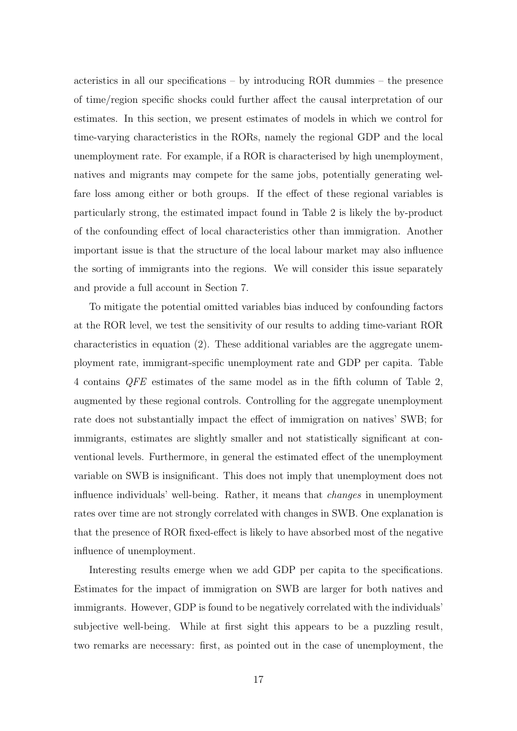acteristics in all our specifications – by introducing ROR dummies – the presence of time/region specific shocks could further affect the causal interpretation of our estimates. In this section, we present estimates of models in which we control for time-varying characteristics in the RORs, namely the regional GDP and the local unemployment rate. For example, if a ROR is characterised by high unemployment, natives and migrants may compete for the same jobs, potentially generating welfare loss among either or both groups. If the effect of these regional variables is particularly strong, the estimated impact found in Table 2 is likely the by-product of the confounding effect of local characteristics other than immigration. Another important issue is that the structure of the local labour market may also influence the sorting of immigrants into the regions. We will consider this issue separately and provide a full account in Section 7.

To mitigate the potential omitted variables bias induced by confounding factors at the ROR level, we test the sensitivity of our results to adding time-variant ROR characteristics in equation (2). These additional variables are the aggregate unemployment rate, immigrant-specific unemployment rate and GDP per capita. Table 4 contains *QFE* estimates of the same model as in the fifth column of Table 2, augmented by these regional controls. Controlling for the aggregate unemployment rate does not substantially impact the effect of immigration on natives' SWB; for immigrants, estimates are slightly smaller and not statistically significant at conventional levels. Furthermore, in general the estimated effect of the unemployment variable on SWB is insignificant. This does not imply that unemployment does not influence individuals' well-being. Rather, it means that *changes* in unemployment rates over time are not strongly correlated with changes in SWB. One explanation is that the presence of ROR fixed-effect is likely to have absorbed most of the negative influence of unemployment.

Interesting results emerge when we add GDP per capita to the specifications. Estimates for the impact of immigration on SWB are larger for both natives and immigrants. However, GDP is found to be negatively correlated with the individuals' subjective well-being. While at first sight this appears to be a puzzling result, two remarks are necessary: first, as pointed out in the case of unemployment, the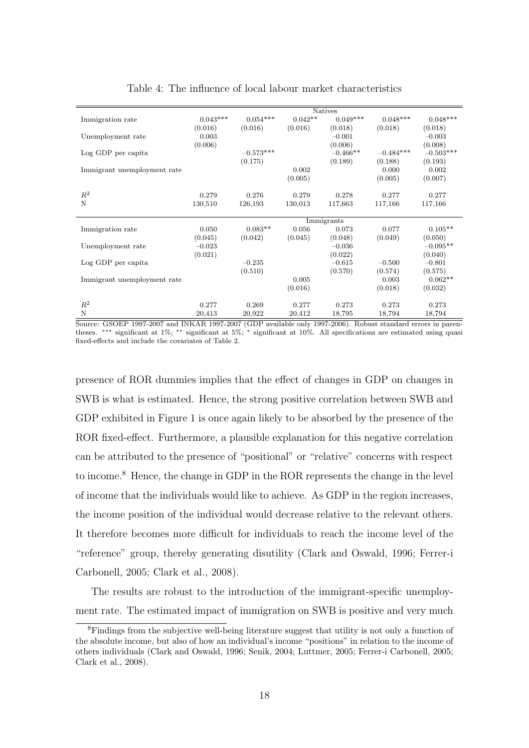Table 4: The influence of local labour market characteristics

| | Natives | | | | | |
|---|---|---|---|---|---|---|
| Immigration rate | 0.043*** | 0.054*** | 0.042** | 0.049*** | 0.048*** | 0.048*** |
| | (0.016) | (0.016) | (0.016) | (0.018) | (0.018) | (0.018) |
| Unemployment rate | 0.003 | | | −0.001 | | −0.003 |
| | (0.006) | | | (0.006) | | (0.008) |
| Log GDP per capita | | −0.573*** | | −0.466** | −0.484*** | −0.503*** |
| | | (0.175) | | (0.189) | (0.188) | (0.193) |
| Immigrant unemployment rate | | | 0.002 | | 0.000 | 0.002 |
| | | | (0.005) | | (0.005) | (0.007) |
| $R^2$ | 0.279 | 0.276 | 0.279 | 0.278 | 0.277 | 0.277 |
| N | 130,510 | 126,193 | 130,013 | 117,663 | 117,166 | 117,166 |
| | Immigrants | | | | | |
| Immigration rate | 0.050 | 0.083** | 0.056 | 0.073 | 0.077 | 0.105** |
| | (0.045) | (0.042) | (0.045) | (0.048) | (0.049) | (0.050) |
| Unemployment rate | −0.023 | | | −0.036 | | −0.095** |
| | (0.021) | | | (0.022) | | (0.040) |
| Log GDP per capita | | −0.235 | | −0.615 | −0.500 | −0.801 |
| | | (0.510) | | (0.570) | (0.574) | (0.575) |
| Immigrant unemployment rate | | | 0.005 | | 0.003 | 0.062** |
| | | | (0.016) | | (0.018) | (0.032) |
| $R^2$ | 0.277 | 0.269 | 0.277 | 0.273 | 0.273 | 0.273 |
| N | 20,413 | 20,922 | 20,412 | 18,795 | 18,794 | 18,794 |

Source: GSOEP 1997-2007 and INKAR 1997-2007 (GDP available only 1997-2006). Robust standard errors in parentheses. *** significant at 1%; ** significant at 5%; * significant at 10%. All specifications are estimated using quasi fixed-effects and include the covariates of Table 2.

presence of ROR dummies implies that the effect of changes in GDP on changes in SWB is what is estimated. Hence, the strong positive correlation between SWB and GDP exhibited in Figure 1 is once again likely to be absorbed by the presence of the ROR fixed-effect. Furthermore, a plausible explanation for this negative correlation can be attributed to the presence of "positional" or "relative" concerns with respect to income.[8] Hence, the change in GDP in the ROR represents the change in the level of income that the individuals would like to achieve. As GDP in the region increases, the income position of the individual would decrease relative to the relevant others. It therefore becomes more difficult for individuals to reach the income level of the "reference" group, thereby generating disutility (Clark and Oswald, 1996; Ferrer-i Carbonell, 2005; Clark et al., 2008).

The results are robust to the introduction of the immigrant-specific unemployment rate. The estimated impact of immigration on SWB is positive and very much

[8]Findings from the subjective well-being literature suggest that utility is not only a function of the absolute income, but also of how an individual's income "positions" in relation to the income of others individuals (Clark and Oswald, 1996; Senik, 2004; Luttmer, 2005; Ferrer-i Carbonell, 2005; Clark et al., 2008).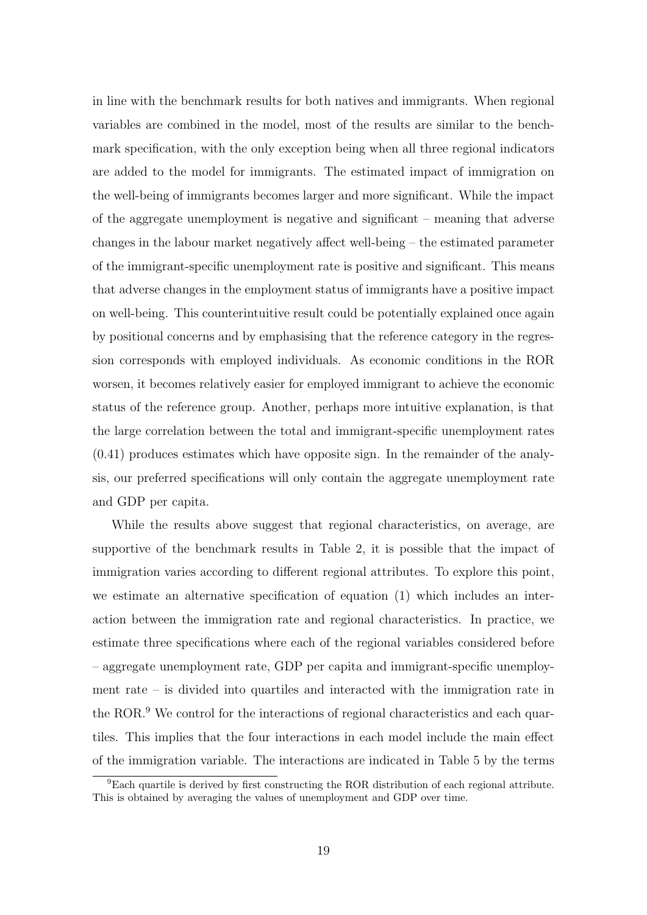in line with the benchmark results for both natives and immigrants. When regional variables are combined in the model, most of the results are similar to the benchmark specification, with the only exception being when all three regional indicators are added to the model for immigrants. The estimated impact of immigration on the well-being of immigrants becomes larger and more significant. While the impact of the aggregate unemployment is negative and significant – meaning that adverse changes in the labour market negatively affect well-being – the estimated parameter of the immigrant-specific unemployment rate is positive and significant. This means that adverse changes in the employment status of immigrants have a positive impact on well-being. This counterintuitive result could be potentially explained once again by positional concerns and by emphasising that the reference category in the regression corresponds with employed individuals. As economic conditions in the ROR worsen, it becomes relatively easier for employed immigrant to achieve the economic status of the reference group. Another, perhaps more intuitive explanation, is that the large correlation between the total and immigrant-specific unemployment rates (0.41) produces estimates which have opposite sign. In the remainder of the analysis, our preferred specifications will only contain the aggregate unemployment rate and GDP per capita.

While the results above suggest that regional characteristics, on average, are supportive of the benchmark results in Table 2, it is possible that the impact of immigration varies according to different regional attributes. To explore this point, we estimate an alternative specification of equation (1) which includes an interaction between the immigration rate and regional characteristics. In practice, we estimate three specifications where each of the regional variables considered before – aggregate unemployment rate, GDP per capita and immigrant-specific unemployment rate – is divided into quartiles and interacted with the immigration rate in the ROR.[9] We control for the interactions of regional characteristics and each quartiles. This implies that the four interactions in each model include the main effect of the immigration variable. The interactions are indicated in Table 5 by the terms

[9]Each quartile is derived by first constructing the ROR distribution of each regional attribute. This is obtained by averaging the values of unemployment and GDP over time.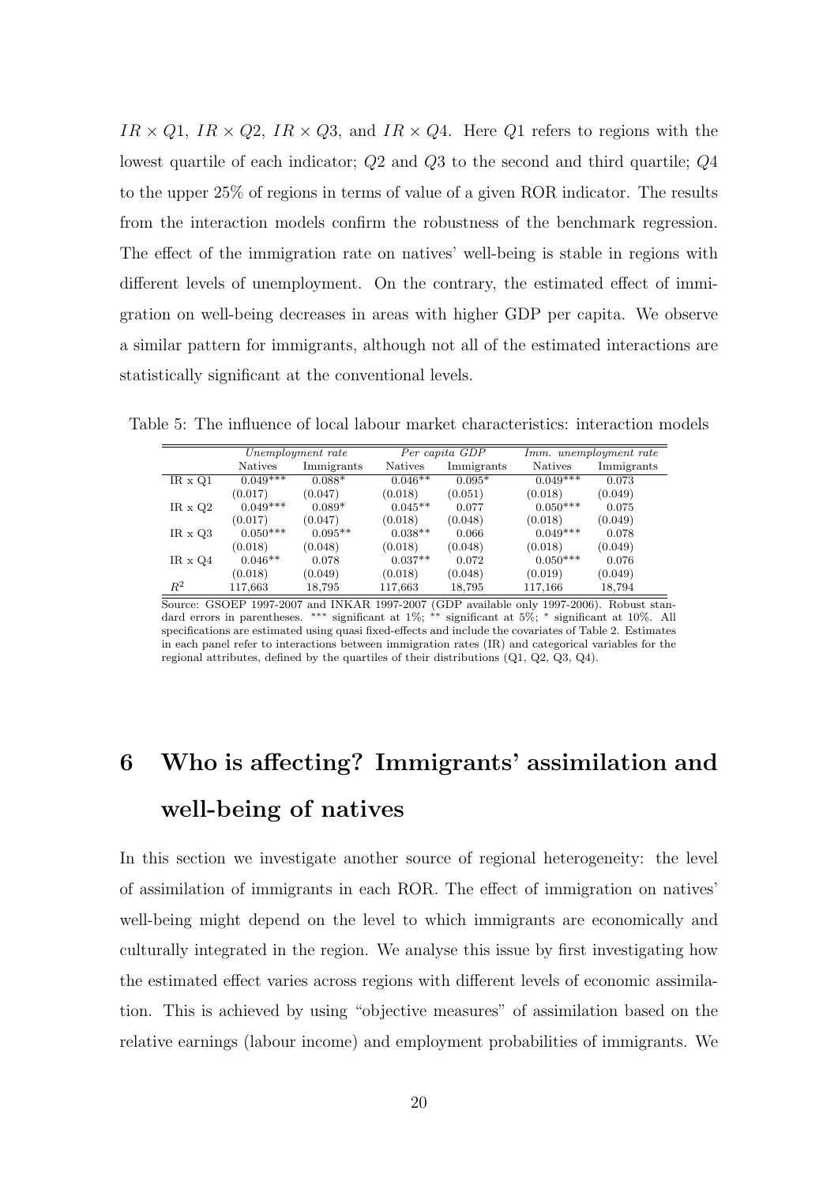$IR \times Q1$, $IR \times Q2$, $IR \times Q3$, and $IR \times Q4$. Here $Q1$ refers to regions with the lowest quartile of each indicator; $Q2$ and $Q3$ to the second and third quartile; $Q4$ to the upper 25% of regions in terms of value of a given ROR indicator. The results from the interaction models confirm the robustness of the benchmark regression. The effect of the immigration rate on natives' well-being is stable in regions with different levels of unemployment. On the contrary, the estimated effect of immigration on well-being decreases in areas with higher GDP per capita. We observe a similar pattern for immigrants, although not all of the estimated interactions are statistically significant at the conventional levels.

Table 5: The influence of local labour market characteristics: interaction models

| | *Unemployment rate* | | *Per capita GDP* | | *Imm. unemployment rate* | |
|---|---|---|---|---|---|---|
| | Natives | Immigrants | Natives | Immigrants | Natives | Immigrants |
| IR x Q1 | 0.049*** | 0.088* | 0.046** | 0.095* | 0.049*** | 0.073 |
| | (0.017) | (0.047) | (0.018) | (0.051) | (0.018) | (0.049) |
| IR x Q2 | 0.049*** | 0.089* | 0.045** | 0.077 | 0.050*** | 0.075 |
| | (0.017) | (0.047) | (0.018) | (0.048) | (0.018) | (0.049) |
| IR x Q3 | 0.050*** | 0.095** | 0.038** | 0.066 | 0.049*** | 0.078 |
| | (0.018) | (0.048) | (0.018) | (0.048) | (0.018) | (0.049) |
| IR x Q4 | 0.046** | 0.078 | 0.037** | 0.072 | 0.050*** | 0.076 |
| | (0.018) | (0.049) | (0.018) | (0.048) | (0.019) | (0.049) |
| $R^2$ | 117,663 | 18,795 | 117,663 | 18,795 | 117,166 | 18,794 |

Source: GSOEP 1997-2007 and INKAR 1997-2007 (GDP available only 1997-2006). Robust standard errors in parentheses. *** significant at 1%; ** significant at 5%; * significant at 10%. All specifications are estimated using quasi fixed-effects and include the covariates of Table 2. Estimates in each panel refer to interactions between immigration rates (IR) and categorical variables for the regional attributes, defined by the quartiles of their distributions (Q1, Q2, Q3, Q4).

# 6 Who is affecting? Immigrants' assimilation and well-being of natives

In this section we investigate another source of regional heterogeneity: the level of assimilation of immigrants in each ROR. The effect of immigration on natives' well-being might depend on the level to which immigrants are economically and culturally integrated in the region. We analyse this issue by first investigating how the estimated effect varies across regions with different levels of economic assimilation. This is achieved by using "objective measures" of assimilation based on the relative earnings (labour income) and employment probabilities of immigrants. We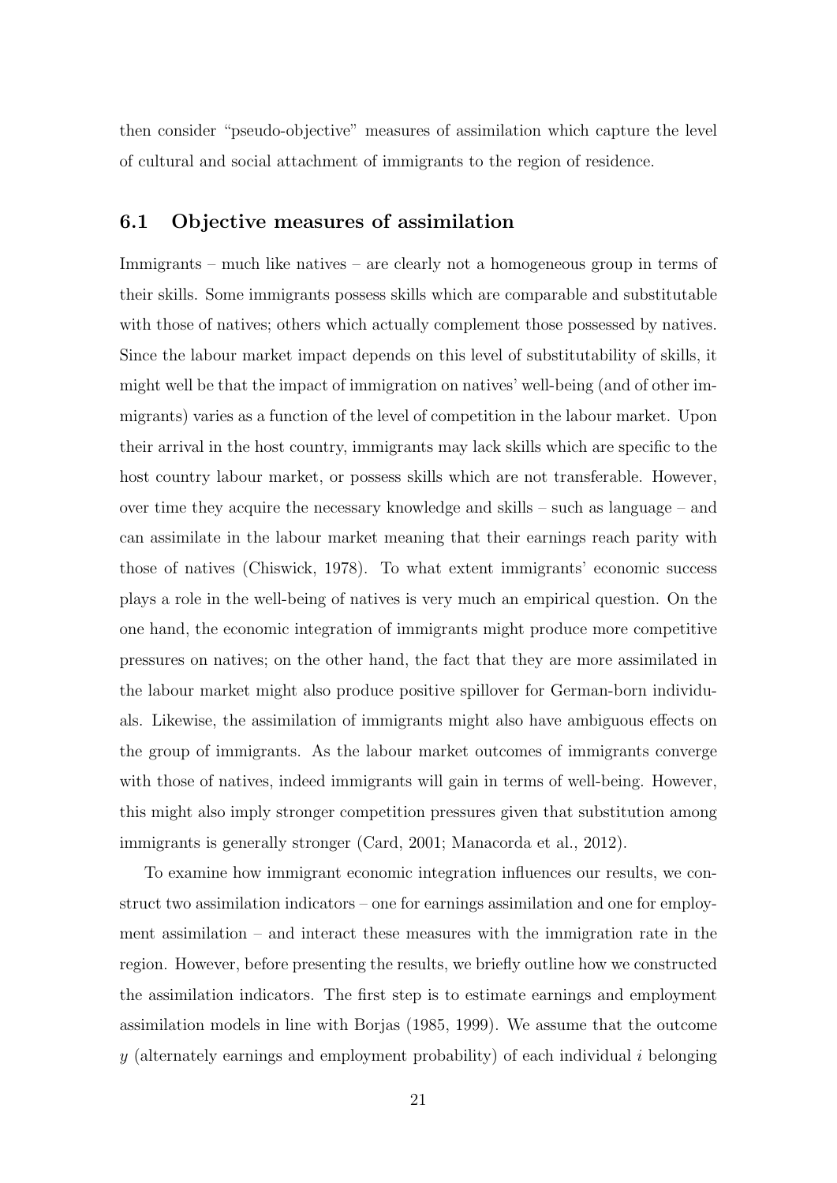then consider "pseudo-objective" measures of assimilation which capture the level of cultural and social attachment of immigrants to the region of residence.

## 6.1 Objective measures of assimilation

Immigrants – much like natives – are clearly not a homogeneous group in terms of their skills. Some immigrants possess skills which are comparable and substitutable with those of natives; others which actually complement those possessed by natives. Since the labour market impact depends on this level of substitutability of skills, it might well be that the impact of immigration on natives' well-being (and of other immigrants) varies as a function of the level of competition in the labour market. Upon their arrival in the host country, immigrants may lack skills which are specific to the host country labour market, or possess skills which are not transferable. However, over time they acquire the necessary knowledge and skills – such as language – and can assimilate in the labour market meaning that their earnings reach parity with those of natives (Chiswick, 1978). To what extent immigrants' economic success plays a role in the well-being of natives is very much an empirical question. On the one hand, the economic integration of immigrants might produce more competitive pressures on natives; on the other hand, the fact that they are more assimilated in the labour market might also produce positive spillover for German-born individuals. Likewise, the assimilation of immigrants might also have ambiguous effects on the group of immigrants. As the labour market outcomes of immigrants converge with those of natives, indeed immigrants will gain in terms of well-being. However, this might also imply stronger competition pressures given that substitution among immigrants is generally stronger (Card, 2001; Manacorda et al., 2012).

To examine how immigrant economic integration influences our results, we construct two assimilation indicators – one for earnings assimilation and one for employment assimilation – and interact these measures with the immigration rate in the region. However, before presenting the results, we briefly outline how we constructed the assimilation indicators. The first step is to estimate earnings and employment assimilation models in line with Borjas (1985, 1999). We assume that the outcome $y$ (alternately earnings and employment probability) of each individual $i$ belonging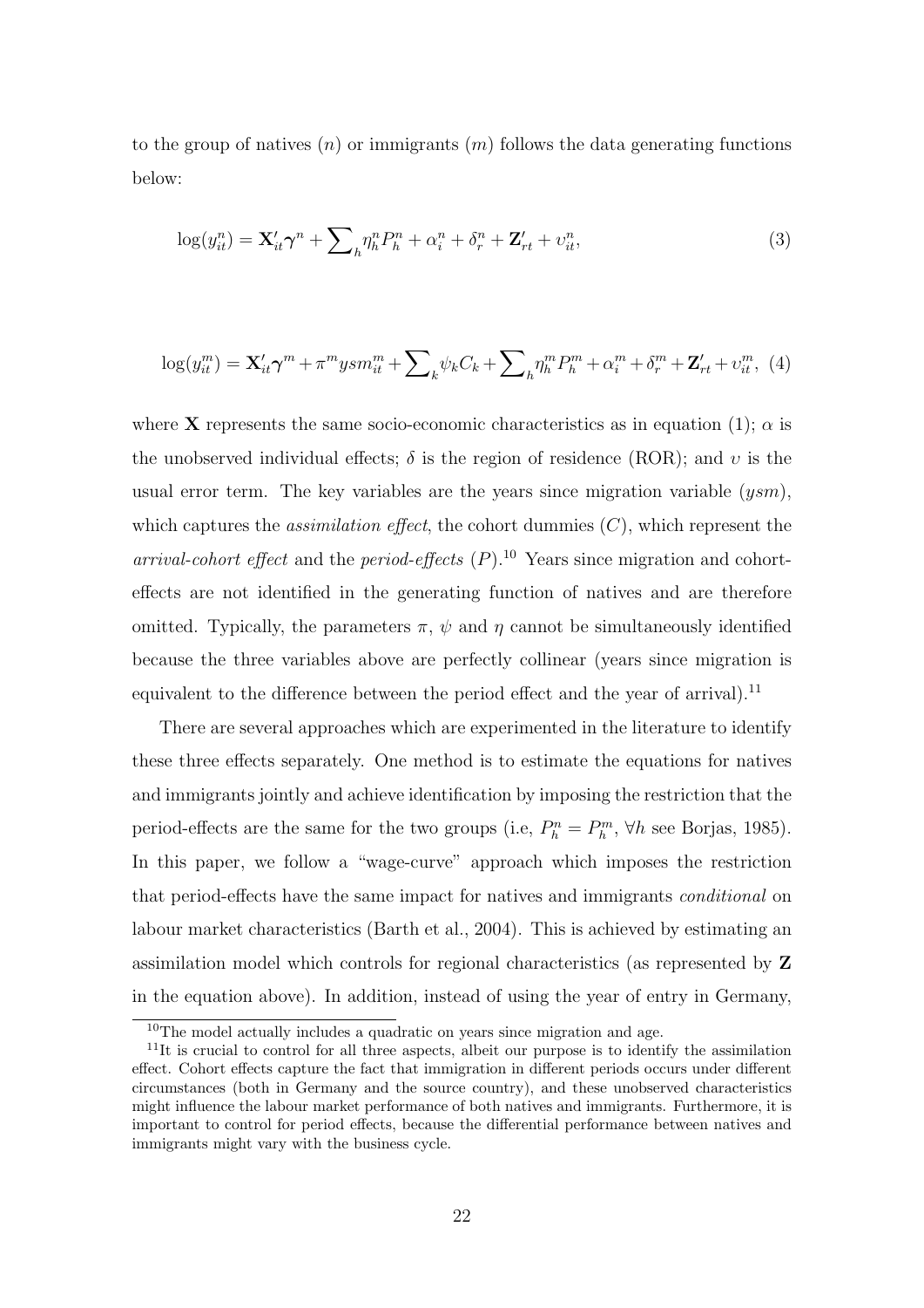to the group of natives ($n$) or immigrants ($m$) follows the data generating functions below:

$$\log(y_{it}^n) = \mathbf{X}_{it}'\boldsymbol{\gamma}^n + \sum\nolimits_h \eta_h^n P_h^n + \alpha_i^n + \delta_r^n + \mathbf{Z}_{rt}' + \upsilon_{it}^n, \tag{3}$$

$$\log(y_{it}^m) = \mathbf{X}_{it}'\boldsymbol{\gamma}^m + \pi^m ysm_{it}^m + \sum\nolimits_k \psi_k C_k + \sum\nolimits_h \eta_h^m P_h^m + \alpha_i^m + \delta_r^m + \mathbf{Z}_{rt}' + \upsilon_{it}^m, \tag{4}$$

where $\mathbf{X}$ represents the same socio-economic characteristics as in equation (1); $\alpha$ is the unobserved individual effects; $\delta$ is the region of residence (ROR); and $\upsilon$ is the usual error term. The key variables are the years since migration variable ($ysm$), which captures the *assimilation effect*, the cohort dummies ($C$), which represent the *arrival-cohort effect* and the *period-effects* ($P$).[10] Years since migration and cohort-effects are not identified in the generating function of natives and are therefore omitted. Typically, the parameters $\pi$, $\psi$ and $\eta$ cannot be simultaneously identified because the three variables above are perfectly collinear (years since migration is equivalent to the difference between the period effect and the year of arrival).[11]

There are several approaches which are experimented in the literature to identify these three effects separately. One method is to estimate the equations for natives and immigrants jointly and achieve identification by imposing the restriction that the period-effects are the same for the two groups (i.e, $P_h^n = P_h^m$, $\forall h$ see Borjas, 1985). In this paper, we follow a "wage-curve" approach which imposes the restriction that period-effects have the same impact for natives and immigrants *conditional* on labour market characteristics (Barth et al., 2004). This is achieved by estimating an assimilation model which controls for regional characteristics (as represented by $\mathbf{Z}$ in the equation above). In addition, instead of using the year of entry in Germany,

[10] The model actually includes a quadratic on years since migration and age.

[11] It is crucial to control for all three aspects, albeit our purpose is to identify the assimilation effect. Cohort effects capture the fact that immigration in different periods occurs under different circumstances (both in Germany and the source country), and these unobserved characteristics might influence the labour market performance of both natives and immigrants. Furthermore, it is important to control for period effects, because the differential performance between natives and immigrants might vary with the business cycle.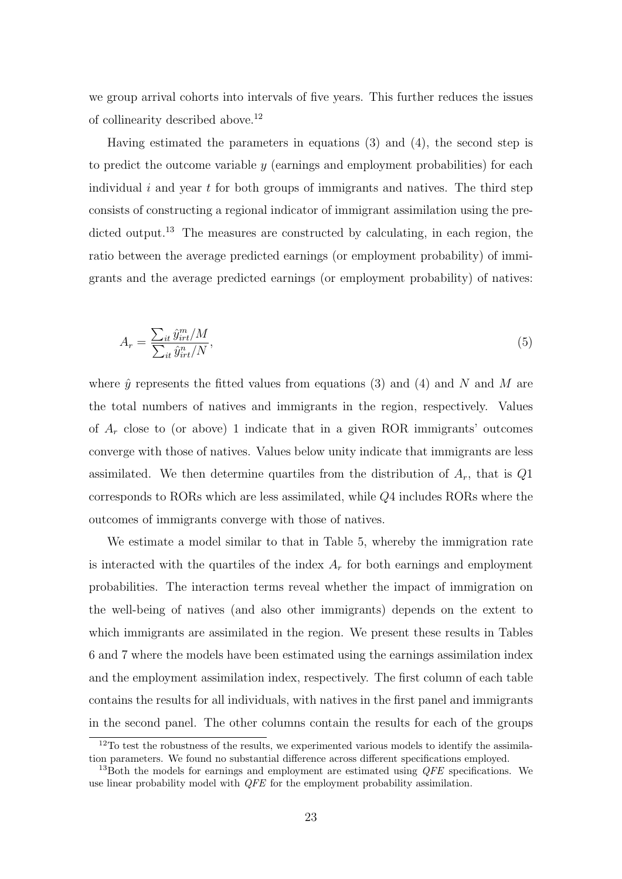we group arrival cohorts into intervals of five years. This further reduces the issues of collinearity described above.[12]

Having estimated the parameters in equations (3) and (4), the second step is to predict the outcome variable $y$ (earnings and employment probabilities) for each individual $i$ and year $t$ for both groups of immigrants and natives. The third step consists of constructing a regional indicator of immigrant assimilation using the predicted output.[13] The measures are constructed by calculating, in each region, the ratio between the average predicted earnings (or employment probability) of immigrants and the average predicted earnings (or employment probability) of natives:

$$A_r = \frac{\sum_{it} \hat{y}^m_{irt}/M}{\sum_{it} \hat{y}^n_{irt}/N}, \tag{5}$$

where $\hat{y}$ represents the fitted values from equations (3) and (4) and $N$ and $M$ are the total numbers of natives and immigrants in the region, respectively. Values of $A_r$ close to (or above) 1 indicate that in a given ROR immigrants' outcomes converge with those of natives. Values below unity indicate that immigrants are less assimilated. We then determine quartiles from the distribution of $A_r$, that is $Q1$ corresponds to RORs which are less assimilated, while $Q4$ includes RORs where the outcomes of immigrants converge with those of natives.

We estimate a model similar to that in Table 5, whereby the immigration rate is interacted with the quartiles of the index $A_r$ for both earnings and employment probabilities. The interaction terms reveal whether the impact of immigration on the well-being of natives (and also other immigrants) depends on the extent to which immigrants are assimilated in the region. We present these results in Tables 6 and 7 where the models have been estimated using the earnings assimilation index and the employment assimilation index, respectively. The first column of each table contains the results for all individuals, with natives in the first panel and immigrants in the second panel. The other columns contain the results for each of the groups

[12] To test the robustness of the results, we experimented various models to identify the assimilation parameters. We found no substantial difference across different specifications employed.

[13] Both the models for earnings and employment are estimated using *QFE* specifications. We use linear probability model with *QFE* for the employment probability assimilation.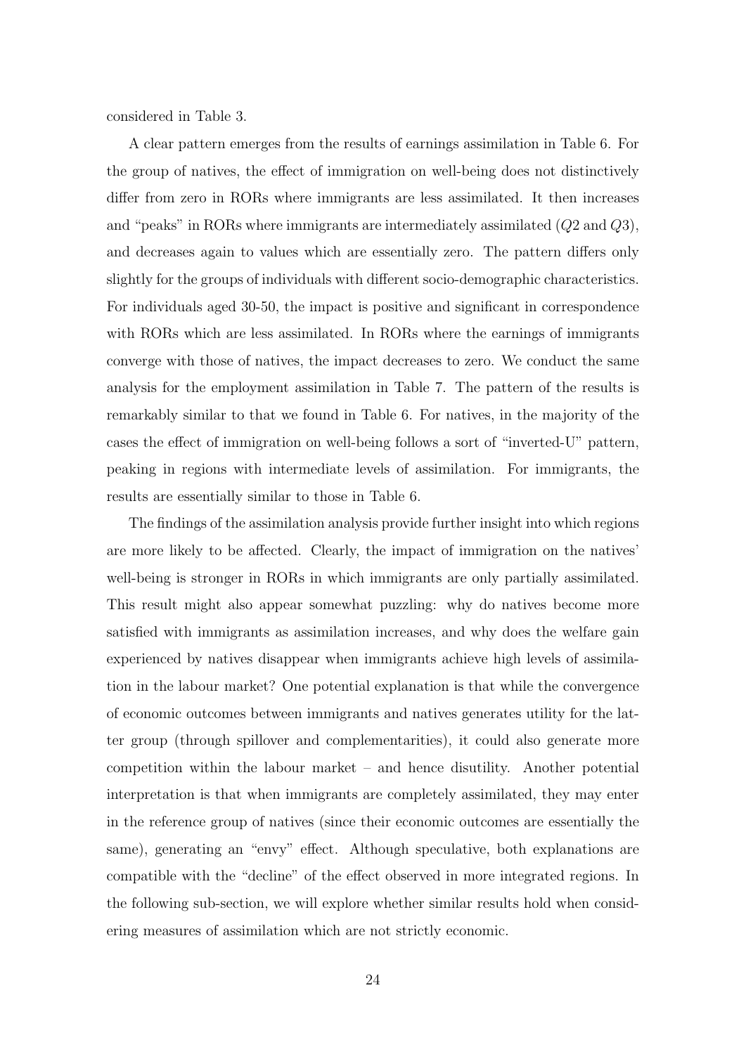considered in Table 3.

A clear pattern emerges from the results of earnings assimilation in Table 6. For the group of natives, the effect of immigration on well-being does not distinctively differ from zero in RORs where immigrants are less assimilated. It then increases and "peaks" in RORs where immigrants are intermediately assimilated ($Q2$ and $Q3$), and decreases again to values which are essentially zero. The pattern differs only slightly for the groups of individuals with different socio-demographic characteristics. For individuals aged 30-50, the impact is positive and significant in correspondence with RORs which are less assimilated. In RORs where the earnings of immigrants converge with those of natives, the impact decreases to zero. We conduct the same analysis for the employment assimilation in Table 7. The pattern of the results is remarkably similar to that we found in Table 6. For natives, in the majority of the cases the effect of immigration on well-being follows a sort of "inverted-U" pattern, peaking in regions with intermediate levels of assimilation. For immigrants, the results are essentially similar to those in Table 6.

The findings of the assimilation analysis provide further insight into which regions are more likely to be affected. Clearly, the impact of immigration on the natives' well-being is stronger in RORs in which immigrants are only partially assimilated. This result might also appear somewhat puzzling: why do natives become more satisfied with immigrants as assimilation increases, and why does the welfare gain experienced by natives disappear when immigrants achieve high levels of assimilation in the labour market? One potential explanation is that while the convergence of economic outcomes between immigrants and natives generates utility for the latter group (through spillover and complementarities), it could also generate more competition within the labour market – and hence disutility. Another potential interpretation is that when immigrants are completely assimilated, they may enter in the reference group of natives (since their economic outcomes are essentially the same), generating an "envy" effect. Although speculative, both explanations are compatible with the "decline" of the effect observed in more integrated regions. In the following sub-section, we will explore whether similar results hold when considering measures of assimilation which are not strictly economic.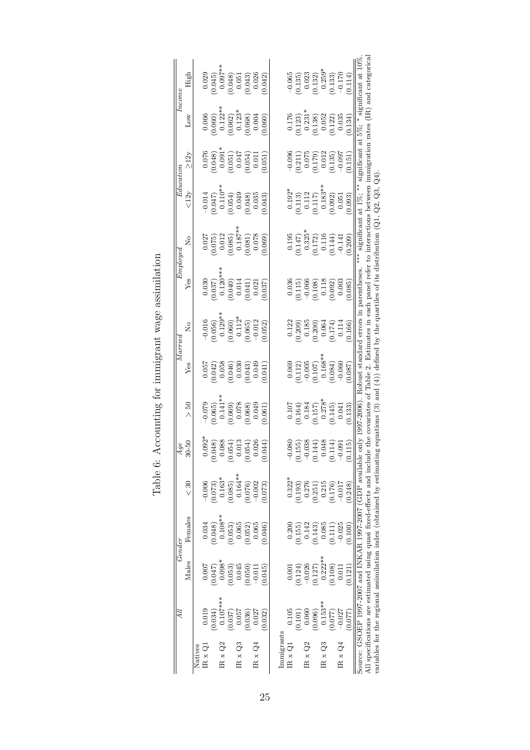Table 6: Accounting for immigrant wage assimilation

| | All | Gender | | Age | | | Married | | Employed | | Education | | Income | |
|---|---|---|---|---|---|---|---|---|---|---|---|---|---|---|
| | | Males | Females | < 30 | 30-50 | > 50 | Yes | No | Yes | No | <12y | ≥12y | Low | High |
| Natives | | | | | | | | | | | | | | |
| IR x Q1 | 0.019 | 0.007 | 0.034 | −0.006 | 0.092* | −0.079 | 0.057 | −0.016 | 0.030 | 0.027 | −0.014 | 0.076 | 0.066 | 0.029 |
| | (0.034) | (0.047) | (0.048) | (0.073) | (0.048) | (0.065) | (0.042) | (0.056) | (0.037) | (0.075) | (0.047) | (0.048) | (0.060) | (0.045) |
| IR x Q2 | 0.107*** | 0.098* | 0.108** | 0.163* | 0.088 | 0.141** | 0.058 | 0.129** | 0.120*** | 0.012 | 0.110** | 0.091* | 0.122** | 0.097** |
| | (0.037) | (0.053) | (0.053) | (0.085) | (0.054) | (0.069) | (0.046) | (0.060) | (0.040) | (0.085) | (0.054) | (0.051) | (0.062) | (0.048) |
| IR x Q3 | 0.057 | 0.045 | 0.065 | 0.164** | 0.013 | 0.078 | 0.030 | 0.112* | 0.014 | 0.187** | 0.049 | 0.047 | 0.123* | 0.051 |
| | (0.036) | (0.050) | (0.052) | (0.076) | (0.054) | (0.068) | (0.043) | (0.065) | (0.041) | (0.081) | (0.048) | (0.054) | (0.068) | (0.043) |
| IR x Q4 | 0.027 | −0.011 | 0.065 | −0.002 | 0.026 | 0.049 | 0.049 | −0.012 | 0.021 | 0.078 | 0.035 | 0.011 | 0.004 | 0.026 |
| | (0.032) | (0.045) | (0.046) | (0.073) | (0.044) | (0.061) | (0.041) | (0.052) | (0.037) | (0.069) | (0.043) | (0.051) | (0.060) | (0.042) |
| Immigrants | | | | | | | | | | | | | | |
| IR x Q1 | 0.105 | 0.001 | 0.200 | 0.322* | −0.080 | 0.107 | 0.069 | 0.122 | 0.036 | 0.195 | 0.192* | −0.096 | 0.176 | −0.065 |
| | (0.101) | (0.124) | (0.155) | (0.193) | (0.155) | (0.164) | (0.112) | (0.209) | (0.115) | (0.147) | (0.113) | (0.211) | (0.123) | (0.135) |
| IR x Q2 | 0.060 | −0.026 | 0.142 | 0.276 | −0.038 | 0.184 | −0.005 | 0.185 | −0.066 | 0.325* | 0.112 | 0.075 | 0.231* | 0.023 |
| | (0.096) | (0.127) | (0.143) | (0.251) | (0.144) | (0.157) | (0.107) | (0.200) | (0.108) | (0.172) | (0.117) | (0.179) | (0.138) | (0.132) |
| IR x Q3 | 0.153** | 0.222** | 0.085 | 0.215 | 0.048 | 0.278* | 0.168** | 0.064 | 0.118 | 0.116 | 0.183** | 0.012 | 0.052 | 0.259* |
| | (0.077) | (0.108) | (0.111) | (0.176) | (0.114) | (0.145) | (0.084) | (0.174) | (0.092) | (0.144) | (0.092) | (0.135) | (0.122) | (0.133) |
| IR x Q4 | −0.027 | 0.011 | −0.025 | −0.017 | −0.091 | 0.041 | −0.060 | 0.114 | 0.003 | −0.141 | 0.051 | −0.097 | 0.035 | −0.170 |
| | (0.077) | (0.121) | (0.100) | (0.248) | (0.115) | (0.133) | (0.087) | (0.166) | (0.085) | (0.209) | (0.093) | (0.151) | (0.134) | (0.114) |

Source: GSOEP 1997-2007 and INKAR 1997-2007 (GDP available only 1997-2006). Robust standard errors in parentheses. *** significant at 1%; ** significant at 5%; * significant at 10%. All specifications are estimated using quasi fixed-effects and include the covariates of Table 2. Estimates in each panel refer to interactions between immigration rates (IR) and categorical variables for the regional assimilation index (obtained by estimating equations (3) and (4)) defined by the quartiles of its distribution (Q1, Q2, Q3, Q4).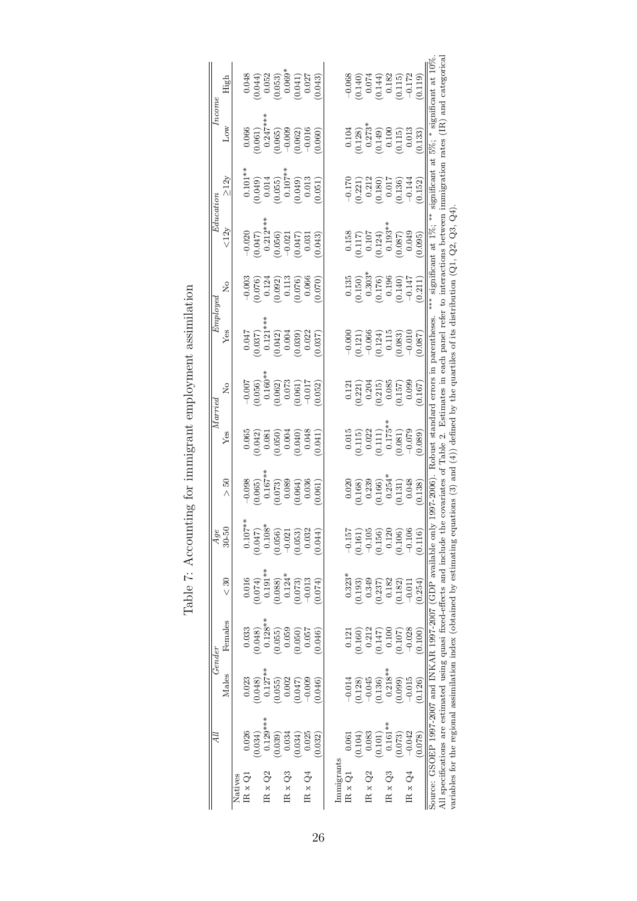Table 7: Accounting for immigrant employment assimilation

| | *All* | *Gender* | | *Age* | | | *Married* | | *Employed* | | *Education* | | *Income* | |
|---|---|---|---|---|---|---|---|---|---|---|---|---|---|---|
| | | Males | Females | < 30 | 30-50 | > 50 | Yes | No | Yes | No | <12y | ≥12y | Low | High |
| Natives | | | | | | | | | | | | | | |
| IR x Q1 | 0.026 | 0.023 | 0.033 | 0.016 | 0.107** | −0.098 | 0.065 | −0.007 | 0.047 | −0.003 | −0.020 | 0.101** | 0.066 | 0.048 |
| | (0.034) | (0.048) | (0.048) | (0.074) | (0.047) | (0.065) | (0.042) | (0.056) | (0.037) | (0.076) | (0.047) | (0.049) | (0.061) | (0.044) |
| IR x Q2 | 0.129*** | 0.127** | 0.128** | 0.191** | 0.108* | 0.167** | 0.081 | 0.160** | 0.121*** | 0.124 | 0.212*** | 0.014 | 0.247*** | 0.052 |
| | (0.039) | (0.055) | (0.055) | (0.088) | (0.056) | (0.073) | (0.050) | (0.062) | (0.042) | (0.092) | (0.056) | (0.055) | (0.065) | (0.053) |
| IR x Q3 | 0.034 | 0.002 | 0.059 | 0.124* | −0.021 | 0.089 | 0.004 | 0.073 | 0.004 | 0.113 | −0.021 | 0.107** | −0.009 | 0.069* |
| | (0.034) | (0.047) | (0.050) | (0.073) | (0.053) | (0.064) | (0.040) | (0.061) | (0.039) | (0.076) | (0.047) | (0.049) | (0.062) | (0.041) |
| IR x Q4 | 0.025 | −0.009 | 0.057 | −0.013 | 0.032 | 0.036 | 0.048 | −0.017 | 0.022 | 0.066 | 0.031 | 0.013 | −0.016 | 0.027 |
| | (0.032) | (0.046) | (0.046) | (0.074) | (0.044) | (0.061) | (0.041) | (0.052) | (0.037) | (0.070) | (0.043) | (0.051) | (0.060) | (0.043) |
| Immigrants | | | | | | | | | | | | | | |
| IR x Q1 | 0.061 | −0.014 | 0.121 | 0.323* | −0.157 | 0.020 | 0.015 | 0.121 | −0.000 | 0.135 | 0.158 | −0.170 | 0.104 | −0.068 |
| | (0.104) | (0.128) | (0.160) | (0.193) | (0.161) | (0.168) | (0.115) | (0.221) | (0.121) | (0.150) | (0.117) | (0.221) | (0.128) | (0.140) |
| IR x Q2 | 0.083 | −0.045 | 0.212 | 0.349 | −0.105 | 0.239 | 0.022 | 0.204 | −0.066 | 0.303* | 0.107 | 0.212 | 0.273* | 0.074 |
| | (0.101) | (0.136) | (0.147) | (0.237) | (0.156) | (0.166) | (0.111) | (0.215) | (0.124) | (0.176) | (0.124) | (0.180) | (0.149) | (0.144) |
| IR x Q3 | 0.161** | 0.218** | 0.100 | 0.182 | 0.120 | 0.254* | 0.175** | 0.085 | 0.115 | 0.196 | 0.193** | 0.017 | 0.100 | 0.182 |
| | (0.073) | (0.099) | (0.107) | (0.182) | (0.106) | (0.131) | (0.081) | (0.157) | (0.083) | (0.140) | (0.087) | (0.136) | (0.115) | (0.115) |
| IR x Q4 | −0.042 | −0.015 | −0.028 | −0.011 | −0.106 | 0.048 | −0.079 | 0.099 | −0.010 | −0.147 | 0.049 | −0.144 | 0.013 | −0.172 |
| | (0.078) | (0.126) | (0.100) | (0.254) | (0.116) | (0.138) | (0.089) | (0.167) | (0.087) | (0.211) | (0.095) | (0.152) | (0.133) | (0.119) |

Source: GSOEP 1997-2007 and INKAR 1997-2007 (GDP available only 1997-2006). Robust standard errors in parentheses. *** significant at 1%; ** significant at 5%; * significant at 10%. All specifications are estimated using quasi fixed-effects and include the covariates of Table 2. Estimates in each panel refer to interactions between immigration rates (IR) and categorical variables for the regional assimilation index (obtained by estimating equations (3) and (4)) defined by the quartiles of its distribution (Q1, Q2, Q3, Q4).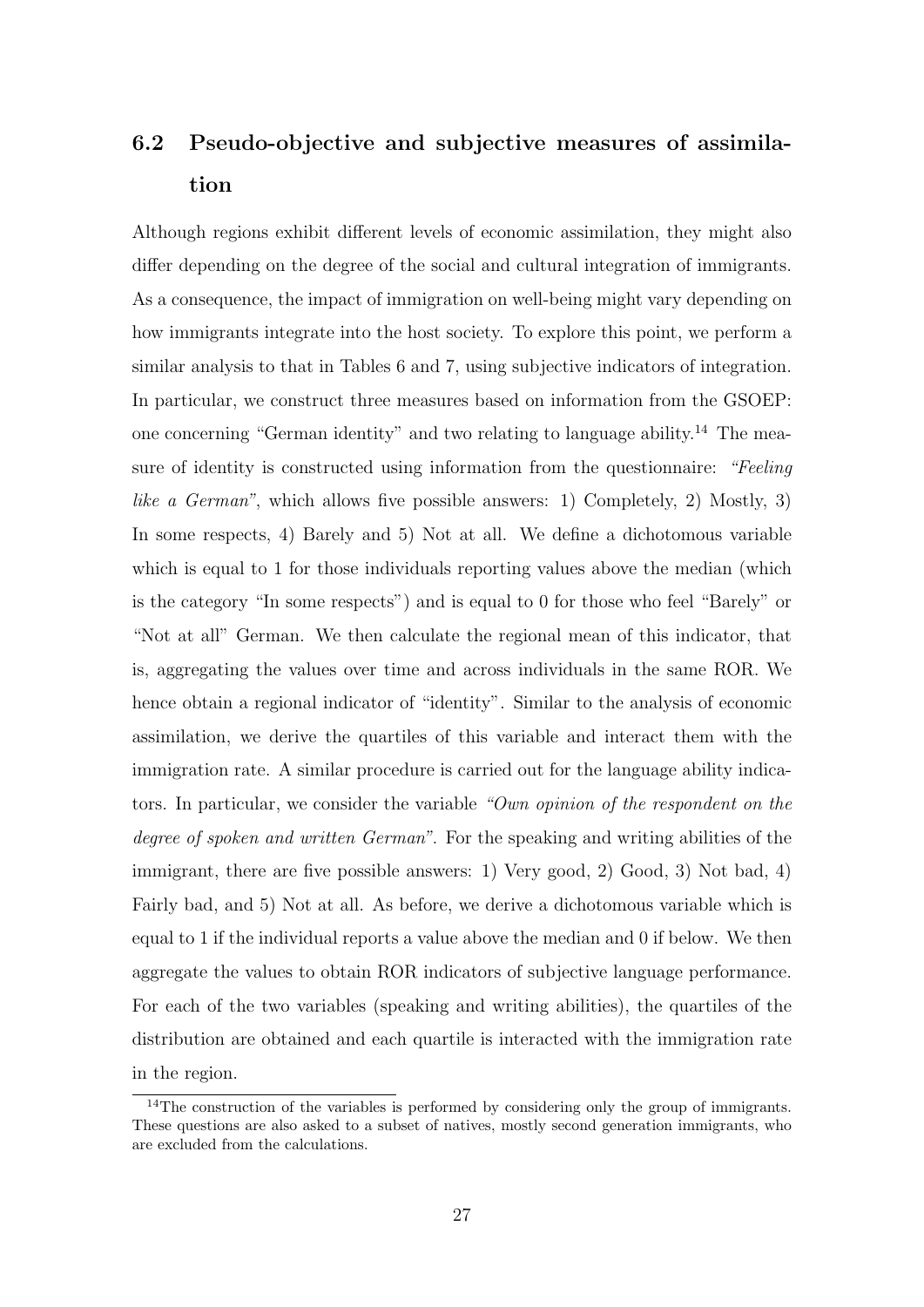## 6.2 Pseudo-objective and subjective measures of assimilation

Although regions exhibit different levels of economic assimilation, they might also differ depending on the degree of the social and cultural integration of immigrants. As a consequence, the impact of immigration on well-being might vary depending on how immigrants integrate into the host society. To explore this point, we perform a similar analysis to that in Tables 6 and 7, using subjective indicators of integration. In particular, we construct three measures based on information from the GSOEP: one concerning "German identity" and two relating to language ability.[14] The measure of identity is constructed using information from the questionnaire: *"Feeling like a German"*, which allows five possible answers: 1) Completely, 2) Mostly, 3) In some respects, 4) Barely and 5) Not at all. We define a dichotomous variable which is equal to 1 for those individuals reporting values above the median (which is the category "In some respects") and is equal to 0 for those who feel "Barely" or "Not at all" German. We then calculate the regional mean of this indicator, that is, aggregating the values over time and across individuals in the same ROR. We hence obtain a regional indicator of "identity". Similar to the analysis of economic assimilation, we derive the quartiles of this variable and interact them with the immigration rate. A similar procedure is carried out for the language ability indicators. In particular, we consider the variable *"Own opinion of the respondent on the degree of spoken and written German"*. For the speaking and writing abilities of the immigrant, there are five possible answers: 1) Very good, 2) Good, 3) Not bad, 4) Fairly bad, and 5) Not at all. As before, we derive a dichotomous variable which is equal to 1 if the individual reports a value above the median and 0 if below. We then aggregate the values to obtain ROR indicators of subjective language performance. For each of the two variables (speaking and writing abilities), the quartiles of the distribution are obtained and each quartile is interacted with the immigration rate in the region.

[14] The construction of the variables is performed by considering only the group of immigrants. These questions are also asked to a subset of natives, mostly second generation immigrants, who are excluded from the calculations.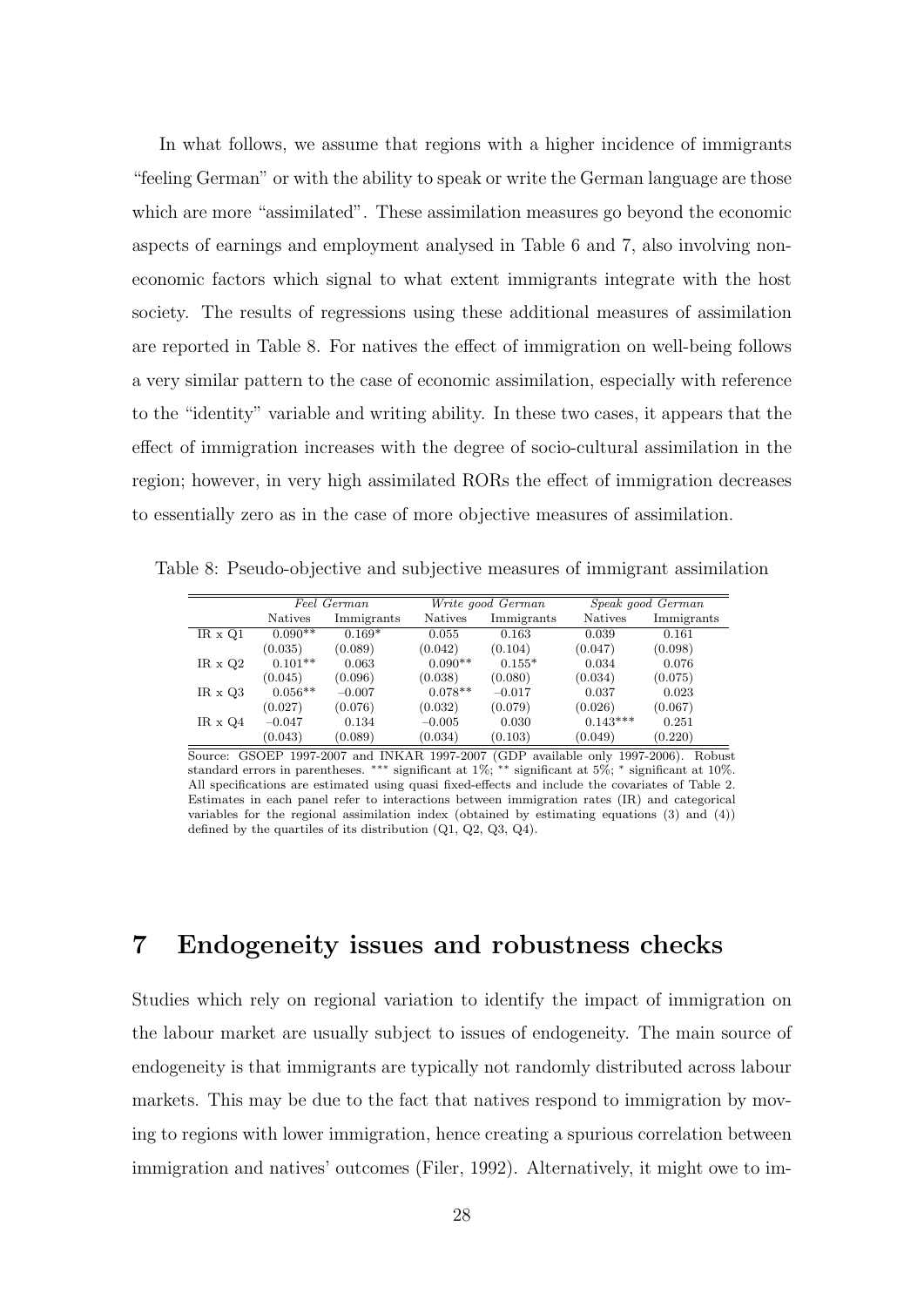In what follows, we assume that regions with a higher incidence of immigrants "feeling German" or with the ability to speak or write the German language are those which are more "assimilated". These assimilation measures go beyond the economic aspects of earnings and employment analysed in Table 6 and 7, also involving non-economic factors which signal to what extent immigrants integrate with the host society. The results of regressions using these additional measures of assimilation are reported in Table 8. For natives the effect of immigration on well-being follows a very similar pattern to the case of economic assimilation, especially with reference to the "identity" variable and writing ability. In these two cases, it appears that the effect of immigration increases with the degree of socio-cultural assimilation in the region; however, in very high assimilated RORs the effect of immigration decreases to essentially zero as in the case of more objective measures of assimilation.

Table 8: Pseudo-objective and subjective measures of immigrant assimilation

| | *Feel German* | | *Write good German* | | *Speak good German* | |
|---|---|---|---|---|---|---|
| | Natives | Immigrants | Natives | Immigrants | Natives | Immigrants |
| IR x Q1 | 0.090** | 0.169* | 0.055 | 0.163 | 0.039 | 0.161 |
| | (0.035) | (0.089) | (0.042) | (0.104) | (0.047) | (0.098) |
| IR x Q2 | 0.101** | 0.063 | 0.090** | 0.155* | 0.034 | 0.076 |
| | (0.045) | (0.096) | (0.038) | (0.080) | (0.034) | (0.075) |
| IR x Q3 | 0.056** | −0.007 | 0.078** | −0.017 | 0.037 | 0.023 |
| | (0.027) | (0.076) | (0.032) | (0.079) | (0.026) | (0.067) |
| IR x Q4 | −0.047 | 0.134 | −0.005 | 0.030 | 0.143*** | 0.251 |
| | (0.043) | (0.089) | (0.034) | (0.103) | (0.049) | (0.220) |

Source: GSOEP 1997-2007 and INKAR 1997-2007 (GDP available only 1997-2006). Robust standard errors in parentheses. *** significant at 1%; ** significant at 5%; * significant at 10%. All specifications are estimated using quasi fixed-effects and include the covariates of Table 2. Estimates in each panel refer to interactions between immigration rates (IR) and categorical variables for the regional assimilation index (obtained by estimating equations (3) and (4)) defined by the quartiles of its distribution (Q1, Q2, Q3, Q4).

# 7 Endogeneity issues and robustness checks

Studies which rely on regional variation to identify the impact of immigration on the labour market are usually subject to issues of endogeneity. The main source of endogeneity is that immigrants are typically not randomly distributed across labour markets. This may be due to the fact that natives respond to immigration by moving to regions with lower immigration, hence creating a spurious correlation between immigration and natives' outcomes (Filer, 1992). Alternatively, it might owe to im-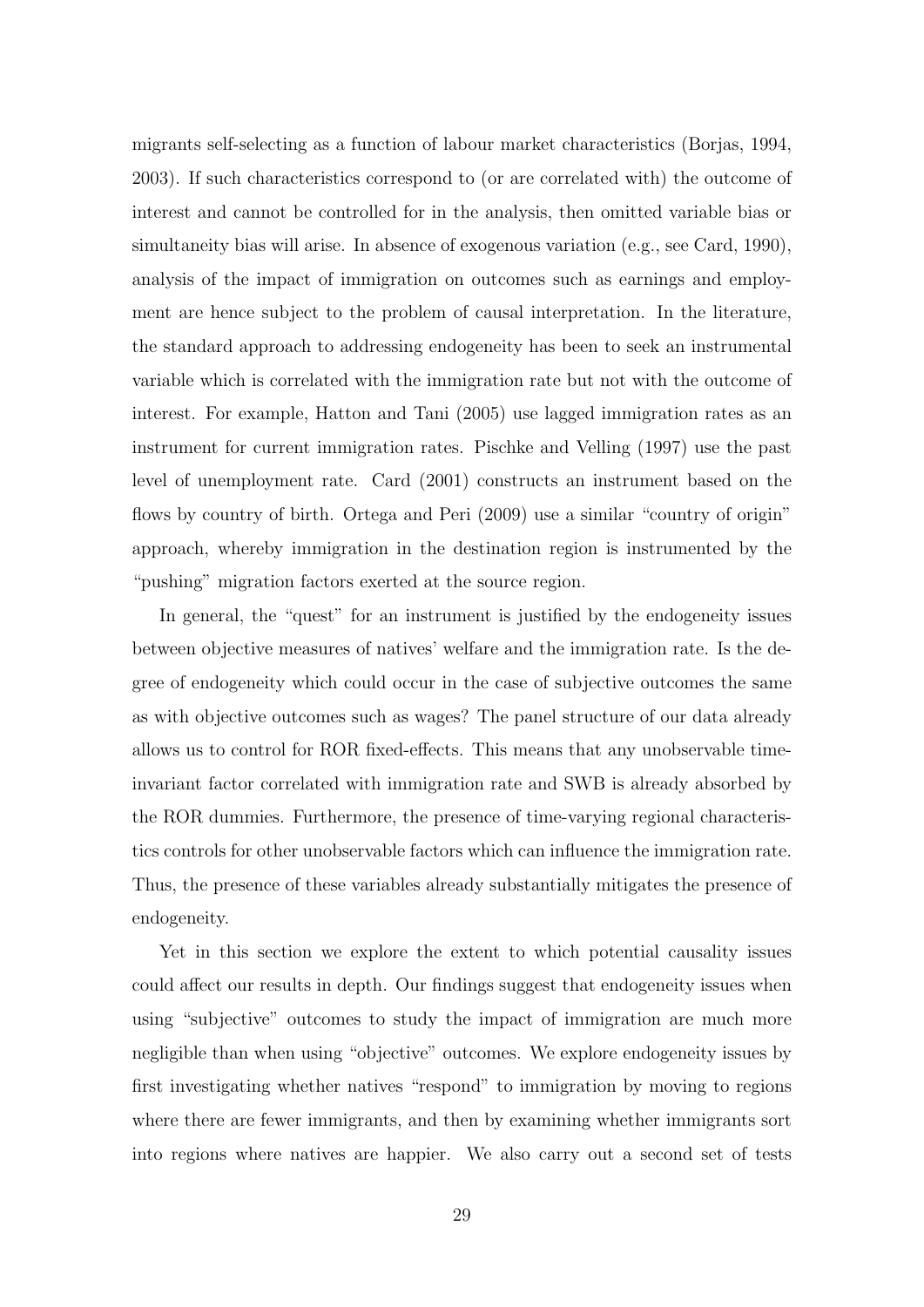migrants self-selecting as a function of labour market characteristics (Borjas, 1994, 2003). If such characteristics correspond to (or are correlated with) the outcome of interest and cannot be controlled for in the analysis, then omitted variable bias or simultaneity bias will arise. In absence of exogenous variation (e.g., see Card, 1990), analysis of the impact of immigration on outcomes such as earnings and employment are hence subject to the problem of causal interpretation. In the literature, the standard approach to addressing endogeneity has been to seek an instrumental variable which is correlated with the immigration rate but not with the outcome of interest. For example, Hatton and Tani (2005) use lagged immigration rates as an instrument for current immigration rates. Pischke and Velling (1997) use the past level of unemployment rate. Card (2001) constructs an instrument based on the flows by country of birth. Ortega and Peri (2009) use a similar "country of origin" approach, whereby immigration in the destination region is instrumented by the "pushing" migration factors exerted at the source region.

In general, the "quest" for an instrument is justified by the endogeneity issues between objective measures of natives' welfare and the immigration rate. Is the degree of endogeneity which could occur in the case of subjective outcomes the same as with objective outcomes such as wages? The panel structure of our data already allows us to control for ROR fixed-effects. This means that any unobservable time-invariant factor correlated with immigration rate and SWB is already absorbed by the ROR dummies. Furthermore, the presence of time-varying regional characteristics controls for other unobservable factors which can influence the immigration rate. Thus, the presence of these variables already substantially mitigates the presence of endogeneity.

Yet in this section we explore the extent to which potential causality issues could affect our results in depth. Our findings suggest that endogeneity issues when using "subjective" outcomes to study the impact of immigration are much more negligible than when using "objective" outcomes. We explore endogeneity issues by first investigating whether natives "respond" to immigration by moving to regions where there are fewer immigrants, and then by examining whether immigrants sort into regions where natives are happier. We also carry out a second set of tests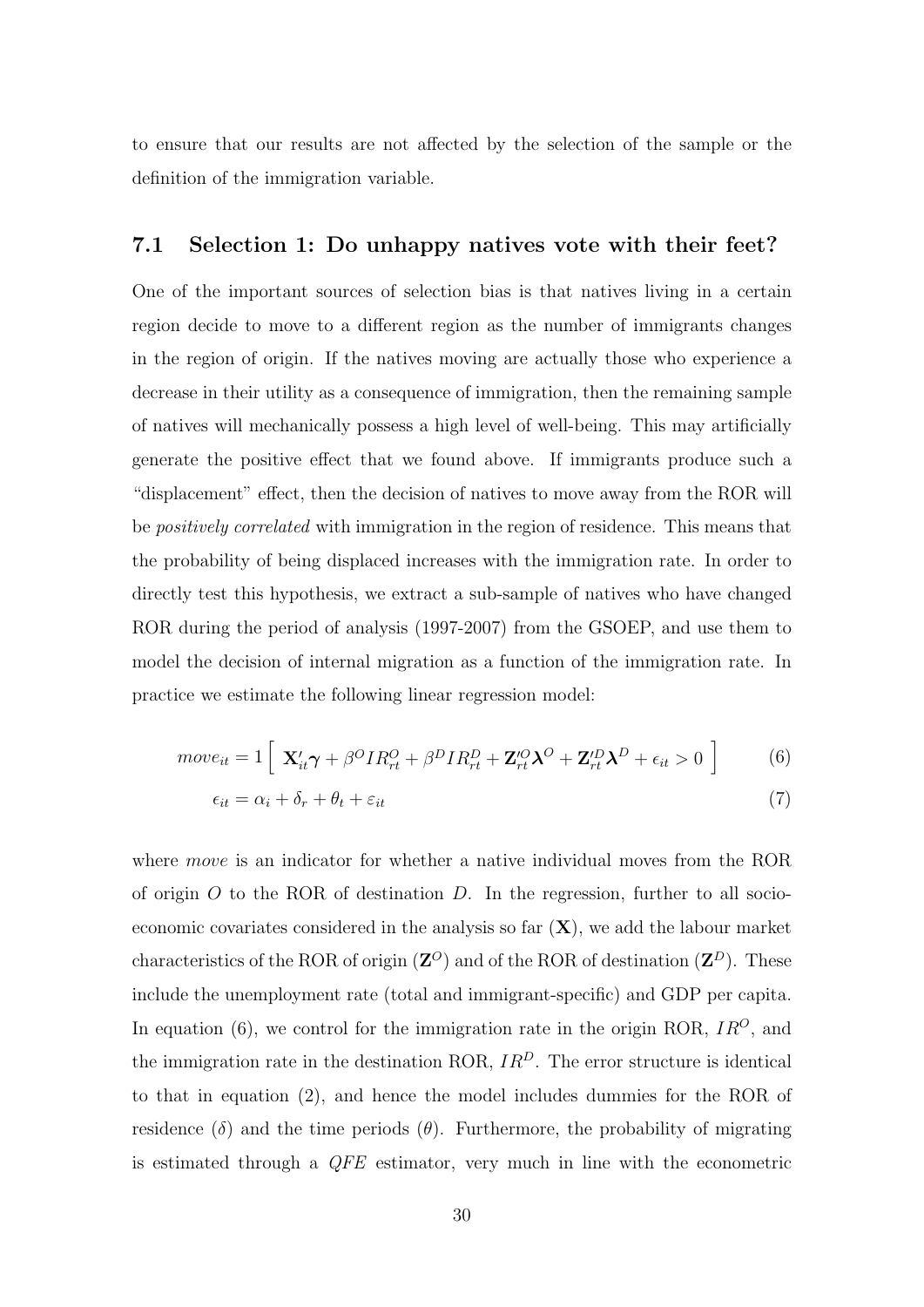to ensure that our results are not affected by the selection of the sample or the definition of the immigration variable.

### 7.1 Selection 1: Do unhappy natives vote with their feet?

One of the important sources of selection bias is that natives living in a certain region decide to move to a different region as the number of immigrants changes in the region of origin. If the natives moving are actually those who experience a decrease in their utility as a consequence of immigration, then the remaining sample of natives will mechanically possess a high level of well-being. This may artificially generate the positive effect that we found above. If immigrants produce such a "displacement" effect, then the decision of natives to move away from the ROR will be *positively correlated* with immigration in the region of residence. This means that the probability of being displaced increases with the immigration rate. In order to directly test this hypothesis, we extract a sub-sample of natives who have changed ROR during the period of analysis (1997-2007) from the GSOEP, and use them to model the decision of internal migration as a function of the immigration rate. In practice we estimate the following linear regression model:

$$move_{it} = 1\left[\ \mathbf{X}_{it}'\boldsymbol{\gamma} + \beta^O IR_{rt}^O + \beta^D IR_{rt}^D + \mathbf{Z}_{rt}'^O\boldsymbol{\lambda}^O + \mathbf{Z}_{rt}'^D\boldsymbol{\lambda}^D + \epsilon_{it} > 0\ \right] \tag{6}$$

$$\epsilon_{it} = \alpha_i + \delta_r + \theta_t + \varepsilon_{it} \tag{7}$$

where *move* is an indicator for whether a native individual moves from the ROR of origin $O$ to the ROR of destination $D$. In the regression, further to all socio-economic covariates considered in the analysis so far ($\mathbf{X}$), we add the labour market characteristics of the ROR of origin ($\mathbf{Z}^O$) and of the ROR of destination ($\mathbf{Z}^D$). These include the unemployment rate (total and immigrant-specific) and GDP per capita. In equation (6), we control for the immigration rate in the origin ROR, $IR^O$, and the immigration rate in the destination ROR, $IR^D$. The error structure is identical to that in equation (2), and hence the model includes dummies for the ROR of residence ($\delta$) and the time periods ($\theta$). Furthermore, the probability of migrating is estimated through a *QFE* estimator, very much in line with the econometric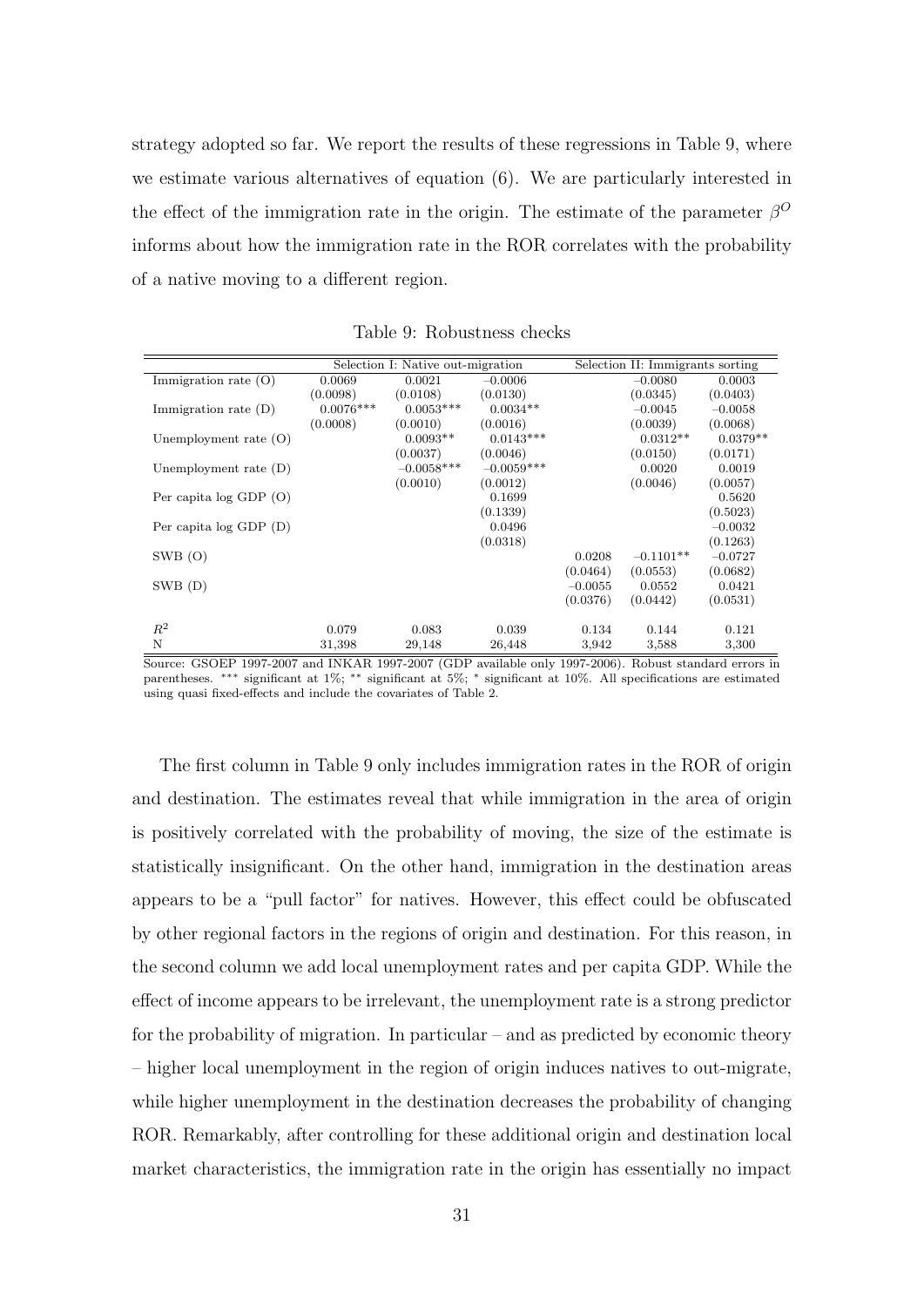strategy adopted so far. We report the results of these regressions in Table 9, where we estimate various alternatives of equation (6). We are particularly interested in the effect of the immigration rate in the origin. The estimate of the parameter $\beta^O$ informs about how the immigration rate in the ROR correlates with the probability of a native moving to a different region.

Table 9: Robustness checks

| | Selection I: Native out-migration | | | Selection II: Immigrants sorting | | |
|---|---|---|---|---|---|---|
| Immigration rate (O) | 0.0069 | 0.0021 | −0.0006 | | −0.0080 | 0.0003 |
| | (0.0098) | (0.0108) | (0.0130) | | (0.0345) | (0.0403) |
| Immigration rate (D) | 0.0076*** | 0.0053*** | 0.0034** | | −0.0045 | −0.0058 |
| | (0.0008) | (0.0010) | (0.0016) | | (0.0039) | (0.0068) |
| Unemployment rate (O) | | 0.0093** | 0.0143*** | | 0.0312** | 0.0379** |
| | | (0.0037) | (0.0046) | | (0.0150) | (0.0171) |
| Unemployment rate (D) | | −0.0058*** | −0.0059*** | | 0.0020 | 0.0019 |
| | | (0.0010) | (0.0012) | | (0.0046) | (0.0057) |
| Per capita log GDP (O) | | | 0.1699 | | | 0.5620 |
| | | | (0.1339) | | | (0.5023) |
| Per capita log GDP (D) | | | 0.0496 | | | −0.0032 |
| | | | (0.0318) | | | (0.1263) |
| SWB (O) | | | | 0.0208 | −0.1101** | −0.0727 |
| | | | | (0.0464) | (0.0553) | (0.0682) |
| SWB (D) | | | | −0.0055 | 0.0552 | 0.0421 |
| | | | | (0.0376) | (0.0442) | (0.0531) |
| $R^2$ | 0.079 | 0.083 | 0.039 | 0.134 | 0.144 | 0.121 |
| N | 31,398 | 29,148 | 26,448 | 3,942 | 3,588 | 3,300 |

Source: GSOEP 1997-2007 and INKAR 1997-2007 (GDP available only 1997-2006). Robust standard errors in parentheses. *** significant at 1%; ** significant at 5%; * significant at 10%. All specifications are estimated using quasi fixed-effects and include the covariates of Table 2.

The first column in Table 9 only includes immigration rates in the ROR of origin and destination. The estimates reveal that while immigration in the area of origin is positively correlated with the probability of moving, the size of the estimate is statistically insignificant. On the other hand, immigration in the destination areas appears to be a "pull factor" for natives. However, this effect could be obfuscated by other regional factors in the regions of origin and destination. For this reason, in the second column we add local unemployment rates and per capita GDP. While the effect of income appears to be irrelevant, the unemployment rate is a strong predictor for the probability of migration. In particular – and as predicted by economic theory – higher local unemployment in the region of origin induces natives to out-migrate, while higher unemployment in the destination decreases the probability of changing ROR. Remarkably, after controlling for these additional origin and destination local market characteristics, the immigration rate in the origin has essentially no impact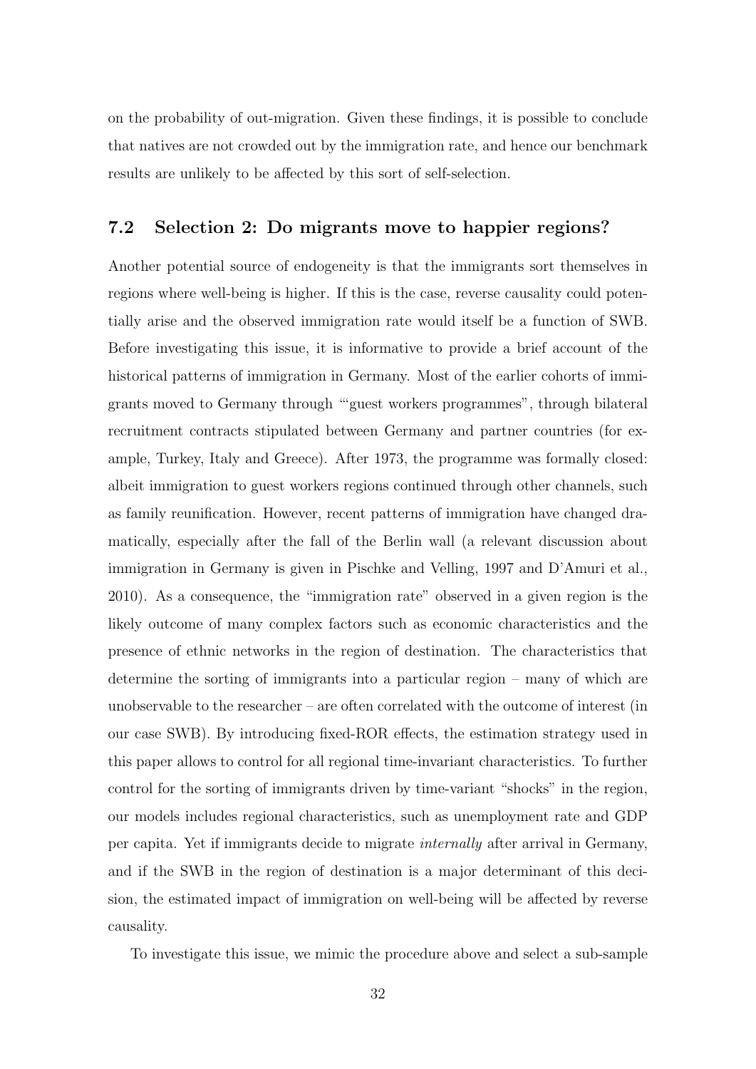on the probability of out-migration. Given these findings, it is possible to conclude that natives are not crowded out by the immigration rate, and hence our benchmark results are unlikely to be affected by this sort of self-selection.

### 7.2 Selection 2: Do migrants move to happier regions?

Another potential source of endogeneity is that the immigrants sort themselves in regions where well-being is higher. If this is the case, reverse causality could potentially arise and the observed immigration rate would itself be a function of SWB. Before investigating this issue, it is informative to provide a brief account of the historical patterns of immigration in Germany. Most of the earlier cohorts of immigrants moved to Germany through "'guest workers programmes", through bilateral recruitment contracts stipulated between Germany and partner countries (for example, Turkey, Italy and Greece). After 1973, the programme was formally closed: albeit immigration to guest workers regions continued through other channels, such as family reunification. However, recent patterns of immigration have changed dramatically, especially after the fall of the Berlin wall (a relevant discussion about immigration in Germany is given in Pischke and Velling, 1997 and D'Amuri et al., 2010). As a consequence, the "immigration rate" observed in a given region is the likely outcome of many complex factors such as economic characteristics and the presence of ethnic networks in the region of destination. The characteristics that determine the sorting of immigrants into a particular region – many of which are unobservable to the researcher – are often correlated with the outcome of interest (in our case SWB). By introducing fixed-ROR effects, the estimation strategy used in this paper allows to control for all regional time-invariant characteristics. To further control for the sorting of immigrants driven by time-variant "shocks" in the region, our models includes regional characteristics, such as unemployment rate and GDP per capita. Yet if immigrants decide to migrate *internally* after arrival in Germany, and if the SWB in the region of destination is a major determinant of this decision, the estimated impact of immigration on well-being will be affected by reverse causality.

To investigate this issue, we mimic the procedure above and select a sub-sample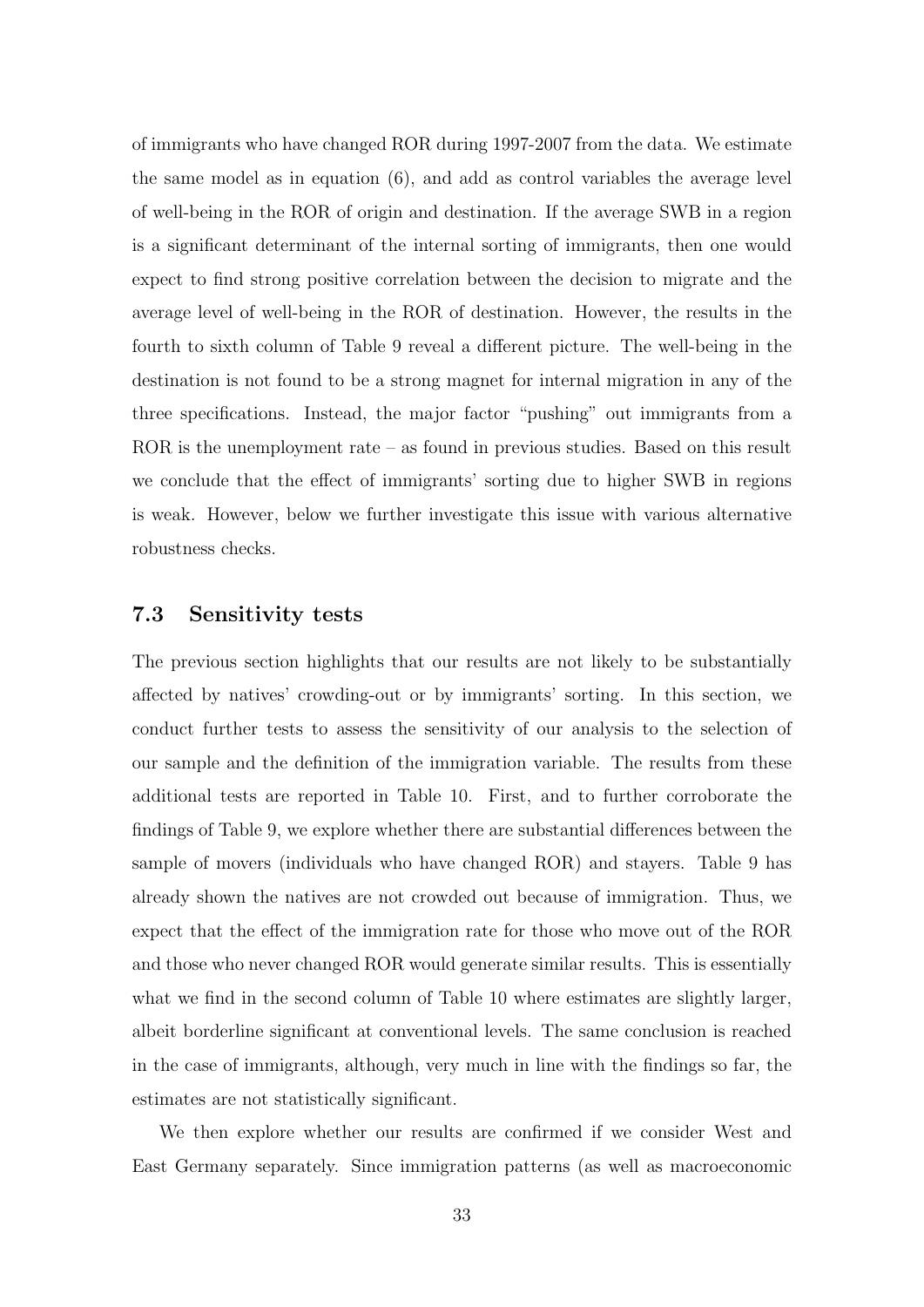of immigrants who have changed ROR during 1997-2007 from the data. We estimate the same model as in equation (6), and add as control variables the average level of well-being in the ROR of origin and destination. If the average SWB in a region is a significant determinant of the internal sorting of immigrants, then one would expect to find strong positive correlation between the decision to migrate and the average level of well-being in the ROR of destination. However, the results in the fourth to sixth column of Table 9 reveal a different picture. The well-being in the destination is not found to be a strong magnet for internal migration in any of the three specifications. Instead, the major factor "pushing" out immigrants from a ROR is the unemployment rate – as found in previous studies. Based on this result we conclude that the effect of immigrants' sorting due to higher SWB in regions is weak. However, below we further investigate this issue with various alternative robustness checks.

### 7.3 Sensitivity tests

The previous section highlights that our results are not likely to be substantially affected by natives' crowding-out or by immigrants' sorting. In this section, we conduct further tests to assess the sensitivity of our analysis to the selection of our sample and the definition of the immigration variable. The results from these additional tests are reported in Table 10. First, and to further corroborate the findings of Table 9, we explore whether there are substantial differences between the sample of movers (individuals who have changed ROR) and stayers. Table 9 has already shown the natives are not crowded out because of immigration. Thus, we expect that the effect of the immigration rate for those who move out of the ROR and those who never changed ROR would generate similar results. This is essentially what we find in the second column of Table 10 where estimates are slightly larger, albeit borderline significant at conventional levels. The same conclusion is reached in the case of immigrants, although, very much in line with the findings so far, the estimates are not statistically significant.

We then explore whether our results are confirmed if we consider West and East Germany separately. Since immigration patterns (as well as macroeconomic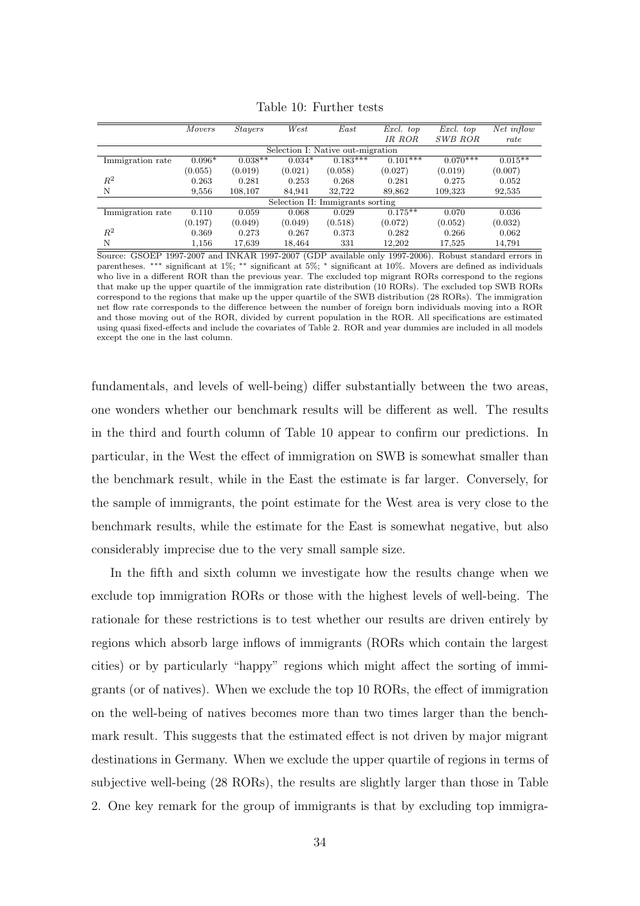Table 10: Further tests

| | *Movers* | *Stayers* | *West* | *East* | *Excl. top IR ROR* | *Excl. top SWB ROR* | *Net inflow rate* |
|---|---|---|---|---|---|---|---|
| Selection I: Native out-migration | | | | | | | |
| Immigration rate | 0.096* | 0.038** | 0.034* | 0.183*** | 0.101*** | 0.070*** | 0.015** |
| | (0.055) | (0.019) | (0.021) | (0.058) | (0.027) | (0.019) | (0.007) |
| $R^2$ | 0.263 | 0.281 | 0.253 | 0.268 | 0.281 | 0.275 | 0.052 |
| N | 9,556 | 108,107 | 84,941 | 32,722 | 89,862 | 109,323 | 92,535 |
| Selection II: Immigrants sorting | | | | | | | |
| Immigration rate | 0.110 | 0.059 | 0.068 | 0.029 | 0.175** | 0.070 | 0.036 |
| | (0.197) | (0.049) | (0.049) | (0.518) | (0.072) | (0.052) | (0.032) |
| $R^2$ | 0.369 | 0.273 | 0.267 | 0.373 | 0.282 | 0.266 | 0.062 |
| N | 1,156 | 17,639 | 18,464 | 331 | 12,202 | 17,525 | 14,791 |

Source: GSOEP 1997-2007 and INKAR 1997-2007 (GDP available only 1997-2006). Robust standard errors in parentheses. *** significant at 1%; ** significant at 5%; * significant at 10%. Movers are defined as individuals who live in a different ROR than the previous year. The excluded top migrant RORs correspond to the regions that make up the upper quartile of the immigration rate distribution (10 RORs). The excluded top SWB RORs correspond to the regions that make up the upper quartile of the SWB distribution (28 RORs). The immigration net flow rate corresponds to the difference between the number of foreign born individuals moving into a ROR and those moving out of the ROR, divided by current population in the ROR. All specifications are estimated using quasi fixed-effects and include the covariates of Table 2. ROR and year dummies are included in all models except the one in the last column.

fundamentals, and levels of well-being) differ substantially between the two areas, one wonders whether our benchmark results will be different as well. The results in the third and fourth column of Table 10 appear to confirm our predictions. In particular, in the West the effect of immigration on SWB is somewhat smaller than the benchmark result, while in the East the estimate is far larger. Conversely, for the sample of immigrants, the point estimate for the West area is very close to the benchmark results, while the estimate for the East is somewhat negative, but also considerably imprecise due to the very small sample size.

In the fifth and sixth column we investigate how the results change when we exclude top immigration RORs or those with the highest levels of well-being. The rationale for these restrictions is to test whether our results are driven entirely by regions which absorb large inflows of immigrants (RORs which contain the largest cities) or by particularly "happy" regions which might affect the sorting of immigrants (or of natives). When we exclude the top 10 RORs, the effect of immigration on the well-being of natives becomes more than two times larger than the benchmark result. This suggests that the estimated effect is not driven by major migrant destinations in Germany. When we exclude the upper quartile of regions in terms of subjective well-being (28 RORs), the results are slightly larger than those in Table 2. One key remark for the group of immigrants is that by excluding top immigra-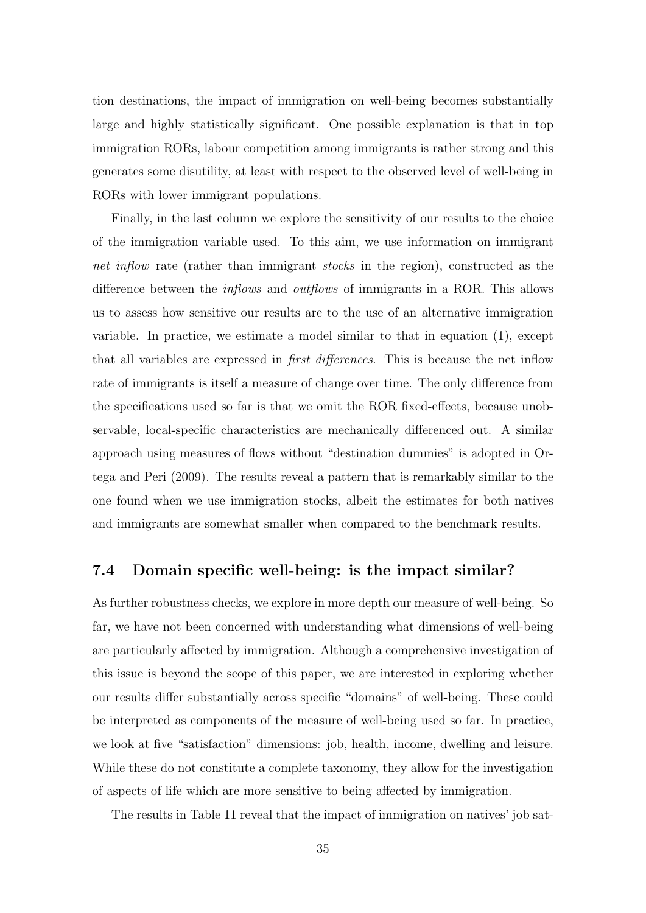tion destinations, the impact of immigration on well-being becomes substantially large and highly statistically significant. One possible explanation is that in top immigration RORs, labour competition among immigrants is rather strong and this generates some disutility, at least with respect to the observed level of well-being in RORs with lower immigrant populations.

Finally, in the last column we explore the sensitivity of our results to the choice of the immigration variable used. To this aim, we use information on immigrant *net inflow* rate (rather than immigrant *stocks* in the region), constructed as the difference between the *inflows* and *outflows* of immigrants in a ROR. This allows us to assess how sensitive our results are to the use of an alternative immigration variable. In practice, we estimate a model similar to that in equation (1), except that all variables are expressed in *first differences*. This is because the net inflow rate of immigrants is itself a measure of change over time. The only difference from the specifications used so far is that we omit the ROR fixed-effects, because unobservable, local-specific characteristics are mechanically differenced out. A similar approach using measures of flows without "destination dummies" is adopted in Ortega and Peri (2009). The results reveal a pattern that is remarkably similar to the one found when we use immigration stocks, albeit the estimates for both natives and immigrants are somewhat smaller when compared to the benchmark results.

### 7.4 Domain specific well-being: is the impact similar?

As further robustness checks, we explore in more depth our measure of well-being. So far, we have not been concerned with understanding what dimensions of well-being are particularly affected by immigration. Although a comprehensive investigation of this issue is beyond the scope of this paper, we are interested in exploring whether our results differ substantially across specific "domains" of well-being. These could be interpreted as components of the measure of well-being used so far. In practice, we look at five "satisfaction" dimensions: job, health, income, dwelling and leisure. While these do not constitute a complete taxonomy, they allow for the investigation of aspects of life which are more sensitive to being affected by immigration.

The results in Table 11 reveal that the impact of immigration on natives' job sat-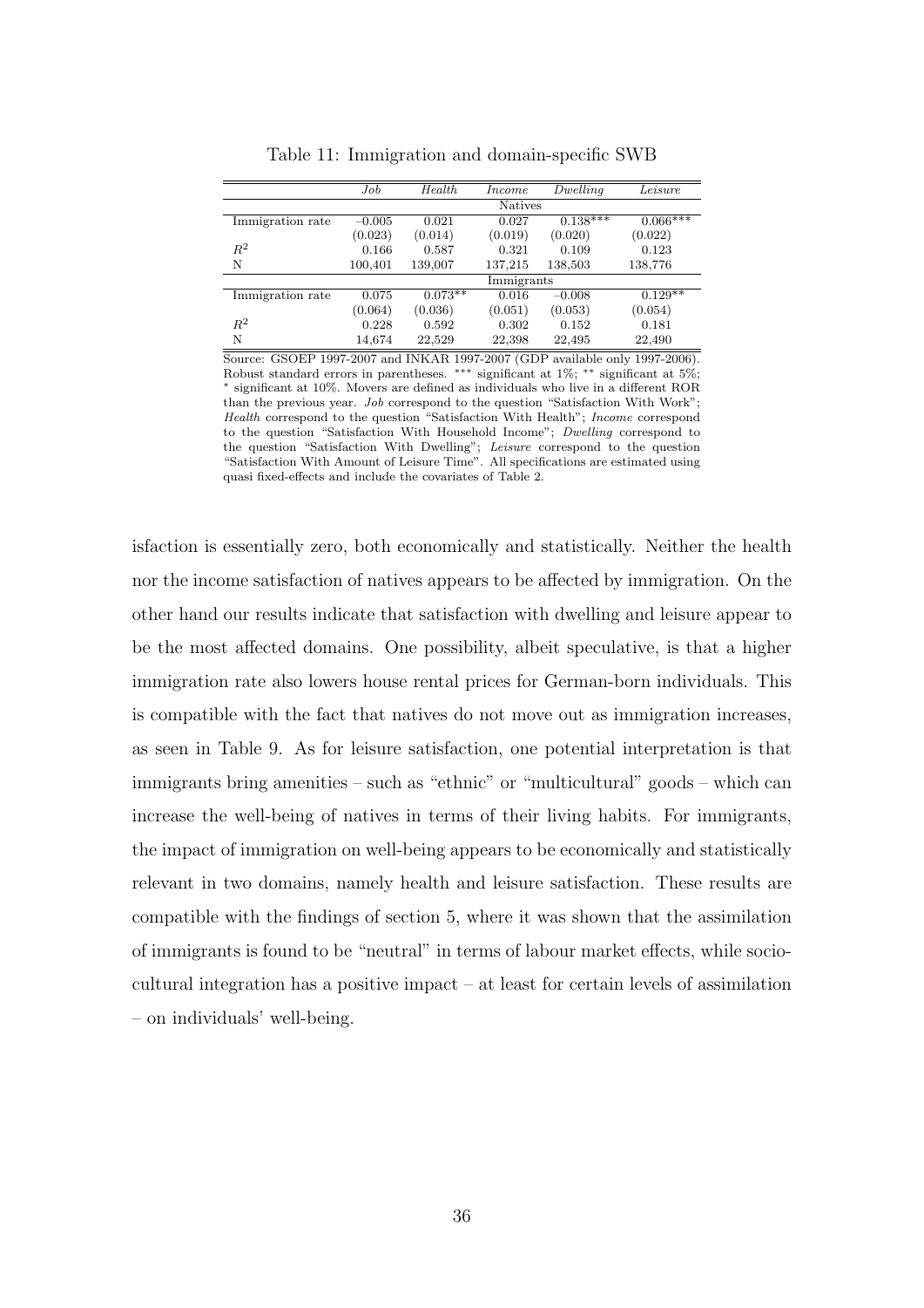Table 11: Immigration and domain-specific SWB

| | *Job* | *Health* | *Income* | *Dwelling* | *Leisure* |
|---|---|---|---|---|---|
| | | | Natives | | |
| Immigration rate | −0.005 | 0.021 | 0.027 | 0.138*** | 0.066*** |
| | (0.023) | (0.014) | (0.019) | (0.020) | (0.022) |
| $R^2$ | 0.166 | 0.587 | 0.321 | 0.109 | 0.123 |
| N | 100,401 | 139,007 | 137,215 | 138,503 | 138,776 |
| | | | Immigrants | | |
| Immigration rate | 0.075 | 0.073** | 0.016 | −0.008 | 0.129** |
| | (0.064) | (0.036) | (0.051) | (0.053) | (0.054) |
| $R^2$ | 0.228 | 0.592 | 0.302 | 0.152 | 0.181 |
| N | 14,674 | 22,529 | 22,398 | 22,495 | 22,490 |

Source: GSOEP 1997-2007 and INKAR 1997-2007 (GDP available only 1997-2006). Robust standard errors in parentheses. *** significant at 1%; ** significant at 5%; * significant at 10%. Movers are defined as individuals who live in a different ROR than the previous year. *Job* correspond to the question "Satisfaction With Work"; *Health* correspond to the question "Satisfaction With Health"; *Income* correspond to the question "Satisfaction With Household Income"; *Dwelling* correspond to the question "Satisfaction With Dwelling"; *Leisure* correspond to the question "Satisfaction With Amount of Leisure Time". All specifications are estimated using quasi fixed-effects and include the covariates of Table 2.

isfaction is essentially zero, both economically and statistically. Neither the health nor the income satisfaction of natives appears to be affected by immigration. On the other hand our results indicate that satisfaction with dwelling and leisure appear to be the most affected domains. One possibility, albeit speculative, is that a higher immigration rate also lowers house rental prices for German-born individuals. This is compatible with the fact that natives do not move out as immigration increases, as seen in Table 9. As for leisure satisfaction, one potential interpretation is that immigrants bring amenities – such as "ethnic" or "multicultural" goods – which can increase the well-being of natives in terms of their living habits. For immigrants, the impact of immigration on well-being appears to be economically and statistically relevant in two domains, namely health and leisure satisfaction. These results are compatible with the findings of section 5, where it was shown that the assimilation of immigrants is found to be "neutral" in terms of labour market effects, while socio-cultural integration has a positive impact – at least for certain levels of assimilation – on individuals' well-being.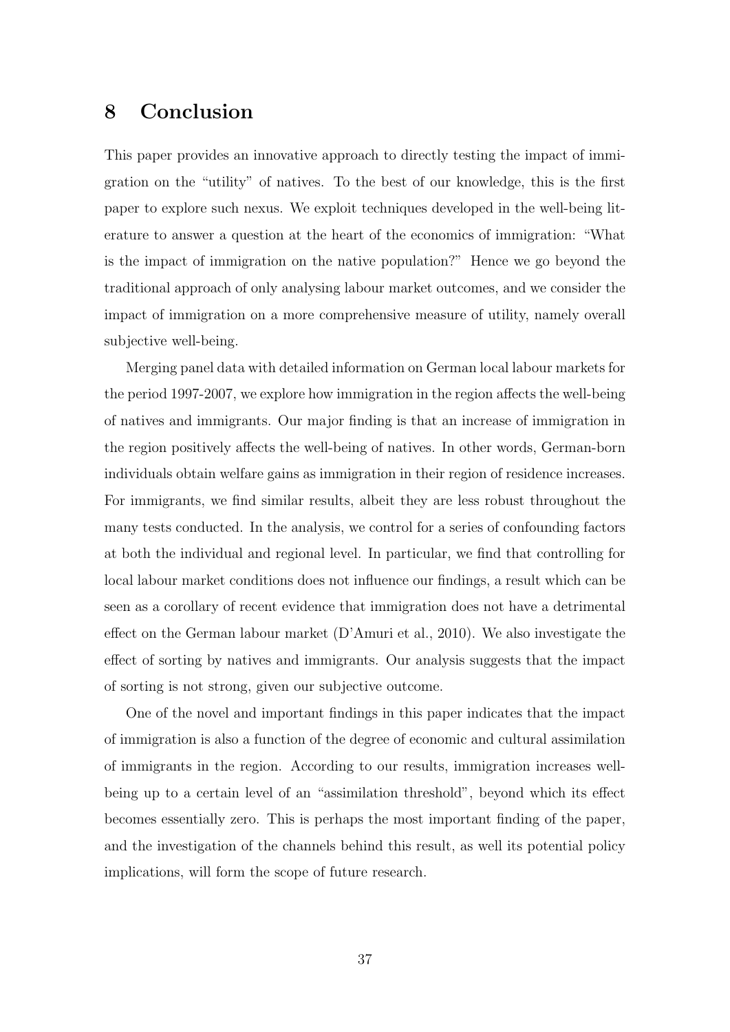# 8 Conclusion

This paper provides an innovative approach to directly testing the impact of immigration on the "utility" of natives. To the best of our knowledge, this is the first paper to explore such nexus. We exploit techniques developed in the well-being literature to answer a question at the heart of the economics of immigration: "What is the impact of immigration on the native population?" Hence we go beyond the traditional approach of only analysing labour market outcomes, and we consider the impact of immigration on a more comprehensive measure of utility, namely overall subjective well-being.

Merging panel data with detailed information on German local labour markets for the period 1997-2007, we explore how immigration in the region affects the well-being of natives and immigrants. Our major finding is that an increase of immigration in the region positively affects the well-being of natives. In other words, German-born individuals obtain welfare gains as immigration in their region of residence increases. For immigrants, we find similar results, albeit they are less robust throughout the many tests conducted. In the analysis, we control for a series of confounding factors at both the individual and regional level. In particular, we find that controlling for local labour market conditions does not influence our findings, a result which can be seen as a corollary of recent evidence that immigration does not have a detrimental effect on the German labour market (D'Amuri et al., 2010). We also investigate the effect of sorting by natives and immigrants. Our analysis suggests that the impact of sorting is not strong, given our subjective outcome.

One of the novel and important findings in this paper indicates that the impact of immigration is also a function of the degree of economic and cultural assimilation of immigrants in the region. According to our results, immigration increases well-being up to a certain level of an "assimilation threshold", beyond which its effect becomes essentially zero. This is perhaps the most important finding of the paper, and the investigation of the channels behind this result, as well its potential policy implications, will form the scope of future research.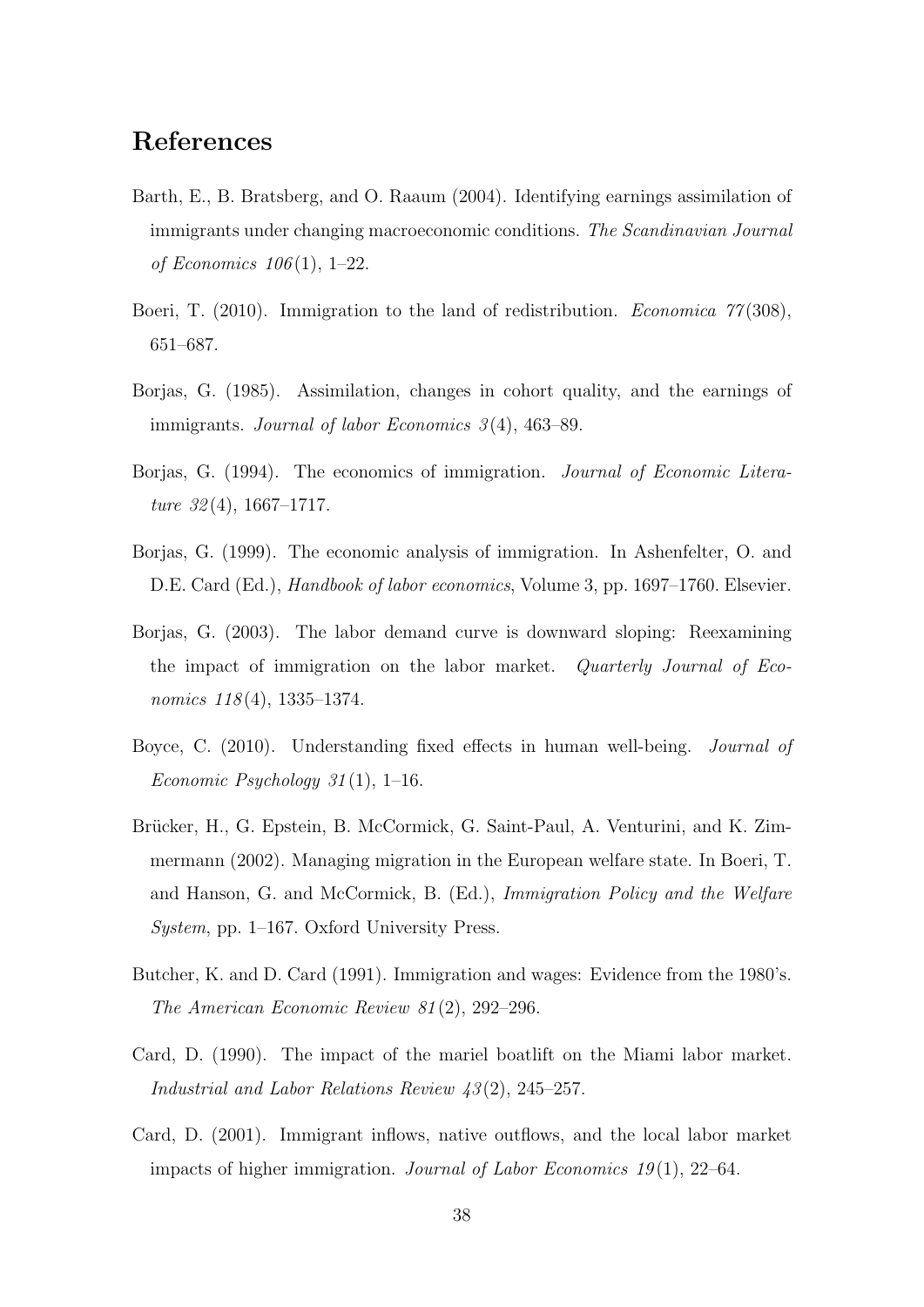## References

Barth, E., B. Bratsberg, and O. Raaum (2004). Identifying earnings assimilation of immigrants under changing macroeconomic conditions. *The Scandinavian Journal of Economics 106*(1), 1–22.

Boeri, T. (2010). Immigration to the land of redistribution. *Economica 77*(308), 651–687.

Borjas, G. (1985). Assimilation, changes in cohort quality, and the earnings of immigrants. *Journal of labor Economics 3*(4), 463–89.

Borjas, G. (1994). The economics of immigration. *Journal of Economic Literature 32*(4), 1667–1717.

Borjas, G. (1999). The economic analysis of immigration. In Ashenfelter, O. and D.E. Card (Ed.), *Handbook of labor economics*, Volume 3, pp. 1697–1760. Elsevier.

Borjas, G. (2003). The labor demand curve is downward sloping: Reexamining the impact of immigration on the labor market. *Quarterly Journal of Economics 118*(4), 1335–1374.

Boyce, C. (2010). Understanding fixed effects in human well-being. *Journal of Economic Psychology 31*(1), 1–16.

Brücker, H., G. Epstein, B. McCormick, G. Saint-Paul, A. Venturini, and K. Zimmermann (2002). Managing migration in the European welfare state. In Boeri, T. and Hanson, G. and McCormick, B. (Ed.), *Immigration Policy and the Welfare System*, pp. 1–167. Oxford University Press.

Butcher, K. and D. Card (1991). Immigration and wages: Evidence from the 1980's. *The American Economic Review 81*(2), 292–296.

Card, D. (1990). The impact of the mariel boatlift on the Miami labor market. *Industrial and Labor Relations Review 43*(2), 245–257.

Card, D. (2001). Immigrant inflows, native outflows, and the local labor market impacts of higher immigration. *Journal of Labor Economics 19*(1), 22–64.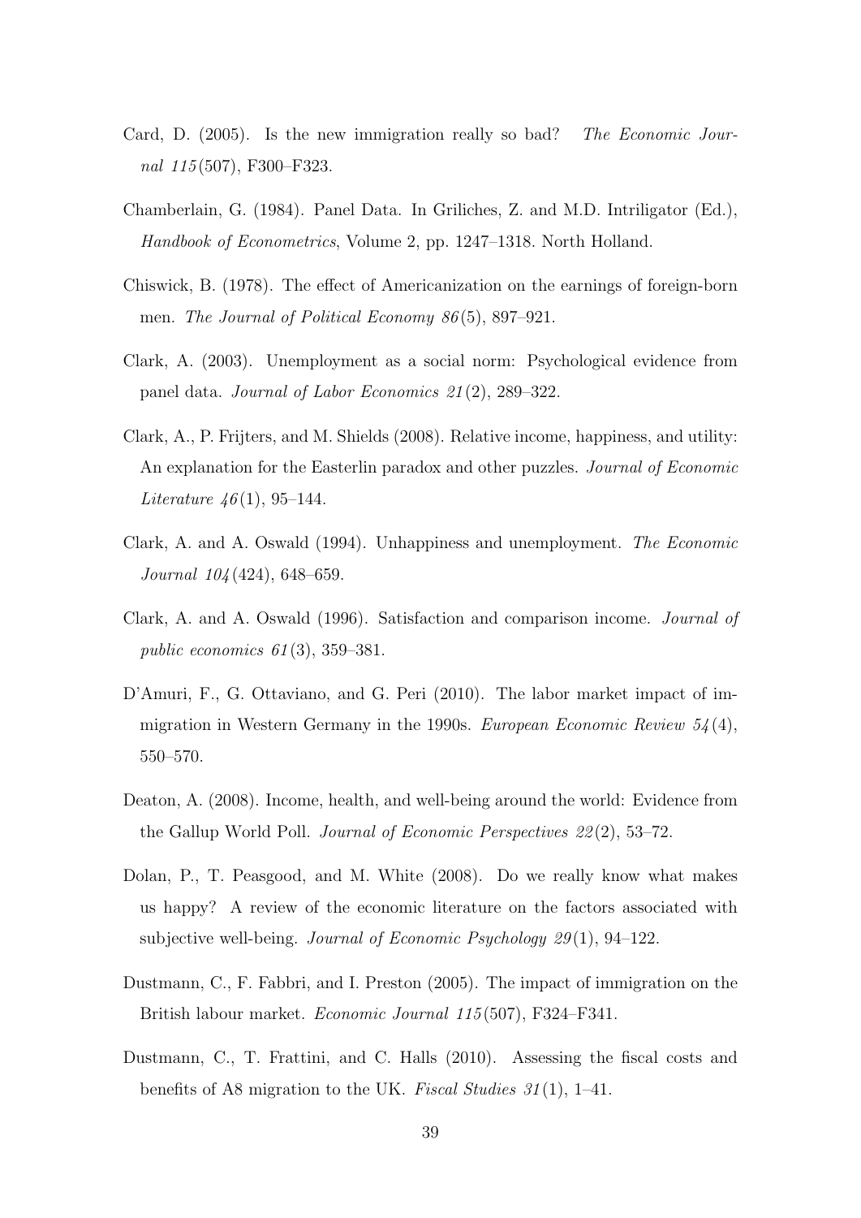Card, D. (2005). Is the new immigration really so bad? *The Economic Journal 115*(507), F300–F323.

Chamberlain, G. (1984). Panel Data. In Griliches, Z. and M.D. Intriligator (Ed.), *Handbook of Econometrics*, Volume 2, pp. 1247–1318. North Holland.

Chiswick, B. (1978). The effect of Americanization on the earnings of foreign-born men. *The Journal of Political Economy 86*(5), 897–921.

Clark, A. (2003). Unemployment as a social norm: Psychological evidence from panel data. *Journal of Labor Economics 21*(2), 289–322.

Clark, A., P. Frijters, and M. Shields (2008). Relative income, happiness, and utility: An explanation for the Easterlin paradox and other puzzles. *Journal of Economic Literature 46*(1), 95–144.

Clark, A. and A. Oswald (1994). Unhappiness and unemployment. *The Economic Journal 104*(424), 648–659.

Clark, A. and A. Oswald (1996). Satisfaction and comparison income. *Journal of public economics 61*(3), 359–381.

D'Amuri, F., G. Ottaviano, and G. Peri (2010). The labor market impact of immigration in Western Germany in the 1990s. *European Economic Review 54*(4), 550–570.

Deaton, A. (2008). Income, health, and well-being around the world: Evidence from the Gallup World Poll. *Journal of Economic Perspectives 22*(2), 53–72.

Dolan, P., T. Peasgood, and M. White (2008). Do we really know what makes us happy? A review of the economic literature on the factors associated with subjective well-being. *Journal of Economic Psychology 29*(1), 94–122.

Dustmann, C., F. Fabbri, and I. Preston (2005). The impact of immigration on the British labour market. *Economic Journal 115*(507), F324–F341.

Dustmann, C., T. Frattini, and C. Halls (2010). Assessing the fiscal costs and benefits of A8 migration to the UK. *Fiscal Studies 31*(1), 1–41.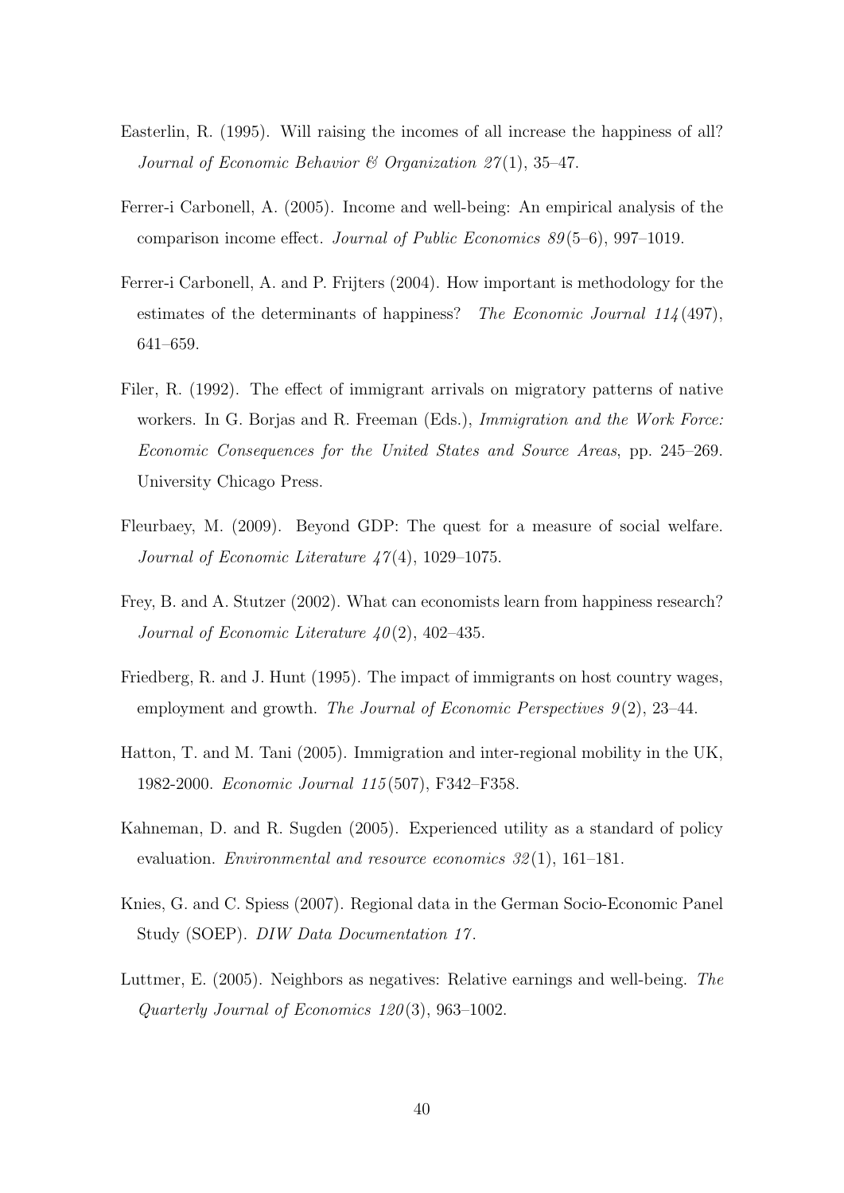Easterlin, R. (1995). Will raising the incomes of all increase the happiness of all? *Journal of Economic Behavior & Organization 27*(1), 35–47.

Ferrer-i Carbonell, A. (2005). Income and well-being: An empirical analysis of the comparison income effect. *Journal of Public Economics 89*(5–6), 997–1019.

Ferrer-i Carbonell, A. and P. Frijters (2004). How important is methodology for the estimates of the determinants of happiness? *The Economic Journal 114*(497), 641–659.

Filer, R. (1992). The effect of immigrant arrivals on migratory patterns of native workers. In G. Borjas and R. Freeman (Eds.), *Immigration and the Work Force: Economic Consequences for the United States and Source Areas*, pp. 245–269. University Chicago Press.

Fleurbaey, M. (2009). Beyond GDP: The quest for a measure of social welfare. *Journal of Economic Literature 47*(4), 1029–1075.

Frey, B. and A. Stutzer (2002). What can economists learn from happiness research? *Journal of Economic Literature 40*(2), 402–435.

Friedberg, R. and J. Hunt (1995). The impact of immigrants on host country wages, employment and growth. *The Journal of Economic Perspectives 9*(2), 23–44.

Hatton, T. and M. Tani (2005). Immigration and inter-regional mobility in the UK, 1982-2000. *Economic Journal 115*(507), F342–F358.

Kahneman, D. and R. Sugden (2005). Experienced utility as a standard of policy evaluation. *Environmental and resource economics 32*(1), 161–181.

Knies, G. and C. Spiess (2007). Regional data in the German Socio-Economic Panel Study (SOEP). *DIW Data Documentation 17*.

Luttmer, E. (2005). Neighbors as negatives: Relative earnings and well-being. *The Quarterly Journal of Economics 120*(3), 963–1002.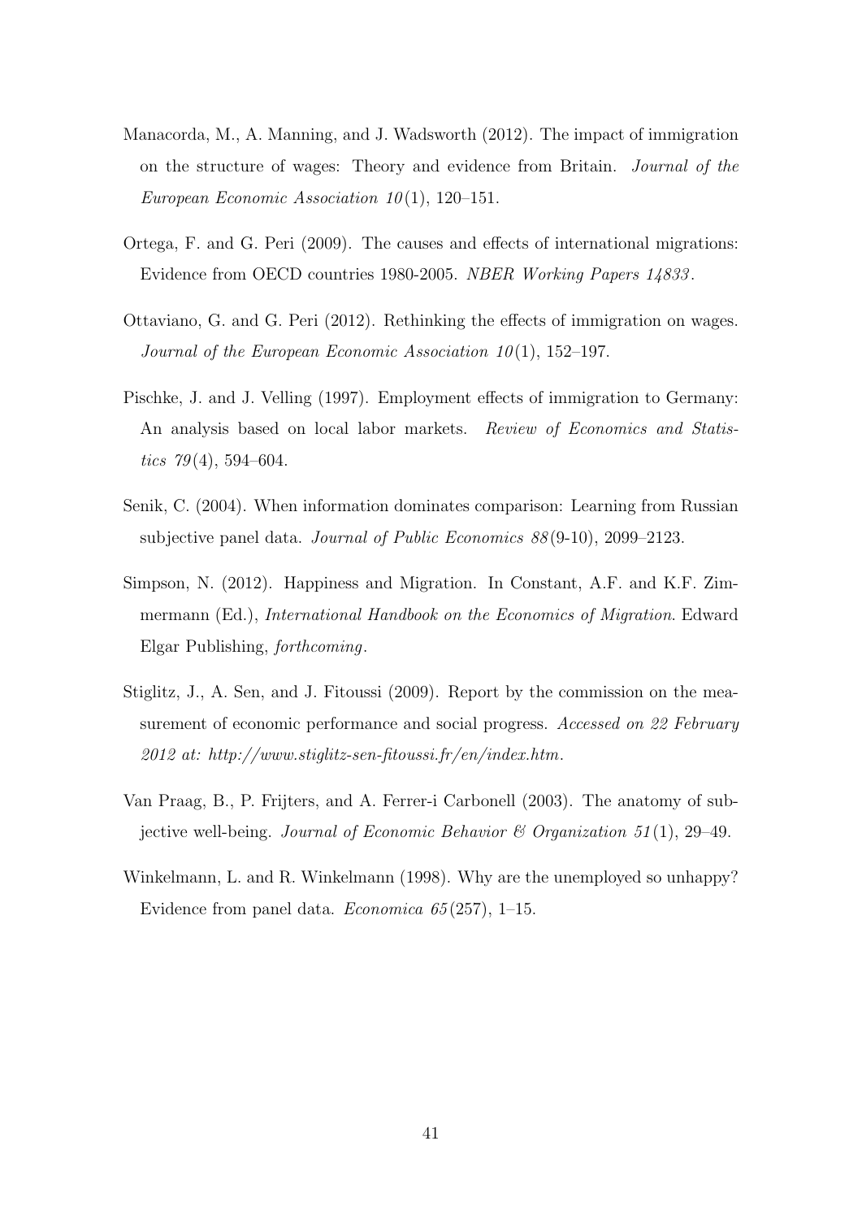Manacorda, M., A. Manning, and J. Wadsworth (2012). The impact of immigration on the structure of wages: Theory and evidence from Britain. *Journal of the European Economic Association 10*(1), 120–151.

Ortega, F. and G. Peri (2009). The causes and effects of international migrations: Evidence from OECD countries 1980-2005. *NBER Working Papers 14833*.

Ottaviano, G. and G. Peri (2012). Rethinking the effects of immigration on wages. *Journal of the European Economic Association 10*(1), 152–197.

Pischke, J. and J. Velling (1997). Employment effects of immigration to Germany: An analysis based on local labor markets. *Review of Economics and Statistics 79*(4), 594–604.

Senik, C. (2004). When information dominates comparison: Learning from Russian subjective panel data. *Journal of Public Economics 88*(9-10), 2099–2123.

Simpson, N. (2012). Happiness and Migration. In Constant, A.F. and K.F. Zimmermann (Ed.), *International Handbook on the Economics of Migration*. Edward Elgar Publishing, *forthcoming*.

Stiglitz, J., A. Sen, and J. Fitoussi (2009). Report by the commission on the measurement of economic performance and social progress. *Accessed on 22 February 2012 at: http://www.stiglitz-sen-fitoussi.fr/en/index.htm*.

Van Praag, B., P. Frijters, and A. Ferrer-i Carbonell (2003). The anatomy of subjective well-being. *Journal of Economic Behavior & Organization 51*(1), 29–49.

Winkelmann, L. and R. Winkelmann (1998). Why are the unemployed so unhappy? Evidence from panel data. *Economica 65*(257), 1–15.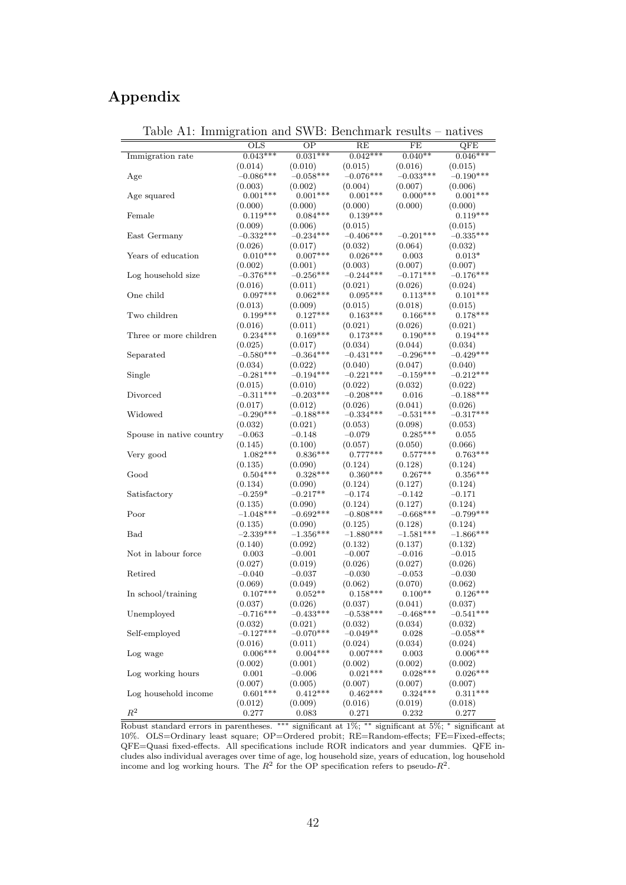# Appendix

Table A1: Immigration and SWB: Benchmark results – natives

| | OLS | OP | RE | FE | QFE |
|---|---|---|---|---|---|
| Immigration rate | 0.043*** | 0.031*** | 0.042*** | 0.040** | 0.046*** |
| | (0.014) | (0.010) | (0.015) | (0.016) | (0.015) |
| Age | −0.086*** | −0.058*** | −0.076*** | −0.033*** | −0.190*** |
| | (0.003) | (0.002) | (0.004) | (0.007) | (0.006) |
| Age squared | 0.001*** | 0.001*** | 0.001*** | 0.000*** | 0.001*** |
| | (0.000) | (0.000) | (0.000) | (0.000) | (0.000) |
| Female | 0.119*** | 0.084*** | 0.139*** | | 0.119*** |
| | (0.009) | (0.006) | (0.015) | | (0.015) |
| East Germany | −0.332*** | −0.234*** | −0.406*** | −0.201*** | −0.335*** |
| | (0.026) | (0.017) | (0.032) | (0.064) | (0.032) |
| Years of education | 0.010*** | 0.007*** | 0.026*** | 0.003 | 0.013* |
| | (0.002) | (0.001) | (0.003) | (0.007) | (0.007) |
| Log household size | −0.376*** | −0.256*** | −0.244*** | −0.171*** | −0.176*** |
| | (0.016) | (0.011) | (0.021) | (0.026) | (0.024) |
| One child | 0.097*** | 0.062*** | 0.095*** | 0.113*** | 0.101*** |
| | (0.013) | (0.009) | (0.015) | (0.018) | (0.015) |
| Two children | 0.199*** | 0.127*** | 0.163*** | 0.166*** | 0.178*** |
| | (0.016) | (0.011) | (0.021) | (0.026) | (0.021) |
| Three or more children | 0.234*** | 0.169*** | 0.173*** | 0.190*** | 0.194*** |
| | (0.025) | (0.017) | (0.034) | (0.044) | (0.034) |
| Separated | −0.580*** | −0.364*** | −0.431*** | −0.296*** | −0.429*** |
| | (0.034) | (0.022) | (0.040) | (0.047) | (0.040) |
| Single | −0.281*** | −0.194*** | −0.221*** | −0.159*** | −0.212*** |
| | (0.015) | (0.010) | (0.022) | (0.032) | (0.022) |
| Divorced | −0.311*** | −0.203*** | −0.208*** | 0.016 | −0.188*** |
| | (0.017) | (0.012) | (0.026) | (0.041) | (0.026) |
| Widowed | −0.290*** | −0.188*** | −0.334*** | −0.531*** | −0.317*** |
| | (0.032) | (0.021) | (0.053) | (0.098) | (0.053) |
| Spouse in native country | −0.063 | −0.148 | −0.079 | 0.285*** | 0.055 |
| | (0.145) | (0.100) | (0.057) | (0.050) | (0.066) |
| Very good | 1.082*** | 0.836*** | 0.777*** | 0.577*** | 0.763*** |
| | (0.135) | (0.090) | (0.124) | (0.128) | (0.124) |
| Good | 0.504*** | 0.328*** | 0.360*** | 0.267** | 0.356*** |
| | (0.134) | (0.090) | (0.124) | (0.127) | (0.124) |
| Satisfactory | −0.259* | −0.217** | −0.174 | −0.142 | −0.171 |
| | (0.135) | (0.090) | (0.124) | (0.127) | (0.124) |
| Poor | −1.048*** | −0.692*** | −0.808*** | −0.668*** | −0.799*** |
| | (0.135) | (0.090) | (0.125) | (0.128) | (0.124) |
| Bad | −2.339*** | −1.356*** | −1.880*** | −1.581*** | −1.866*** |
| | (0.140) | (0.092) | (0.132) | (0.137) | (0.132) |
| Not in labour force | 0.003 | −0.001 | −0.007 | −0.016 | −0.015 |
| | (0.027) | (0.019) | (0.026) | (0.027) | (0.026) |
| Retired | −0.040 | −0.037 | −0.030 | −0.053 | −0.030 |
| | (0.069) | (0.049) | (0.062) | (0.070) | (0.062) |
| In school/training | 0.107*** | 0.052** | 0.158*** | 0.100** | 0.126*** |
| | (0.037) | (0.026) | (0.037) | (0.041) | (0.037) |
| Unemployed | −0.716*** | −0.433*** | −0.538*** | −0.468*** | −0.541*** |
| | (0.032) | (0.021) | (0.032) | (0.034) | (0.032) |
| Self-employed | −0.127*** | −0.070*** | −0.049** | 0.028 | −0.058** |
| | (0.016) | (0.011) | (0.024) | (0.034) | (0.024) |
| Log wage | 0.006*** | 0.004*** | 0.007*** | 0.003 | 0.006*** |
| | (0.002) | (0.001) | (0.002) | (0.002) | (0.002) |
| Log working hours | 0.001 | −0.006 | 0.021*** | 0.028*** | 0.026*** |
| | (0.007) | (0.005) | (0.007) | (0.007) | (0.007) |
| Log household income | 0.601*** | 0.412*** | 0.462*** | 0.324*** | 0.311*** |
| | (0.012) | (0.009) | (0.016) | (0.019) | (0.018) |
| $R^2$ | 0.277 | 0.083 | 0.271 | 0.232 | 0.277 |

Robust standard errors in parentheses. *** significant at 1%; ** significant at 5%; * significant at 10%. OLS=Ordinary least square; OP=Ordered probit; RE=Random-effects; FE=Fixed-effects; QFE=Quasi fixed-effects. All specifications include ROR indicators and year dummies. QFE includes also individual averages over time of age, log household size, years of education, log household income and log working hours. The $R^2$ for the OP specification refers to pseudo-$R^2$.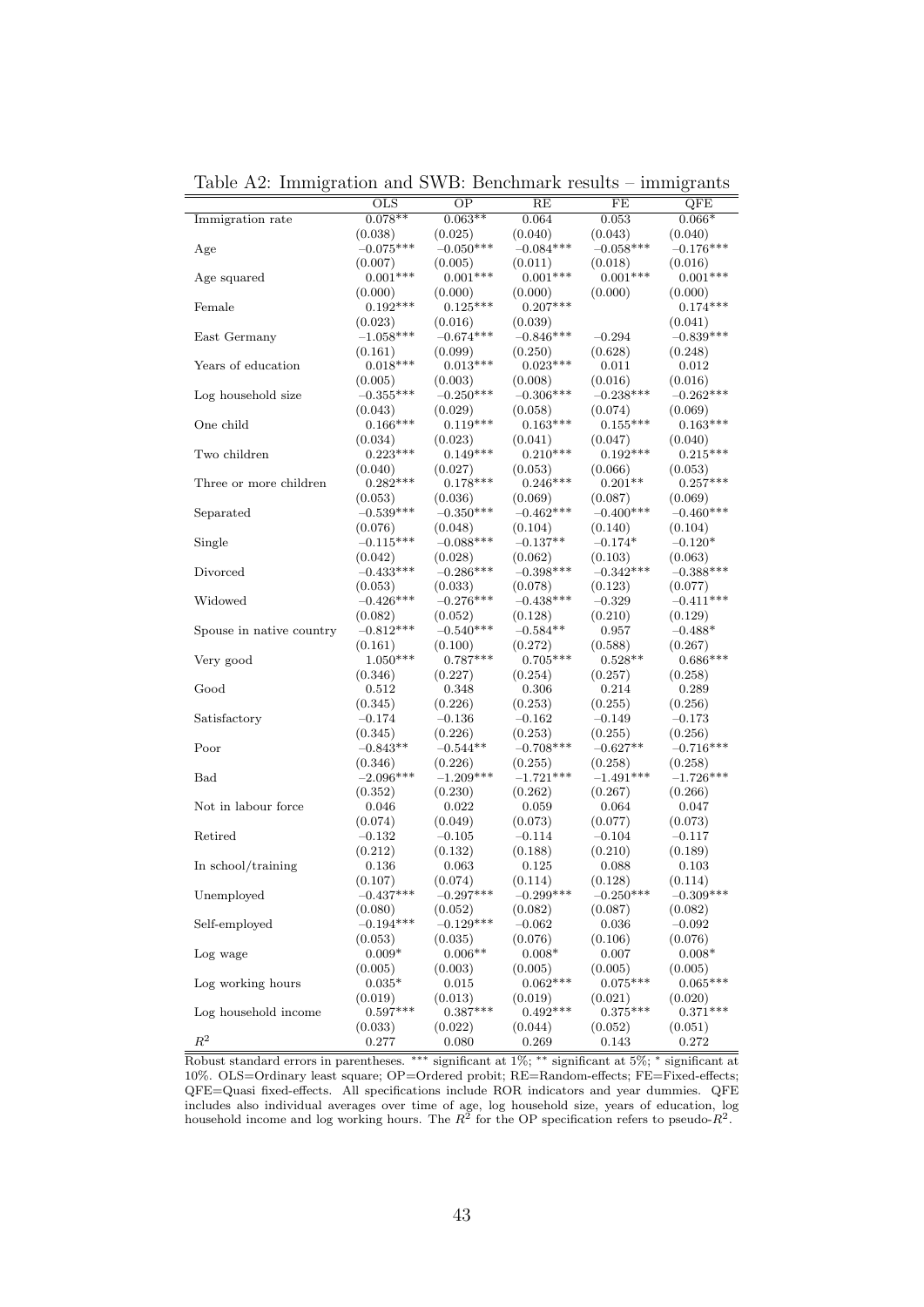Table A2: Immigration and SWB: Benchmark results – immigrants

| | OLS | OP | RE | FE | QFE |
|---|---|---|---|---|---|
| Immigration rate | 0.078** | 0.063** | 0.064 | 0.053 | 0.066* |
| | (0.038) | (0.025) | (0.040) | (0.043) | (0.040) |
| Age | −0.075*** | −0.050*** | −0.084*** | −0.058*** | −0.176*** |
| | (0.007) | (0.005) | (0.011) | (0.018) | (0.016) |
| Age squared | 0.001*** | 0.001*** | 0.001*** | 0.001*** | 0.001*** |
| | (0.000) | (0.000) | (0.000) | (0.000) | (0.000) |
| Female | 0.192*** | 0.125*** | 0.207*** | | 0.174*** |
| | (0.023) | (0.016) | (0.039) | | (0.041) |
| East Germany | −1.058*** | −0.674*** | −0.846*** | −0.294 | −0.839*** |
| | (0.161) | (0.099) | (0.250) | (0.628) | (0.248) |
| Years of education | 0.018*** | 0.013*** | 0.023*** | 0.011 | 0.012 |
| | (0.005) | (0.003) | (0.008) | (0.016) | (0.016) |
| Log household size | −0.355*** | −0.250*** | −0.306*** | −0.238*** | −0.262*** |
| | (0.043) | (0.029) | (0.058) | (0.074) | (0.069) |
| One child | 0.166*** | 0.119*** | 0.163*** | 0.155*** | 0.163*** |
| | (0.034) | (0.023) | (0.041) | (0.047) | (0.040) |
| Two children | 0.223*** | 0.149*** | 0.210*** | 0.192*** | 0.215*** |
| | (0.040) | (0.027) | (0.053) | (0.066) | (0.053) |
| Three or more children | 0.282*** | 0.178*** | 0.246*** | 0.201** | 0.257*** |
| | (0.053) | (0.036) | (0.069) | (0.087) | (0.069) |
| Separated | −0.539*** | −0.350*** | −0.462*** | −0.400*** | −0.460*** |
| | (0.076) | (0.048) | (0.104) | (0.140) | (0.104) |
| Single | −0.115*** | −0.088*** | −0.137** | −0.174* | −0.120* |
| | (0.042) | (0.028) | (0.062) | (0.103) | (0.063) |
| Divorced | −0.433*** | −0.286*** | −0.398*** | −0.342*** | −0.388*** |
| | (0.053) | (0.033) | (0.078) | (0.123) | (0.077) |
| Widowed | −0.426*** | −0.276*** | −0.438*** | −0.329 | −0.411*** |
| | (0.082) | (0.052) | (0.128) | (0.210) | (0.129) |
| Spouse in native country | −0.812*** | −0.540*** | −0.584** | 0.957 | −0.488* |
| | (0.161) | (0.100) | (0.272) | (0.588) | (0.267) |
| Very good | 1.050*** | 0.787*** | 0.705*** | 0.528** | 0.686*** |
| | (0.346) | (0.227) | (0.254) | (0.257) | (0.258) |
| Good | 0.512 | 0.348 | 0.306 | 0.214 | 0.289 |
| | (0.345) | (0.226) | (0.253) | (0.255) | (0.256) |
| Satisfactory | −0.174 | −0.136 | −0.162 | −0.149 | −0.173 |
| | (0.345) | (0.226) | (0.253) | (0.255) | (0.256) |
| Poor | −0.843** | −0.544** | −0.708*** | −0.627** | −0.716*** |
| | (0.346) | (0.226) | (0.255) | (0.258) | (0.258) |
| Bad | −2.096*** | −1.209*** | −1.721*** | −1.491*** | −1.726*** |
| | (0.352) | (0.230) | (0.262) | (0.267) | (0.266) |
| Not in labour force | 0.046 | 0.022 | 0.059 | 0.064 | 0.047 |
| | (0.074) | (0.049) | (0.073) | (0.077) | (0.073) |
| Retired | −0.132 | −0.105 | −0.114 | −0.104 | −0.117 |
| | (0.212) | (0.132) | (0.188) | (0.210) | (0.189) |
| In school/training | 0.136 | 0.063 | 0.125 | 0.088 | 0.103 |
| | (0.107) | (0.074) | (0.114) | (0.128) | (0.114) |
| Unemployed | −0.437*** | −0.297*** | −0.299*** | −0.250*** | −0.309*** |
| | (0.080) | (0.052) | (0.082) | (0.087) | (0.082) |
| Self-employed | −0.194*** | −0.129*** | −0.062 | 0.036 | −0.092 |
| | (0.053) | (0.035) | (0.076) | (0.106) | (0.076) |
| Log wage | 0.009* | 0.006** | 0.008* | 0.007 | 0.008* |
| | (0.005) | (0.003) | (0.005) | (0.005) | (0.005) |
| Log working hours | 0.035* | 0.015 | 0.062*** | 0.075*** | 0.065*** |
| | (0.019) | (0.013) | (0.019) | (0.021) | (0.020) |
| Log household income | 0.597*** | 0.387*** | 0.492*** | 0.375*** | 0.371*** |
| | (0.033) | (0.022) | (0.044) | (0.052) | (0.051) |
| $R^2$ | 0.277 | 0.080 | 0.269 | 0.143 | 0.272 |

Robust standard errors in parentheses. *** significant at 1%; ** significant at 5%; * significant at 10%. OLS=Ordinary least square; OP=Ordered probit; RE=Random-effects; FE=Fixed-effects; QFE=Quasi fixed-effects. All specifications include ROR indicators and year dummies. QFE includes also individual averages over time of age, log household size, years of education, log household income and log working hours. The $R^2$ for the OP specification refers to pseudo-$R^2$.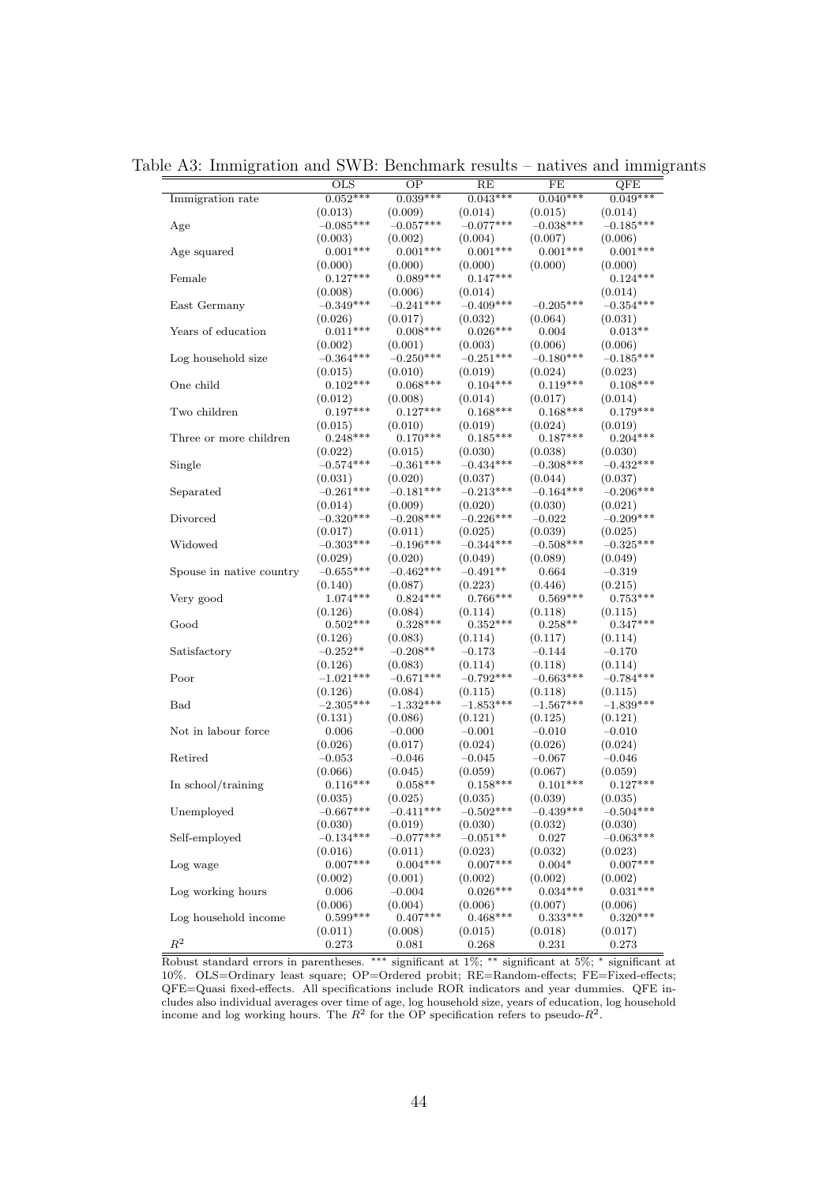Table A3: Immigration and SWB: Benchmark results – natives and immigrants

| | OLS | OP | RE | FE | QFE |
|---|---|---|---|---|---|
| Immigration rate | 0.052*** | 0.039*** | 0.043*** | 0.040*** | 0.049*** |
| | (0.013) | (0.009) | (0.014) | (0.015) | (0.014) |
| Age | −0.085*** | −0.057*** | −0.077*** | −0.038*** | −0.185*** |
| | (0.003) | (0.002) | (0.004) | (0.007) | (0.006) |
| Age squared | 0.001*** | 0.001*** | 0.001*** | 0.001*** | 0.001*** |
| | (0.000) | (0.000) | (0.000) | (0.000) | (0.000) |
| Female | 0.127*** | 0.089*** | 0.147*** | | 0.124*** |
| | (0.008) | (0.006) | (0.014) | | (0.014) |
| East Germany | −0.349*** | −0.241*** | −0.409*** | −0.205*** | −0.354*** |
| | (0.026) | (0.017) | (0.032) | (0.064) | (0.031) |
| Years of education | 0.011*** | 0.008*** | 0.026*** | 0.004 | 0.013** |
| | (0.002) | (0.001) | (0.003) | (0.006) | (0.006) |
| Log household size | −0.364*** | −0.250*** | −0.251*** | −0.180*** | −0.185*** |
| | (0.015) | (0.010) | (0.019) | (0.024) | (0.023) |
| One child | 0.102*** | 0.068*** | 0.104*** | 0.119*** | 0.108*** |
| | (0.012) | (0.008) | (0.014) | (0.017) | (0.014) |
| Two children | 0.197*** | 0.127*** | 0.168*** | 0.168*** | 0.179*** |
| | (0.015) | (0.010) | (0.019) | (0.024) | (0.019) |
| Three or more children | 0.248*** | 0.170*** | 0.185*** | 0.187*** | 0.204*** |
| | (0.022) | (0.015) | (0.030) | (0.038) | (0.030) |
| Single | −0.574*** | −0.361*** | −0.434*** | −0.308*** | −0.432*** |
| | (0.031) | (0.020) | (0.037) | (0.044) | (0.037) |
| Separated | −0.261*** | −0.181*** | −0.213*** | −0.164*** | −0.206*** |
| | (0.014) | (0.009) | (0.020) | (0.030) | (0.021) |
| Divorced | −0.320*** | −0.208*** | −0.226*** | −0.022 | −0.209*** |
| | (0.017) | (0.011) | (0.025) | (0.039) | (0.025) |
| Widowed | −0.303*** | −0.196*** | −0.344*** | −0.508*** | −0.325*** |
| | (0.029) | (0.020) | (0.049) | (0.089) | (0.049) |
| Spouse in native country | −0.655*** | −0.462*** | −0.491** | 0.664 | −0.319 |
| | (0.140) | (0.087) | (0.223) | (0.446) | (0.215) |
| Very good | 1.074*** | 0.824*** | 0.766*** | 0.569*** | 0.753*** |
| | (0.126) | (0.084) | (0.114) | (0.118) | (0.115) |
| Good | 0.502*** | 0.328*** | 0.352*** | 0.258** | 0.347*** |
| | (0.126) | (0.083) | (0.114) | (0.117) | (0.114) |
| Satisfactory | −0.252** | −0.208** | −0.173 | −0.144 | −0.170 |
| | (0.126) | (0.083) | (0.114) | (0.118) | (0.114) |
| Poor | −1.021*** | −0.671*** | −0.792*** | −0.663*** | −0.784*** |
| | (0.126) | (0.084) | (0.115) | (0.118) | (0.115) |
| Bad | −2.305*** | −1.332*** | −1.853*** | −1.567*** | −1.839*** |
| | (0.131) | (0.086) | (0.121) | (0.125) | (0.121) |
| Not in labour force | 0.006 | −0.000 | −0.001 | −0.010 | −0.010 |
| | (0.026) | (0.017) | (0.024) | (0.026) | (0.024) |
| Retired | −0.053 | −0.046 | −0.045 | −0.067 | −0.046 |
| | (0.066) | (0.045) | (0.059) | (0.067) | (0.059) |
| In school/training | 0.116*** | 0.058** | 0.158*** | 0.101*** | 0.127*** |
| | (0.035) | (0.025) | (0.035) | (0.039) | (0.035) |
| Unemployed | −0.667*** | −0.411*** | −0.502*** | −0.439*** | −0.504*** |
| | (0.030) | (0.019) | (0.030) | (0.032) | (0.030) |
| Self-employed | −0.134*** | −0.077*** | −0.051** | 0.027 | −0.063*** |
| | (0.016) | (0.011) | (0.023) | (0.032) | (0.023) |
| Log wage | 0.007*** | 0.004*** | 0.007*** | 0.004* | 0.007*** |
| | (0.002) | (0.001) | (0.002) | (0.002) | (0.002) |
| Log working hours | 0.006 | −0.004 | 0.026*** | 0.034*** | 0.031*** |
| | (0.006) | (0.004) | (0.006) | (0.007) | (0.006) |
| Log household income | 0.599*** | 0.407*** | 0.468*** | 0.333*** | 0.320*** |
| | (0.011) | (0.008) | (0.015) | (0.018) | (0.017) |
| $R^2$ | 0.273 | 0.081 | 0.268 | 0.231 | 0.273 |

Robust standard errors in parentheses. *** significant at 1%; ** significant at 5%; * significant at 10%. OLS=Ordinary least square; OP=Ordered probit; RE=Random-effects; FE=Fixed-effects; QFE=Quasi fixed-effects. All specifications include ROR indicators and year dummies. QFE includes also individual averages over time of age, log household size, years of education, log household income and log working hours. The $R^2$ for the OP specification refers to pseudo-$R^2$.